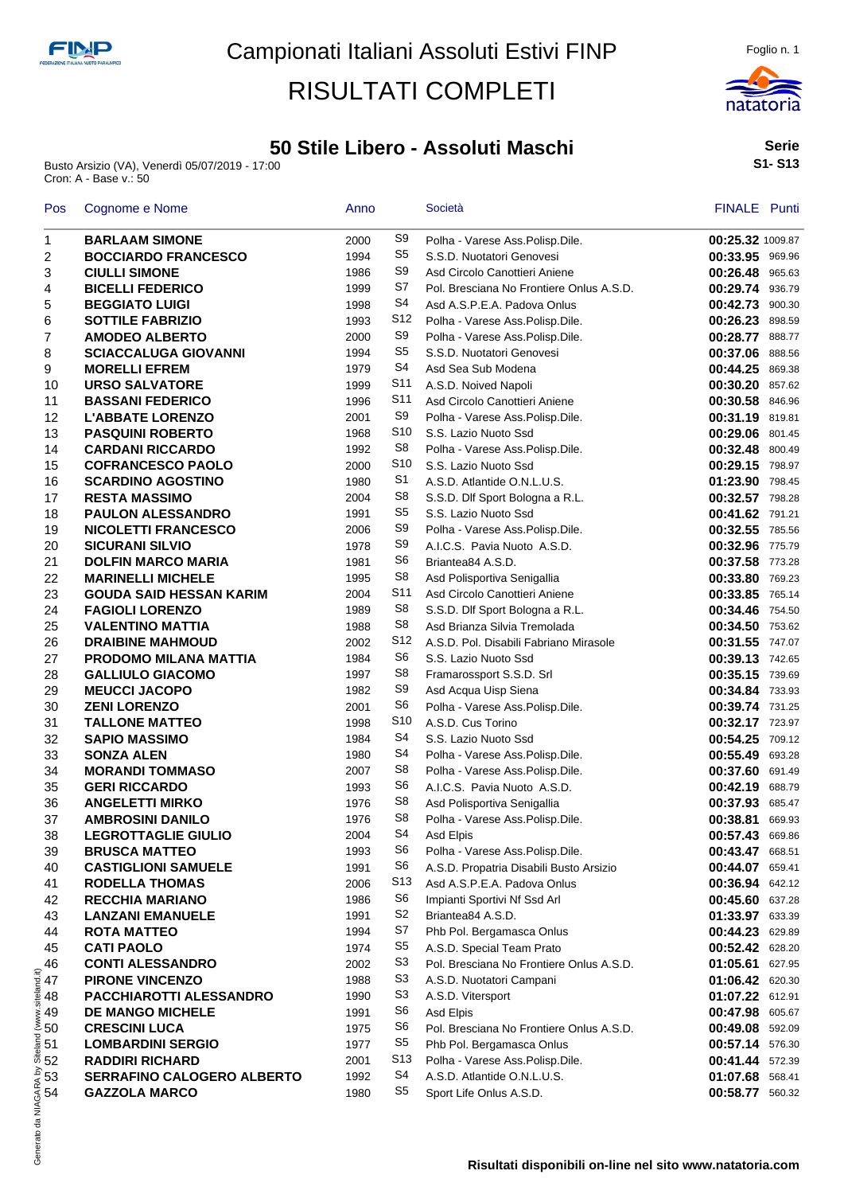# Campionati Italiani Assoluti Estivi FINP

# RISULTATI COMPLETI

## 50 Stile Libero - Assoluti Maschi

**Serie**
**S1- S13**

Busto Arsizio (VA), Venerdì 05/07/2019 - 17:00
Cron: A - Base v.: 50

| Pos | Cognome e Nome | Anno | | Società | FINALE | Punti |
|---|---|---|---|---|---|---|
| 1 | **BARLAAM SIMONE** | 2000 | S9 | Polha - Varese Ass.Polisp.Dile. | **00:25.32** | 1009.87 |
| 2 | **BOCCIARDO FRANCESCO** | 1994 | S5 | S.S.D. Nuotatori Genovesi | **00:33.95** | 969.96 |
| 3 | **CIULLI SIMONE** | 1986 | S9 | Asd Circolo Canottieri Aniene | **00:26.48** | 965.63 |
| 4 | **BICELLI FEDERICO** | 1999 | S7 | Pol. Bresciana No Frontiere Onlus A.S.D. | **00:29.74** | 936.79 |
| 5 | **BEGGIATO LUIGI** | 1998 | S4 | Asd A.S.P.E.A. Padova Onlus | **00:42.73** | 900.30 |
| 6 | **SOTTILE FABRIZIO** | 1993 | S12 | Polha - Varese Ass.Polisp.Dile. | **00:26.23** | 898.59 |
| 7 | **AMODEO ALBERTO** | 2000 | S9 | Polha - Varese Ass.Polisp.Dile. | **00:28.77** | 888.77 |
| 8 | **SCIACCALUGA GIOVANNI** | 1994 | S5 | S.S.D. Nuotatori Genovesi | **00:37.06** | 888.56 |
| 9 | **MORELLI EFREM** | 1979 | S4 | Asd Sea Sub Modena | **00:44.25** | 869.38 |
| 10 | **URSO SALVATORE** | 1999 | S11 | A.S.D. Noived Napoli | **00:30.20** | 857.62 |
| 11 | **BASSANI FEDERICO** | 1996 | S11 | Asd Circolo Canottieri Aniene | **00:30.58** | 846.96 |
| 12 | **L'ABBATE LORENZO** | 2001 | S9 | Polha - Varese Ass.Polisp.Dile. | **00:31.19** | 819.81 |
| 13 | **PASQUINI ROBERTO** | 1968 | S10 | S.S. Lazio Nuoto Ssd | **00:29.06** | 801.45 |
| 14 | **CARDANI RICCARDO** | 1992 | S8 | Polha - Varese Ass.Polisp.Dile. | **00:32.48** | 800.49 |
| 15 | **COFRANCESCO PAOLO** | 2000 | S10 | S.S. Lazio Nuoto Ssd | **00:29.15** | 798.97 |
| 16 | **SCARDINO AGOSTINO** | 1980 | S1 | A.S.D. Atlantide O.N.L.U.S. | **01:23.90** | 798.45 |
| 17 | **RESTA MASSIMO** | 2004 | S8 | S.S.D. Dlf Sport Bologna a R.L. | **00:32.57** | 798.28 |
| 18 | **PAULON ALESSANDRO** | 1991 | S5 | S.S. Lazio Nuoto Ssd | **00:41.62** | 791.21 |
| 19 | **NICOLETTI FRANCESCO** | 2006 | S9 | Polha - Varese Ass.Polisp.Dile. | **00:32.55** | 785.56 |
| 20 | **SICURANI SILVIO** | 1978 | S9 | A.I.C.S. Pavia Nuoto A.S.D. | **00:32.96** | 775.79 |
| 21 | **DOLFIN MARCO MARIA** | 1981 | S6 | Briantea84 A.S.D. | **00:37.58** | 773.28 |
| 22 | **MARINELLI MICHELE** | 1995 | S8 | Asd Polisportiva Senigallia | **00:33.80** | 769.23 |
| 23 | **GOUDA SAID HESSAN KARIM** | 2004 | S11 | Asd Circolo Canottieri Aniene | **00:33.85** | 765.14 |
| 24 | **FAGIOLI LORENZO** | 1989 | S8 | S.S.D. Dlf Sport Bologna a R.L. | **00:34.46** | 754.50 |
| 25 | **VALENTINO MATTIA** | 1988 | S8 | Asd Brianza Silvia Tremolada | **00:34.50** | 753.62 |
| 26 | **DRAIBINE MAHMOUD** | 2002 | S12 | A.S.D. Pol. Disabili Fabriano Mirasole | **00:31.55** | 747.07 |
| 27 | **PRODOMO MILANA MATTIA** | 1984 | S6 | S.S. Lazio Nuoto Ssd | **00:39.13** | 742.65 |
| 28 | **GALLIULO GIACOMO** | 1997 | S8 | Framarossport S.S.D. Srl | **00:35.15** | 739.69 |
| 29 | **MEUCCI JACOPO** | 1982 | S9 | Asd Acqua Uisp Siena | **00:34.84** | 733.93 |
| 30 | **ZENI LORENZO** | 2001 | S6 | Polha - Varese Ass.Polisp.Dile. | **00:39.74** | 731.25 |
| 31 | **TALLONE MATTEO** | 1998 | S10 | A.S.D. Cus Torino | **00:32.17** | 723.97 |
| 32 | **SAPIO MASSIMO** | 1984 | S4 | S.S. Lazio Nuoto Ssd | **00:54.25** | 709.12 |
| 33 | **SONZA ALEN** | 1980 | S4 | Polha - Varese Ass.Polisp.Dile. | **00:55.49** | 693.28 |
| 34 | **MORANDI TOMMASO** | 2007 | S8 | Polha - Varese Ass.Polisp.Dile. | **00:37.60** | 691.49 |
| 35 | **GERI RICCARDO** | 1993 | S6 | A.I.C.S. Pavia Nuoto A.S.D. | **00:42.19** | 688.79 |
| 36 | **ANGELETTI MIRKO** | 1976 | S8 | Asd Polisportiva Senigallia | **00:37.93** | 685.47 |
| 37 | **AMBROSINI DANILO** | 1976 | S8 | Polha - Varese Ass.Polisp.Dile. | **00:38.81** | 669.93 |
| 38 | **LEGROTTAGLIE GIULIO** | 2004 | S4 | Asd Elpis | **00:57.43** | 669.86 |
| 39 | **BRUSCA MATTEO** | 1993 | S6 | Polha - Varese Ass.Polisp.Dile. | **00:43.47** | 668.51 |
| 40 | **CASTIGLIONI SAMUELE** | 1991 | S6 | A.S.D. Propatria Disabili Busto Arsizio | **00:44.07** | 659.41 |
| 41 | **RODELLA THOMAS** | 2006 | S13 | Asd A.S.P.E.A. Padova Onlus | **00:36.94** | 642.12 |
| 42 | **RECCHIA MARIANO** | 1986 | S6 | Impianti Sportivi Nf Ssd Arl | **00:45.60** | 637.28 |
| 43 | **LANZANI EMANUELE** | 1991 | S2 | Briantea84 A.S.D. | **01:33.97** | 633.39 |
| 44 | **ROTA MATTEO** | 1994 | S7 | Phb Pol. Bergamasca Onlus | **00:44.23** | 629.89 |
| 45 | **CATI PAOLO** | 1974 | S5 | A.S.D. Special Team Prato | **00:52.42** | 628.20 |
| 46 | **CONTI ALESSANDRO** | 2002 | S3 | Pol. Bresciana No Frontiere Onlus A.S.D. | **01:05.61** | 627.95 |
| 47 | **PIRONE VINCENZO** | 1988 | S3 | A.S.D. Nuotatori Campani | **01:06.42** | 620.30 |
| 48 | **PACCHIAROTTI ALESSANDRO** | 1990 | S3 | A.S.D. Vitersport | **01:07.22** | 612.91 |
| 49 | **DE MANGO MICHELE** | 1991 | S6 | Asd Elpis | **00:47.98** | 605.67 |
| 50 | **CRESCINI LUCA** | 1975 | S6 | Pol. Bresciana No Frontiere Onlus A.S.D. | **00:49.08** | 592.09 |
| 51 | **LOMBARDINI SERGIO** | 1977 | S5 | Phb Pol. Bergamasca Onlus | **00:57.14** | 576.30 |
| 52 | **RADDIRI RICHARD** | 2001 | S13 | Polha - Varese Ass.Polisp.Dile. | **00:41.44** | 572.39 |
| 53 | **SERRAFINO CALOGERO ALBERTO** | 1992 | S4 | A.S.D. Atlantide O.N.L.U.S. | **01:07.68** | 568.41 |
| 54 | **GAZZOLA MARCO** | 1980 | S5 | Sport Life Onlus A.S.D. | **00:58.77** | 560.32 |

**Risultati disponibili on-line nel sito www.natatoria.com**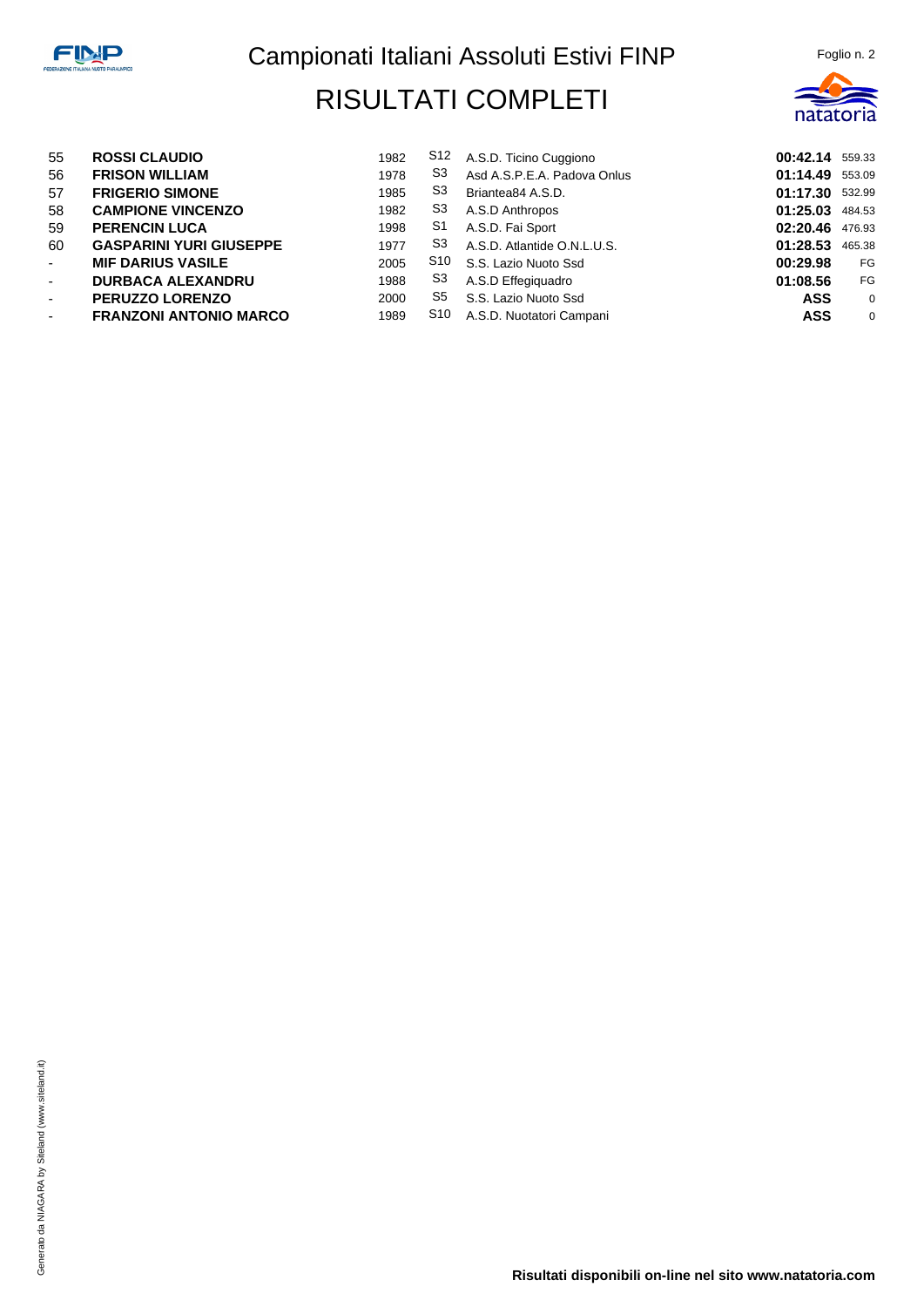# Campionati Italiani Assoluti Estivi FINP

## RISULTATI COMPLETI

Foglio n. 2

| | | | | | | |
|---|---|---|---|---|---|---|
| 55 | **ROSSI CLAUDIO** | 1982 | S12 | A.S.D. Ticino Cuggiono | **00:42.14** | 559.33 |
| 56 | **FRISON WILLIAM** | 1978 | S3 | Asd A.S.P.E.A. Padova Onlus | **01:14.49** | 553.09 |
| 57 | **FRIGERIO SIMONE** | 1985 | S3 | Briantea84 A.S.D. | **01:17.30** | 532.99 |
| 58 | **CAMPIONE VINCENZO** | 1982 | S3 | A.S.D Anthropos | **01:25.03** | 484.53 |
| 59 | **PERENCIN LUCA** | 1998 | S1 | A.S.D. Fai Sport | **02:20.46** | 476.93 |
| 60 | **GASPARINI YURI GIUSEPPE** | 1977 | S3 | A.S.D. Atlantide O.N.L.U.S. | **01:28.53** | 465.38 |
| - | **MIF DARIUS VASILE** | 2005 | S10 | S.S. Lazio Nuoto Ssd | **00:29.98** | FG |
| - | **DURBACA ALEXANDRU** | 1988 | S3 | A.S.D Effegiquadro | **01:08.56** | FG |
| - | **PERUZZO LORENZO** | 2000 | S5 | S.S. Lazio Nuoto Ssd | **ASS** | 0 |
| - | **FRANZONI ANTONIO MARCO** | 1989 | S10 | A.S.D. Nuotatori Campani | **ASS** | 0 |

**Risultati disponibili on-line nel sito www.natatoria.com**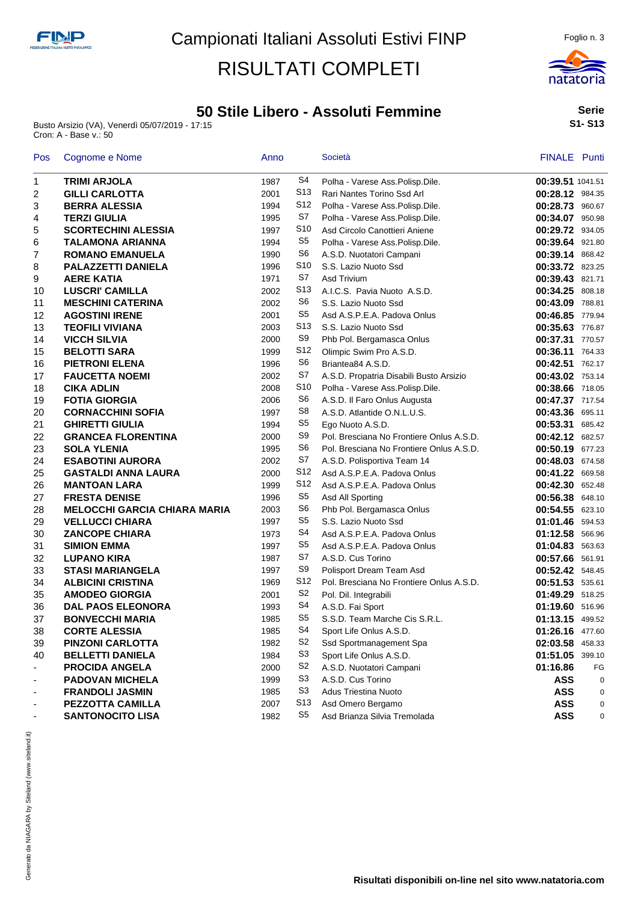# Campionati Italiani Assoluti Estivi FINP

# RISULTATI COMPLETI

## 50 Stile Libero - Assoluti Femmine

**Serie S1- S13**

Busto Arsizio (VA), Venerdì 05/07/2019 - 17:15
Cron: A - Base v.: 50

| Pos | Cognome e Nome | Anno | | Società | FINALE | Punti |
|---|---|---|---|---|---|---|
| 1 | **TRIMI ARJOLA** | 1987 | S4 | Polha - Varese Ass.Polisp.Dile. | **00:39.51** | 1041.51 |
| 2 | **GILLI CARLOTTA** | 2001 | S13 | Rari Nantes Torino Ssd Arl | **00:28.12** | 984.35 |
| 3 | **BERRA ALESSIA** | 1994 | S12 | Polha - Varese Ass.Polisp.Dile. | **00:28.73** | 960.67 |
| 4 | **TERZI GIULIA** | 1995 | S7 | Polha - Varese Ass.Polisp.Dile. | **00:34.07** | 950.98 |
| 5 | **SCORTECHINI ALESSIA** | 1997 | S10 | Asd Circolo Canottieri Aniene | **00:29.72** | 934.05 |
| 6 | **TALAMONA ARIANNA** | 1994 | S5 | Polha - Varese Ass.Polisp.Dile. | **00:39.64** | 921.80 |
| 7 | **ROMANO EMANUELA** | 1990 | S6 | A.S.D. Nuotatori Campani | **00:39.14** | 868.42 |
| 8 | **PALAZZETTI DANIELA** | 1996 | S10 | S.S. Lazio Nuoto Ssd | **00:33.72** | 823.25 |
| 9 | **AERE KATIA** | 1971 | S7 | Asd Trivium | **00:39.43** | 821.71 |
| 10 | **LUSCRI' CAMILLA** | 2002 | S13 | A.I.C.S. Pavia Nuoto A.S.D. | **00:34.25** | 808.18 |
| 11 | **MESCHINI CATERINA** | 2002 | S6 | S.S. Lazio Nuoto Ssd | **00:43.09** | 788.81 |
| 12 | **AGOSTINI IRENE** | 2001 | S5 | Asd A.S.P.E.A. Padova Onlus | **00:46.85** | 779.94 |
| 13 | **TEOFILI VIVIANA** | 2003 | S13 | S.S. Lazio Nuoto Ssd | **00:35.63** | 776.87 |
| 14 | **VICCH SILVIA** | 2000 | S9 | Phb Pol. Bergamasca Onlus | **00:37.31** | 770.57 |
| 15 | **BELOTTI SARA** | 1999 | S12 | Olimpic Swim Pro A.S.D. | **00:36.11** | 764.33 |
| 16 | **PIETRONI ELENA** | 1996 | S6 | Brianteа84 A.S.D. | **00:42.51** | 762.17 |
| 17 | **FAUCETTA NOEMI** | 2002 | S7 | A.S.D. Propatria Disabili Busto Arsizio | **00:43.02** | 753.14 |
| 18 | **CIKA ADLIN** | 2008 | S10 | Polha - Varese Ass.Polisp.Dile. | **00:38.66** | 718.05 |
| 19 | **FOTIA GIORGIA** | 2006 | S6 | A.S.D. Il Faro Onlus Augusta | **00:47.37** | 717.54 |
| 20 | **CORNACCHINI SOFIA** | 1997 | S8 | A.S.D. Atlantide O.N.L.U.S. | **00:43.36** | 695.11 |
| 21 | **GHIRETTI GIULIA** | 1994 | S5 | Ego Nuoto A.S.D. | **00:53.31** | 685.42 |
| 22 | **GRANCEA FLORENTINA** | 2000 | S9 | Pol. Bresciana No Frontiere Onlus A.S.D. | **00:42.12** | 682.57 |
| 23 | **SOLA YLENIA** | 1995 | S6 | Pol. Bresciana No Frontiere Onlus A.S.D. | **00:50.19** | 677.23 |
| 24 | **ESABOTINI AURORA** | 2002 | S7 | A.S.D. Polisportiva Team 14 | **00:48.03** | 674.58 |
| 25 | **GASTALDI ANNA LAURA** | 2000 | S12 | Asd A.S.P.E.A. Padova Onlus | **00:41.22** | 669.58 |
| 26 | **MANTOAN LARA** | 1999 | S12 | Asd A.S.P.E.A. Padova Onlus | **00:42.30** | 652.48 |
| 27 | **FRESTA DENISE** | 1996 | S5 | Asd All Sporting | **00:56.38** | 648.10 |
| 28 | **MELOCCHI GARCIA CHIARA MARIA** | 2003 | S6 | Phb Pol. Bergamasca Onlus | **00:54.55** | 623.10 |
| 29 | **VELLUCCI CHIARA** | 1997 | S5 | S.S. Lazio Nuoto Ssd | **01:01.46** | 594.53 |
| 30 | **ZANCOPE CHIARA** | 1973 | S4 | Asd A.S.P.E.A. Padova Onlus | **01:12.58** | 566.96 |
| 31 | **SIMION EMMA** | 1997 | S5 | Asd A.S.P.E.A. Padova Onlus | **01:04.83** | 563.63 |
| 32 | **LUPANO KIRA** | 1987 | S7 | A.S.D. Cus Torino | **00:57.66** | 561.91 |
| 33 | **STASI MARIANGELA** | 1997 | S9 | Polisport Dream Team Asd | **00:52.42** | 548.45 |
| 34 | **ALBICINI CRISTINA** | 1969 | S12 | Pol. Bresciana No Frontiere Onlus A.S.D. | **00:51.53** | 535.61 |
| 35 | **AMODEO GIORGIA** | 2001 | S2 | Pol. Dil. Integrabili | **01:49.29** | 518.25 |
| 36 | **DAL PAOS ELEONORA** | 1993 | S4 | A.S.D. Fai Sport | **01:19.60** | 516.96 |
| 37 | **BONVECCHI MARIA** | 1985 | S5 | S.S.D. Team Marche Cis S.R.L. | **01:13.15** | 499.52 |
| 38 | **CORTE ALESSIA** | 1985 | S4 | Sport Life Onlus A.S.D. | **01:26.16** | 477.60 |
| 39 | **PINZONI CARLOTTA** | 1982 | S2 | Ssd Sportmanagement Spa | **02:03.58** | 458.33 |
| 40 | **BELLETTI DANIELA** | 1984 | S3 | Sport Life Onlus A.S.D. | **01:51.05** | 399.10 |
| - | **PROCIDA ANGELA** | 2000 | S2 | A.S.D. Nuotatori Campani | **01:16.86** | FG |
| - | **PADOVAN MICHELA** | 1999 | S3 | A.S.D. Cus Torino | **ASS** | 0 |
| - | **FRANDOLI JASMIN** | 1985 | S3 | Adus Triestina Nuoto | **ASS** | 0 |
| - | **PEZZOTTA CAMILLA** | 2007 | S13 | Asd Omero Bergamo | **ASS** | 0 |
| - | **SANTONOCITO LISA** | 1982 | S5 | Asd Brianza Silvia Tremolada | **ASS** | 0 |

**Risultati disponibili on-line nel sito www.natatoria.com**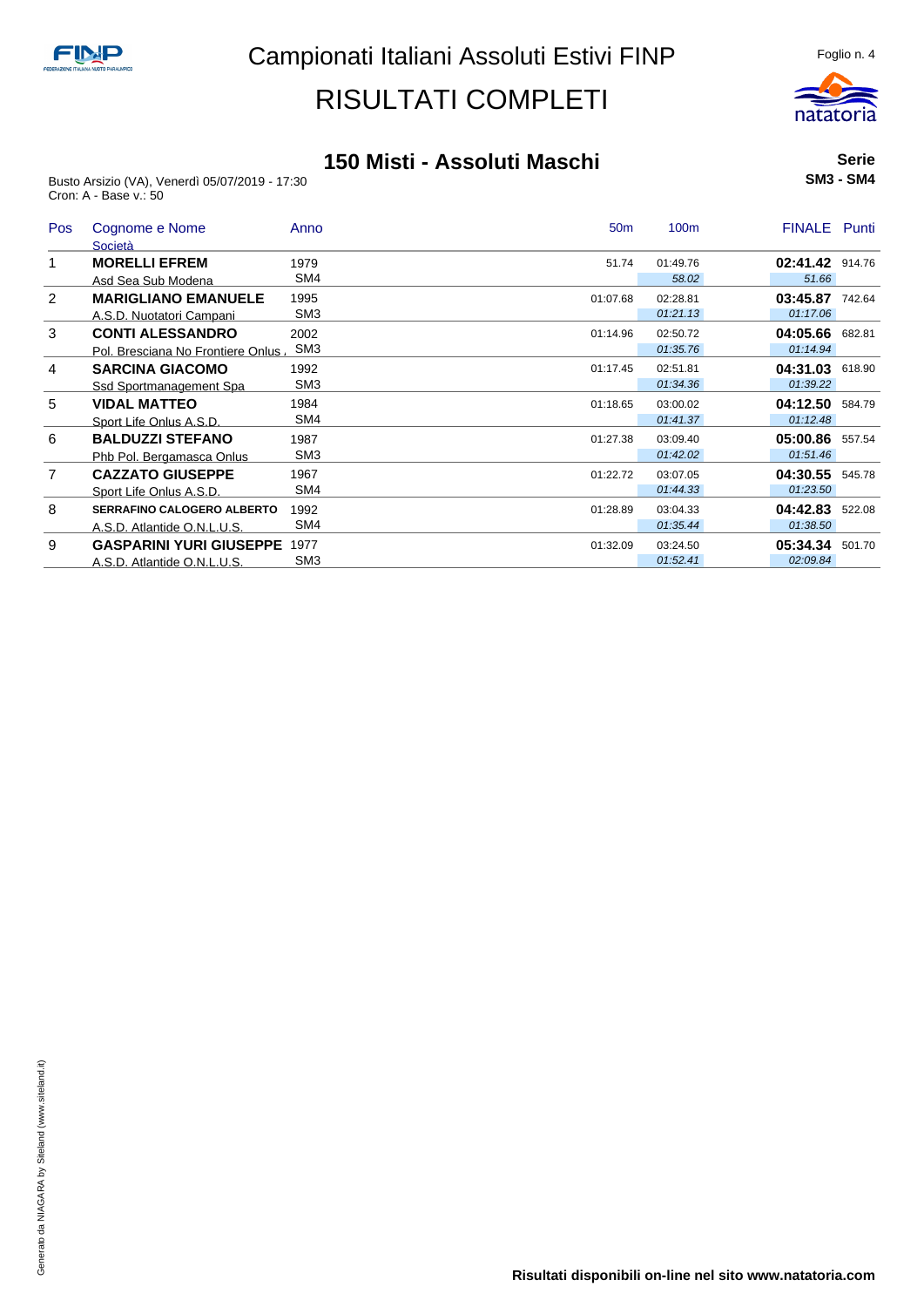# Campionati Italiani Assoluti Estivi FINP

# RISULTATI COMPLETI

## 150 Misti - Assoluti Maschi

**Serie**
**SM3 - SM4**

Busto Arsizio (VA), Venerdì 05/07/2019 - 17:30
Cron: A - Base v.: 50

| Pos | Cognome e Nome / Società | Anno | 50m | 100m | FINALE | Punti |
|---|---|---|---|---|---|---|
| 1 | **MORELLI EFREM** | 1979 | 51.74 | 01:49.76 | **02:41.42** | 914.76 |
| | Asd Sea Sub Modena | SM4 | | *58.02* | *51.66* | |
| 2 | **MARIGLIANO EMANUELE** | 1995 | 01:07.68 | 02:28.81 | **03:45.87** | 742.64 |
| | A.S.D. Nuotatori Campani | SM3 | | *01:21.13* | *01:17.06* | |
| 3 | **CONTI ALESSANDRO** | 2002 | 01:14.96 | 02:50.72 | **04:05.66** | 682.81 |
| | Pol. Bresciana No Frontiere Onlus , | SM3 | | *01:35.76* | *01:14.94* | |
| 4 | **SARCINA GIACOMO** | 1992 | 01:17.45 | 02:51.81 | **04:31.03** | 618.90 |
| | Ssd Sportmanagement Spa | SM3 | | *01:34.36* | *01:39.22* | |
| 5 | **VIDAL MATTEO** | 1984 | 01:18.65 | 03:00.02 | **04:12.50** | 584.79 |
| | Sport Life Onlus A.S.D. | SM4 | | *01:41.37* | *01:12.48* | |
| 6 | **BALDUZZI STEFANO** | 1987 | 01:27.38 | 03:09.40 | **05:00.86** | 557.54 |
| | Phb Pol. Bergamasca Onlus | SM3 | | *01:42.02* | *01:51.46* | |
| 7 | **CAZZATO GIUSEPPE** | 1967 | 01:22.72 | 03:07.05 | **04:30.55** | 545.78 |
| | Sport Life Onlus A.S.D. | SM4 | | *01:44.33* | *01:23.50* | |
| 8 | **SERRAFINO CALOGERO ALBERTO** | 1992 | 01:28.89 | 03:04.33 | **04:42.83** | 522.08 |
| | A.S.D. Atlantide O.N.L.U.S. | SM4 | | *01:35.44* | *01:38.50* | |
| 9 | **GASPARINI YURI GIUSEPPE** | 1977 | 01:32.09 | 03:24.50 | **05:34.34** | 501.70 |
| | A.S.D. Atlantide O.N.L.U.S. | SM3 | | *01:52.41* | *02:09.84* | |

Generato da NIAGARA by Siteland (www.siteland.it)

**Risultati disponibili on-line nel sito www.natatoria.com**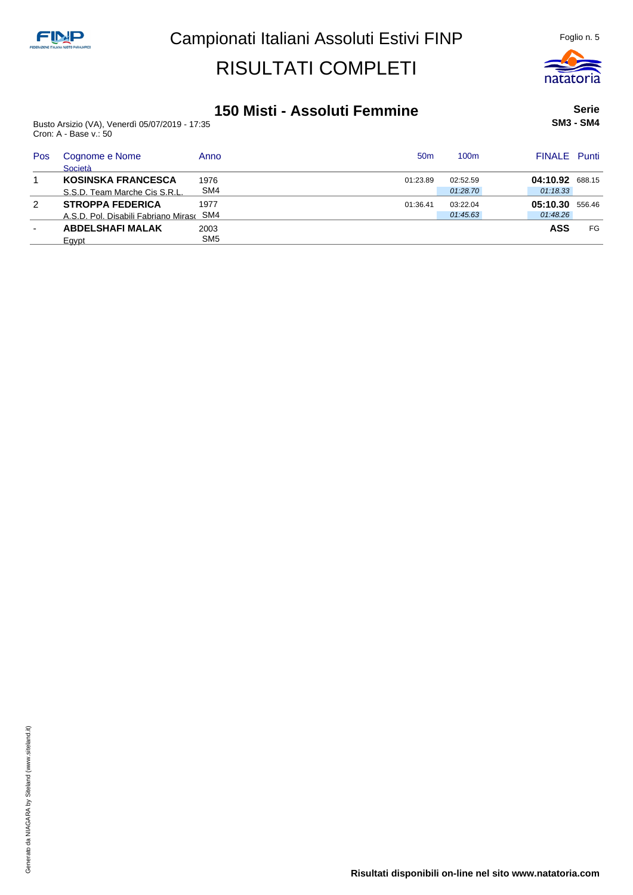# Campionati Italiani Assoluti Estivi FINP

# RISULTATI COMPLETI

## 150 Misti - Assoluti Femmine

**Serie**
**SM3 - SM4**

Busto Arsizio (VA), Venerdì 05/07/2019 - 17:35
Cron: A - Base v.: 50

| Pos | Cognome e Nome / Società | Anno | 50m | 100m | FINALE | Punti |
|---|---|---|---|---|---|---|
| 1 | **KOSINSKA FRANCESCA** | 1976 | 01:23.89 | 02:52.59 | **04:10.92** | 688.15 |
| | S.S.D. Team Marche Cis S.R.L. | SM4 | | *01:28.70* | *01:18.33* | |
| 2 | **STROPPA FEDERICA** | 1977 | 01:36.41 | 03:22.04 | **05:10.30** | 556.46 |
| | A.S.D. Pol. Disabili Fabriano Mirasc | SM4 | | *01:45.63* | *01:48.26* | |
| - | **ABDELSHAFI MALAK** | 2003 | | | **ASS** | FG |
| | Egypt | SM5 | | | | |

**Risultati disponibili on-line nel sito www.natatoria.com**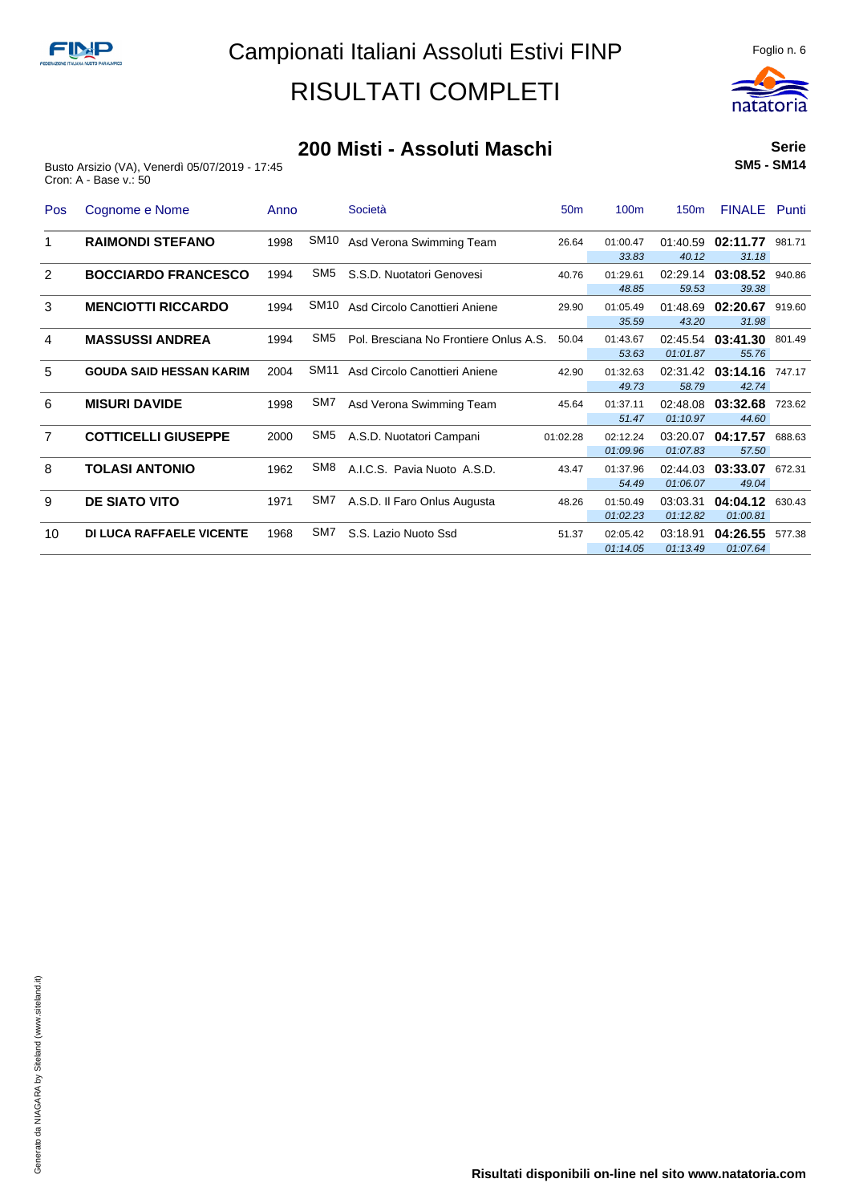# Campionati Italiani Assoluti Estivi FINP

# RISULTATI COMPLETI

## 200 Misti - Assoluti Maschi

**Serie**
**SM5 - SM14**

Busto Arsizio (VA), Venerdì 05/07/2019 - 17:45
Cron: A - Base v.: 50

| Pos | Cognome e Nome | Anno | | Società | 50m | 100m | 150m | FINALE | Punti |
|---|---|---|---|---|---|---|---|---|---|
| 1 | **RAIMONDI STEFANO** | 1998 | SM10 | Asd Verona Swimming Team | 26.64 | 01:00.47 | 01:40.59 | **02:11.77** | 981.71 |
| | | | | | | *33.83* | *40.12* | *31.18* | |
| 2 | **BOCCIARDO FRANCESCO** | 1994 | SM5 | S.S.D. Nuotatori Genovesi | 40.76 | 01:29.61 | 02:29.14 | **03:08.52** | 940.86 |
| | | | | | | *48.85* | *59.53* | *39.38* | |
| 3 | **MENCIOTTI RICCARDO** | 1994 | SM10 | Asd Circolo Canottieri Aniene | 29.90 | 01:05.49 | 01:48.69 | **02:20.67** | 919.60 |
| | | | | | | *35.59* | *43.20* | *31.98* | |
| 4 | **MASSUSSI ANDREA** | 1994 | SM5 | Pol. Bresciana No Frontiere Onlus A.S. | 50.04 | 01:43.67 | 02:45.54 | **03:41.30** | 801.49 |
| | | | | | | *53.63* | *01:01.87* | *55.76* | |
| 5 | **GOUDA SAID HESSAN KARIM** | 2004 | SM11 | Asd Circolo Canottieri Aniene | 42.90 | 01:32.63 | 02:31.42 | **03:14.16** | 747.17 |
| | | | | | | *49.73* | *58.79* | *42.74* | |
| 6 | **MISURI DAVIDE** | 1998 | SM7 | Asd Verona Swimming Team | 45.64 | 01:37.11 | 02:48.08 | **03:32.68** | 723.62 |
| | | | | | | *51.47* | *01:10.97* | *44.60* | |
| 7 | **COTTICELLI GIUSEPPE** | 2000 | SM5 | A.S.D. Nuotatori Campani | 01:02.28 | 02:12.24 | 03:20.07 | **04:17.57** | 688.63 |
| | | | | | | *01:09.96* | *01:07.83* | *57.50* | |
| 8 | **TOLASI ANTONIO** | 1962 | SM8 | A.I.C.S. Pavia Nuoto A.S.D. | 43.47 | 01:37.96 | 02:44.03 | **03:33.07** | 672.31 |
| | | | | | | *54.49* | *01:06.07* | *49.04* | |
| 9 | **DE SIATO VITO** | 1971 | SM7 | A.S.D. Il Faro Onlus Augusta | 48.26 | 01:50.49 | 03:03.31 | **04:04.12** | 630.43 |
| | | | | | | *01:02.23* | *01:12.82* | *01:00.81* | |
| 10 | **DI LUCA RAFFAELE VICENTE** | 1968 | SM7 | S.S. Lazio Nuoto Ssd | 51.37 | 02:05.42 | 03:18.91 | **04:26.55** | 577.38 |
| | | | | | | *01:14.05* | *01:13.49* | *01:07.64* | |

**Risultati disponibili on-line nel sito www.natatoria.com**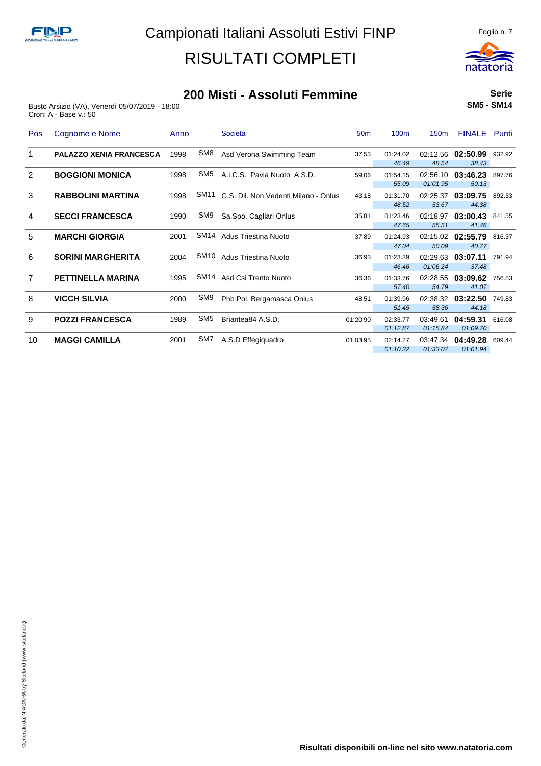# Campionati Italiani Assoluti Estivi FINP

# RISULTATI COMPLETI

## 200 Misti - Assoluti Femmine

**Serie SM5 - SM14**

Busto Arsizio (VA), Venerdì 05/07/2019 - 18:00
Cron: A - Base v.: 50

| Pos | Cognome e Nome | Anno | | Società | 50m | 100m | 150m | FINALE | Punti |
|---|---|---|---|---|---|---|---|---|---|
| 1 | **PALAZZO XENIA FRANCESCA** | 1998 | SM8 | Asd Verona Swimming Team | 37.53 | 01:24.02<br>*46.49* | 02:12.56<br>*48.54* | **02:50.99**<br>*38.43* | 932.92 |
| 2 | **BOGGIONI MONICA** | 1998 | SM5 | A.I.C.S. Pavia Nuoto A.S.D. | 59.06 | 01:54.15<br>*55.09* | 02:56.10<br>*01:01.95* | **03:46.23**<br>*50.13* | 897.76 |
| 3 | **RABBOLINI MARTINA** | 1998 | SM11 | G.S. Dil. Non Vedenti Milano - Onlus | 43.18 | 01:31.70<br>*48.52* | 02:25.37<br>*53.67* | **03:09.75**<br>*44.38* | 892.33 |
| 4 | **SECCI FRANCESCA** | 1990 | SM9 | Sa.Spo. Cagliari Onlus | 35.81 | 01:23.46<br>*47.65* | 02:18.97<br>*55.51* | **03:00.43**<br>*41.46* | 841.55 |
| 5 | **MARCHI GIORGIA** | 2001 | SM14 | Adus Triestina Nuoto | 37.89 | 01:24.93<br>*47.04* | 02:15.02<br>*50.09* | **02:55.79**<br>*40.77* | 816.37 |
| 6 | **SORINI MARGHERITA** | 2004 | SM10 | Adus Triestina Nuoto | 36.93 | 01:23.39<br>*46.46* | 02:29.63<br>*01:06.24* | **03:07.11**<br>*37.48* | 791.94 |
| 7 | **PETTINELLA MARINA** | 1995 | SM14 | Asd Csi Trento Nuoto | 36.36 | 01:33.76<br>*57.40* | 02:28.55<br>*54.79* | **03:09.62**<br>*41.07* | 756.83 |
| 8 | **VICCH SILVIA** | 2000 | SM9 | Phb Pol. Bergamasca Onlus | 48.51 | 01:39.96<br>*51.45* | 02:38.32<br>*58.36* | **03:22.50**<br>*44.18* | 749.83 |
| 9 | **POZZI FRANCESCA** | 1989 | SM5 | Briantea84 A.S.D. | 01:20.90 | 02:33.77<br>*01:12.87* | 03:49.61<br>*01:15.84* | **04:59.31**<br>*01:09.70* | 616.08 |
| 10 | **MAGGI CAMILLA** | 2001 | SM7 | A.S.D Effegiquadro | 01:03.95 | 02:14.27<br>*01:10.32* | 03:47.34<br>*01:33.07* | **04:49.28**<br>*01:01.94* | 609.44 |

**Risultati disponibili on-line nel sito www.natatoria.com**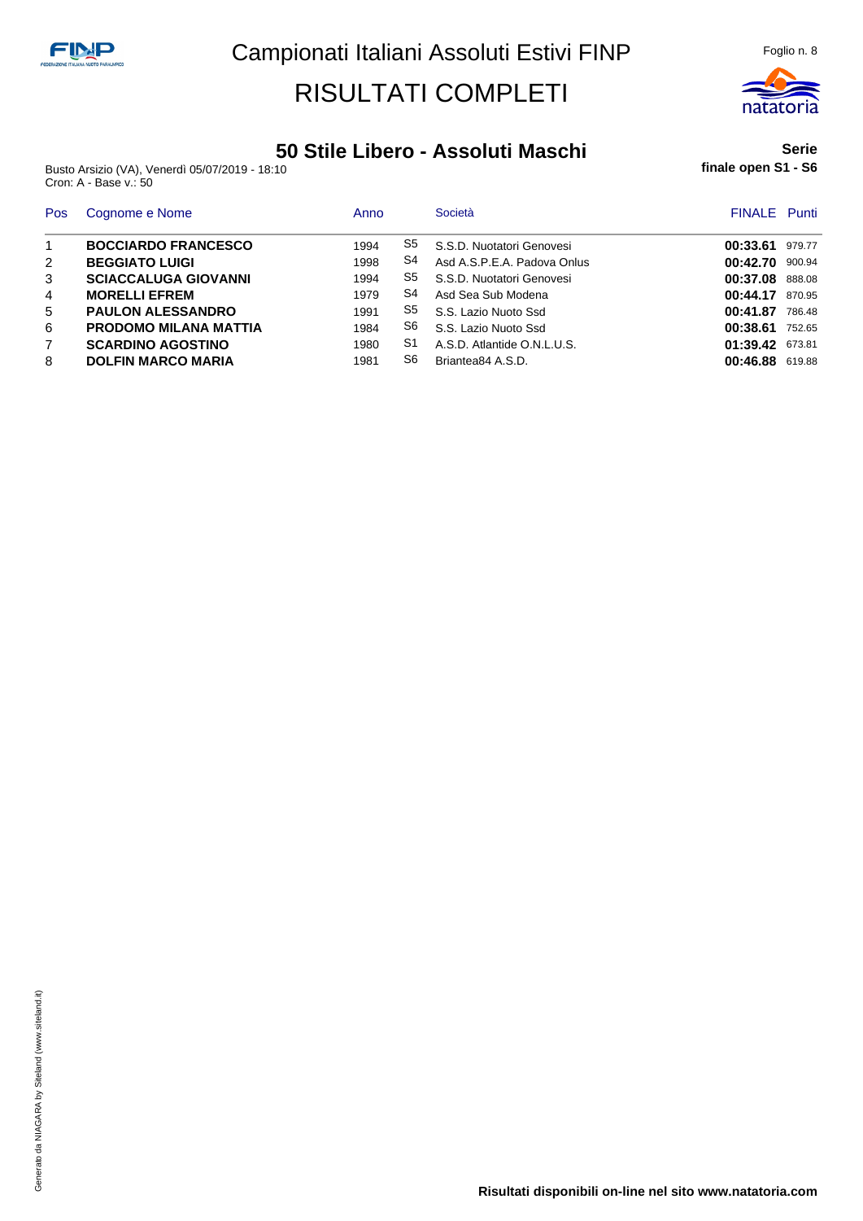# Campionati Italiani Assoluti Estivi FINP

# RISULTATI COMPLETI

## 50 Stile Libero - Assoluti Maschi

**Serie**
**finale open S1 - S6**

Busto Arsizio (VA), Venerdì 05/07/2019 - 18:10
Cron: A - Base v.: 50

| Pos | Cognome e Nome | Anno | | Società | FINALE | Punti |
|---|---|---|---|---|---|---|
| 1 | **BOCCIARDO FRANCESCO** | 1994 | S5 | S.S.D. Nuotatori Genovesi | **00:33.61** | 979.77 |
| 2 | **BEGGIATO LUIGI** | 1998 | S4 | Asd A.S.P.E.A. Padova Onlus | **00:42.70** | 900.94 |
| 3 | **SCIACCALUGA GIOVANNI** | 1994 | S5 | S.S.D. Nuotatori Genovesi | **00:37.08** | 888.08 |
| 4 | **MORELLI EFREM** | 1979 | S4 | Asd Sea Sub Modena | **00:44.17** | 870.95 |
| 5 | **PAULON ALESSANDRO** | 1991 | S5 | S.S. Lazio Nuoto Ssd | **00:41.87** | 786.48 |
| 6 | **PRODOMO MILANA MATTIA** | 1984 | S6 | S.S. Lazio Nuoto Ssd | **00:38.61** | 752.65 |
| 7 | **SCARDINO AGOSTINO** | 1980 | S1 | A.S.D. Atlantide O.N.L.U.S. | **01:39.42** | 673.81 |
| 8 | **DOLFIN MARCO MARIA** | 1981 | S6 | Briantea84 A.S.D. | **00:46.88** | 619.88 |

**Risultati disponibili on-line nel sito www.natatoria.com**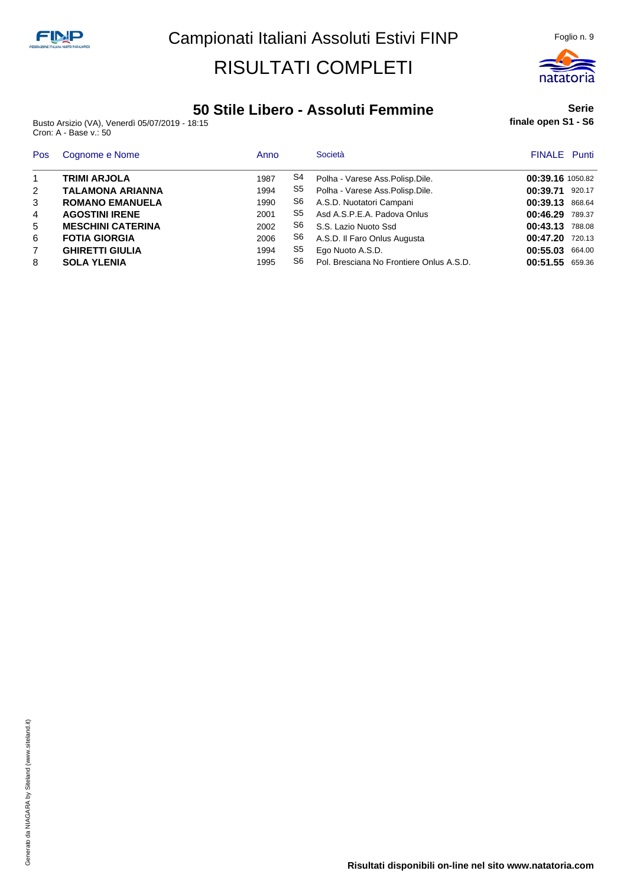# Campionati Italiani Assoluti Estivi FINP

# RISULTATI COMPLETI

## 50 Stile Libero - Assoluti Femmine

**Serie**
**finale open S1 - S6**

Busto Arsizio (VA), Venerdì 05/07/2019 - 18:15
Cron: A - Base v.: 50

| Pos | Cognome e Nome | Anno | | Società | FINALE | Punti |
|---|---|---|---|---|---|---|
| 1 | **TRIMI ARJOLA** | 1987 | S4 | Polha - Varese Ass.Polisp.Dile. | **00:39.16** | 1050.82 |
| 2 | **TALAMONA ARIANNA** | 1994 | S5 | Polha - Varese Ass.Polisp.Dile. | **00:39.71** | 920.17 |
| 3 | **ROMANO EMANUELA** | 1990 | S6 | A.S.D. Nuotatori Campani | **00:39.13** | 868.64 |
| 4 | **AGOSTINI IRENE** | 2001 | S5 | Asd A.S.P.E.A. Padova Onlus | **00:46.29** | 789.37 |
| 5 | **MESCHINI CATERINA** | 2002 | S6 | S.S. Lazio Nuoto Ssd | **00:43.13** | 788.08 |
| 6 | **FOTIA GIORGIA** | 2006 | S6 | A.S.D. Il Faro Onlus Augusta | **00:47.20** | 720.13 |
| 7 | **GHIRETTI GIULIA** | 1994 | S5 | Ego Nuoto A.S.D. | **00:55.03** | 664.00 |
| 8 | **SOLA YLENIA** | 1995 | S6 | Pol. Bresciana No Frontiere Onlus A.S.D. | **00:51.55** | 659.36 |

**Risultati disponibili on-line nel sito www.natatoria.com**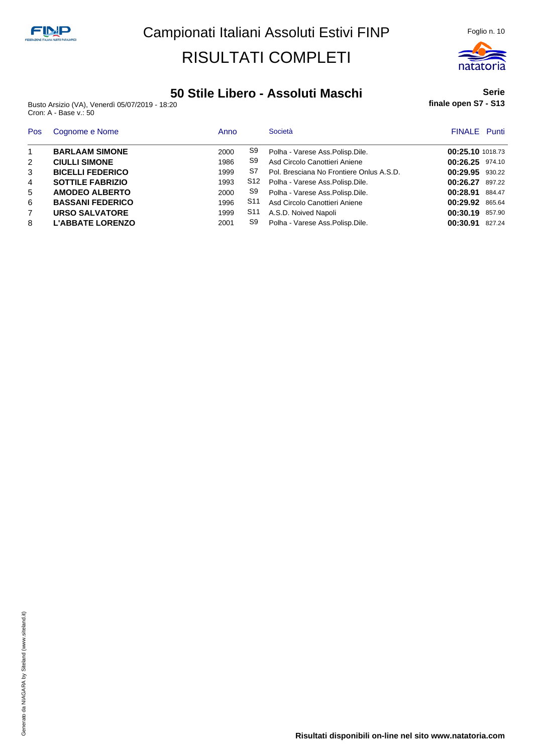# Campionati Italiani Assoluti Estivi FINP

# RISULTATI COMPLETI

## 50 Stile Libero - Assoluti Maschi

**Serie**
**finale open S7 - S13**

Busto Arsizio (VA), Venerdì 05/07/2019 - 18:20
Cron: A - Base v.: 50

| Pos | Cognome e Nome | Anno | | Società | FINALE | Punti |
|---|---|---|---|---|---|---|
| 1 | **BARLAAM SIMONE** | 2000 | S9 | Polha - Varese Ass.Polisp.Dile. | **00:25.10** | 1018.73 |
| 2 | **CIULLI SIMONE** | 1986 | S9 | Asd Circolo Canottieri Aniene | **00:26.25** | 974.10 |
| 3 | **BICELLI FEDERICO** | 1999 | S7 | Pol. Bresciana No Frontiere Onlus A.S.D. | **00:29.95** | 930.22 |
| 4 | **SOTTILE FABRIZIO** | 1993 | S12 | Polha - Varese Ass.Polisp.Dile. | **00:26.27** | 897.22 |
| 5 | **AMODEO ALBERTO** | 2000 | S9 | Polha - Varese Ass.Polisp.Dile. | **00:28.91** | 884.47 |
| 6 | **BASSANI FEDERICO** | 1996 | S11 | Asd Circolo Canottieri Aniene | **00:29.92** | 865.64 |
| 7 | **URSO SALVATORE** | 1999 | S11 | A.S.D. Noived Napoli | **00:30.19** | 857.90 |
| 8 | **L'ABBATE LORENZO** | 2001 | S9 | Polha - Varese Ass.Polisp.Dile. | **00:30.91** | 827.24 |

**Risultati disponibili on-line nel sito www.natatoria.com**

Generato da NIAGARA by Siteland (www.siteland.it)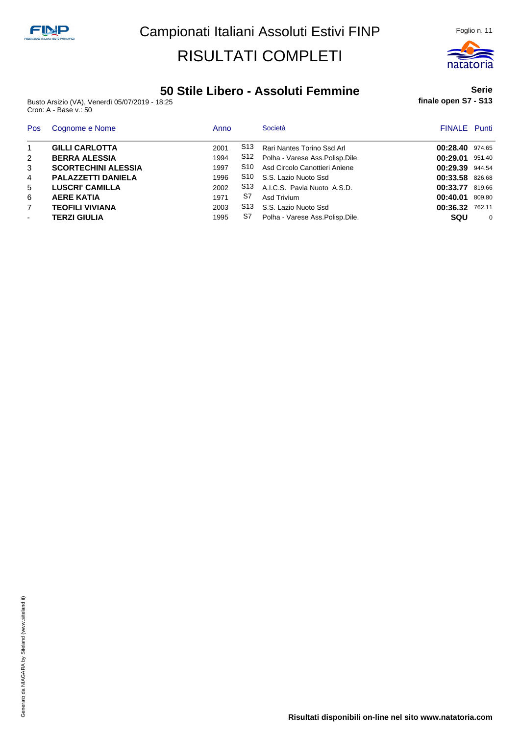# Campionati Italiani Assoluti Estivi FINP

# RISULTATI COMPLETI

## 50 Stile Libero - Assoluti Femmine

Busto Arsizio (VA), Venerdì 05/07/2019 - 18:25
Cron: A - Base v.: 50

**Serie**
**finale open S7 - S13**

| Pos | Cognome e Nome | Anno | | Società | FINALE | Punti |
|---|---|---|---|---|---|---|
| 1 | **GILLI CARLOTTA** | 2001 | S13 | Rari Nantes Torino Ssd Arl | **00:28.40** | 974.65 |
| 2 | **BERRA ALESSIA** | 1994 | S12 | Polha - Varese Ass.Polisp.Dile. | **00:29.01** | 951.40 |
| 3 | **SCORTECHINI ALESSIA** | 1997 | S10 | Asd Circolo Canottieri Aniene | **00:29.39** | 944.54 |
| 4 | **PALAZZETTI DANIELA** | 1996 | S10 | S.S. Lazio Nuoto Ssd | **00:33.58** | 826.68 |
| 5 | **LUSCRI' CAMILLA** | 2002 | S13 | A.I.C.S. Pavia Nuoto A.S.D. | **00:33.77** | 819.66 |
| 6 | **AERE KATIA** | 1971 | S7 | Asd Trivium | **00:40.01** | 809.80 |
| 7 | **TEOFILI VIVIANA** | 2003 | S13 | S.S. Lazio Nuoto Ssd | **00:36.32** | 762.11 |
| - | **TERZI GIULIA** | 1995 | S7 | Polha - Varese Ass.Polisp.Dile. | **SQU** | 0 |

**Risultati disponibili on-line nel sito www.natatoria.com**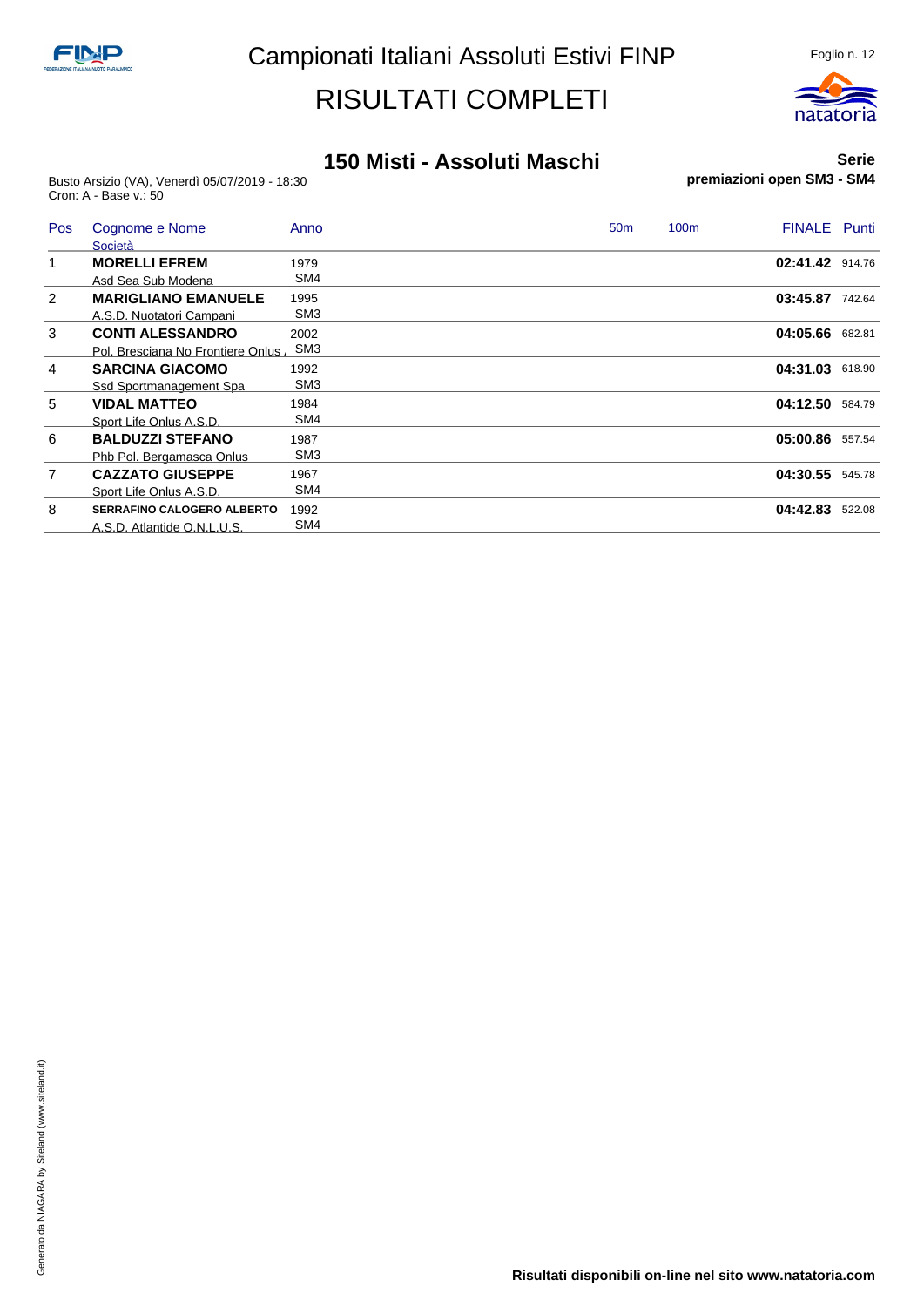# Campionati Italiani Assoluti Estivi FINP

## RISULTATI COMPLETI

### 150 Misti - Assoluti Maschi

**Serie**

**premiazioni open SM3 - SM4**

Busto Arsizio (VA), Venerdì 05/07/2019 - 18:30
Cron: A - Base v.: 50

| Pos | Cognome e Nome / Società | Anno | 50m | 100m | FINALE | Punti |
|---|---|---|---|---|---|---|
| 1 | **MORELLI EFREM** / Asd Sea Sub Modena | 1979 SM4 | | | **02:41.42** | 914.76 |
| 2 | **MARIGLIANO EMANUELE** / A.S.D. Nuotatori Campani | 1995 SM3 | | | **03:45.87** | 742.64 |
| 3 | **CONTI ALESSANDRO** / Pol. Bresciana No Frontiere Onlus , | 2002 SM3 | | | **04:05.66** | 682.81 |
| 4 | **SARCINA GIACOMO** / Ssd Sportmanagement Spa | 1992 SM3 | | | **04:31.03** | 618.90 |
| 5 | **VIDAL MATTEO** / Sport Life Onlus A.S.D. | 1984 SM4 | | | **04:12.50** | 584.79 |
| 6 | **BALDUZZI STEFANO** / Phb Pol. Bergamasca Onlus | 1987 SM3 | | | **05:00.86** | 557.54 |
| 7 | **CAZZATO GIUSEPPE** / Sport Life Onlus A.S.D. | 1967 SM4 | | | **04:30.55** | 545.78 |
| 8 | **SERRAFINO CALOGERO ALBERTO** / A.S.D. Atlantide O.N.L.U.S. | 1992 SM4 | | | **04:42.83** | 522.08 |

Generato da NIAGARA by Siteland (www.siteland.it)

**Risultati disponibili on-line nel sito www.natatoria.com**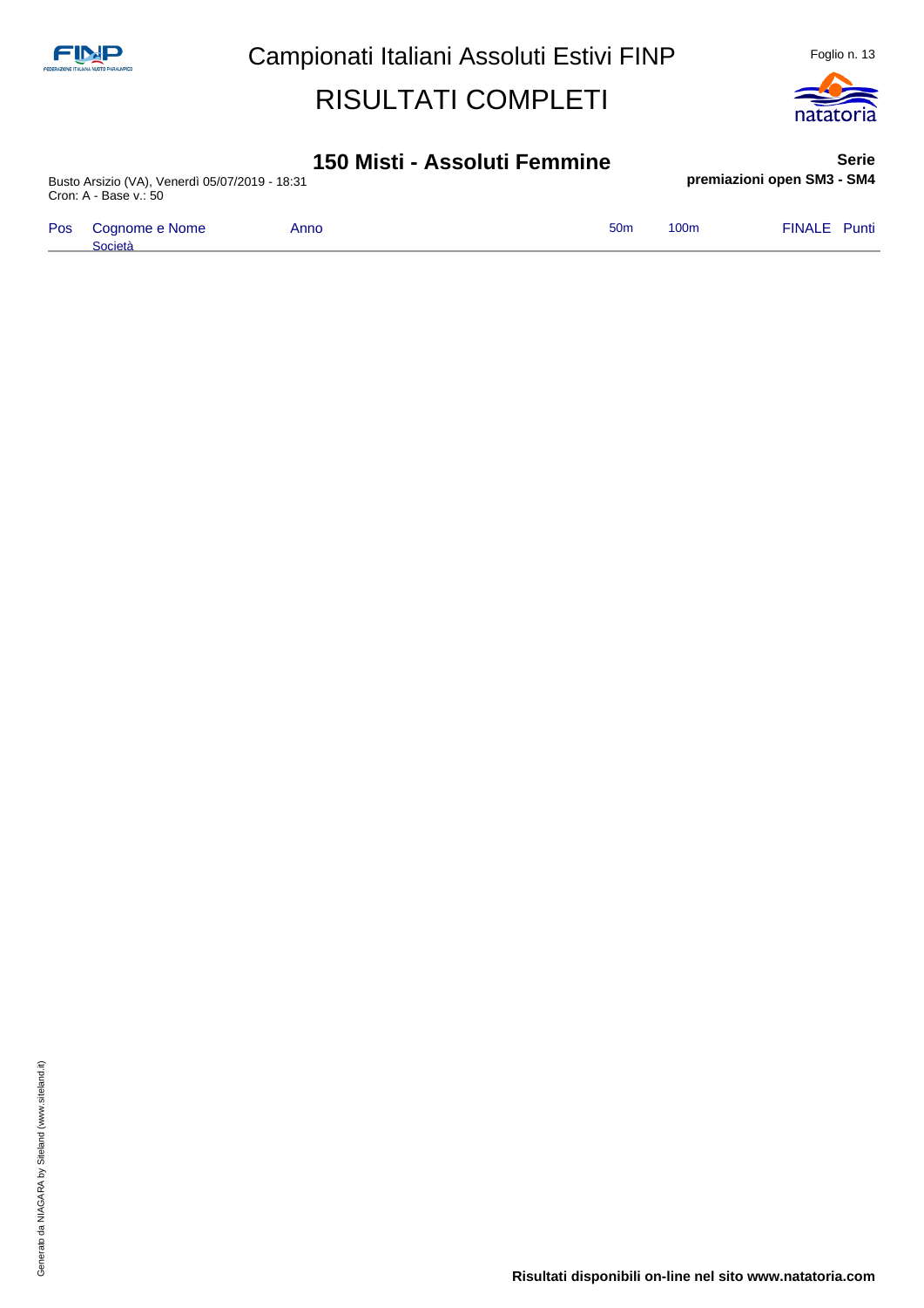# Campionati Italiani Assoluti Estivi FINP

# RISULTATI COMPLETI

## 150 Misti - Assoluti Femmine

**Serie**

**premiazioni open SM3 - SM4**

Busto Arsizio (VA), Venerdì 05/07/2019 - 18:31
Cron: A - Base v.: 50

| Pos | Cognome e Nome<br>Società | Anno | 50m | 100m | FINALE | Punti |
|---|---|---|---|---|---|---|

Generato da NIAGARA by Siteland (www.siteland.it)

**Risultati disponibili on-line nel sito www.natatoria.com**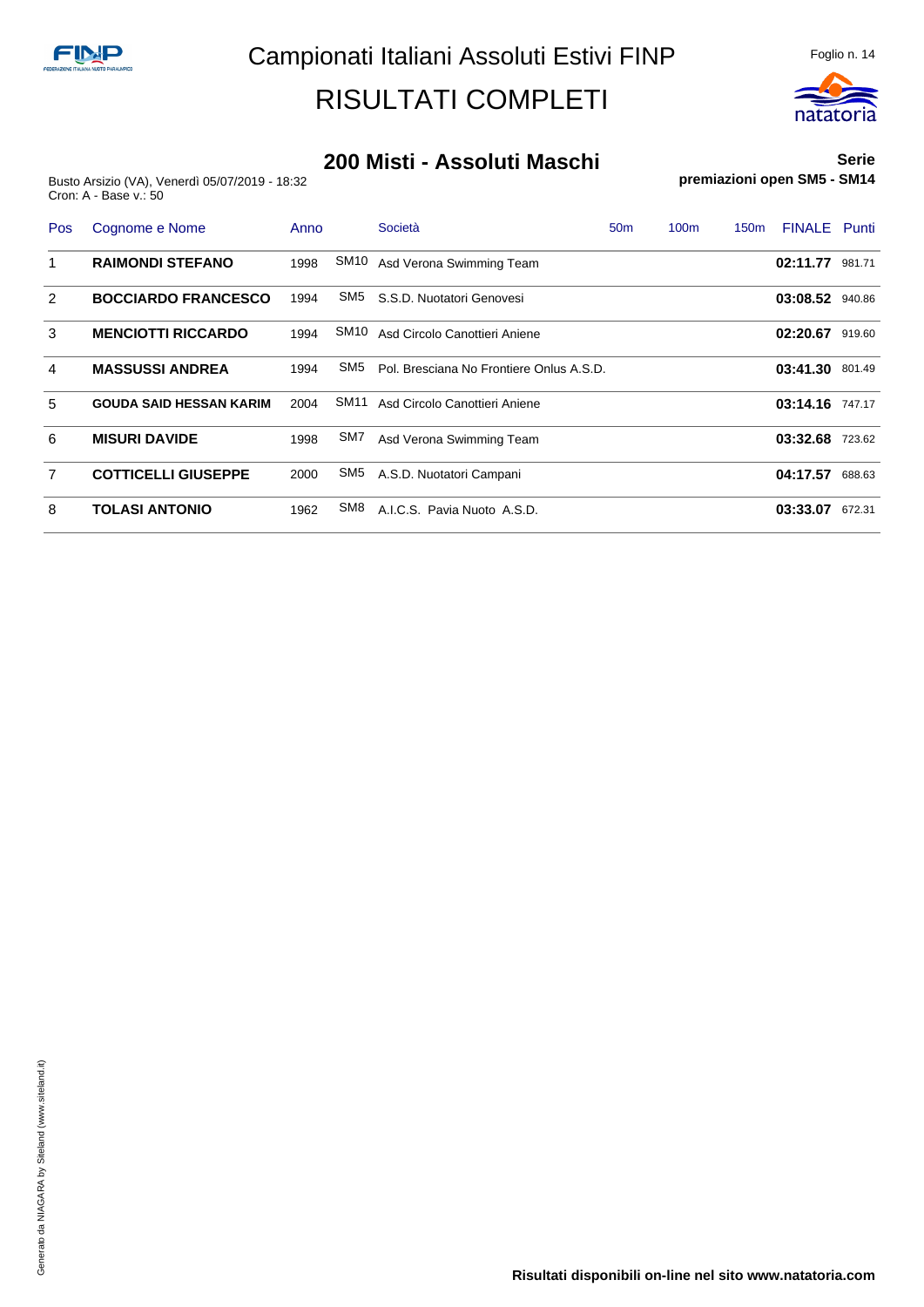# Campionati Italiani Assoluti Estivi FINP

# RISULTATI COMPLETI

## 200 Misti - Assoluti Maschi

**Serie**

**premiazioni open SM5 - SM14**

Busto Arsizio (VA), Venerdì 05/07/2019 - 18:32
Cron: A - Base v.: 50

| Pos | Cognome e Nome | Anno | | Società | 50m | 100m | 150m | FINALE | Punti |
|---|---|---|---|---|---|---|---|---|---|
| 1 | **RAIMONDI STEFANO** | 1998 | SM10 | Asd Verona Swimming Team | | | | **02:11.77** | 981.71 |
| 2 | **BOCCIARDO FRANCESCO** | 1994 | SM5 | S.S.D. Nuotatori Genovesi | | | | **03:08.52** | 940.86 |
| 3 | **MENCIOTTI RICCARDO** | 1994 | SM10 | Asd Circolo Canottieri Aniene | | | | **02:20.67** | 919.60 |
| 4 | **MASSUSSI ANDREA** | 1994 | SM5 | Pol. Bresciana No Frontiere Onlus A.S.D. | | | | **03:41.30** | 801.49 |
| 5 | **GOUDA SAID HESSAN KARIM** | 2004 | SM11 | Asd Circolo Canottieri Aniene | | | | **03:14.16** | 747.17 |
| 6 | **MISURI DAVIDE** | 1998 | SM7 | Asd Verona Swimming Team | | | | **03:32.68** | 723.62 |
| 7 | **COTTICELLI GIUSEPPE** | 2000 | SM5 | A.S.D. Nuotatori Campani | | | | **04:17.57** | 688.63 |
| 8 | **TOLASI ANTONIO** | 1962 | SM8 | A.I.C.S. Pavia Nuoto A.S.D. | | | | **03:33.07** | 672.31 |

Generato da NIAGARA by Siteland (www.siteland.it)

**Risultati disponibili on-line nel sito www.natatoria.com**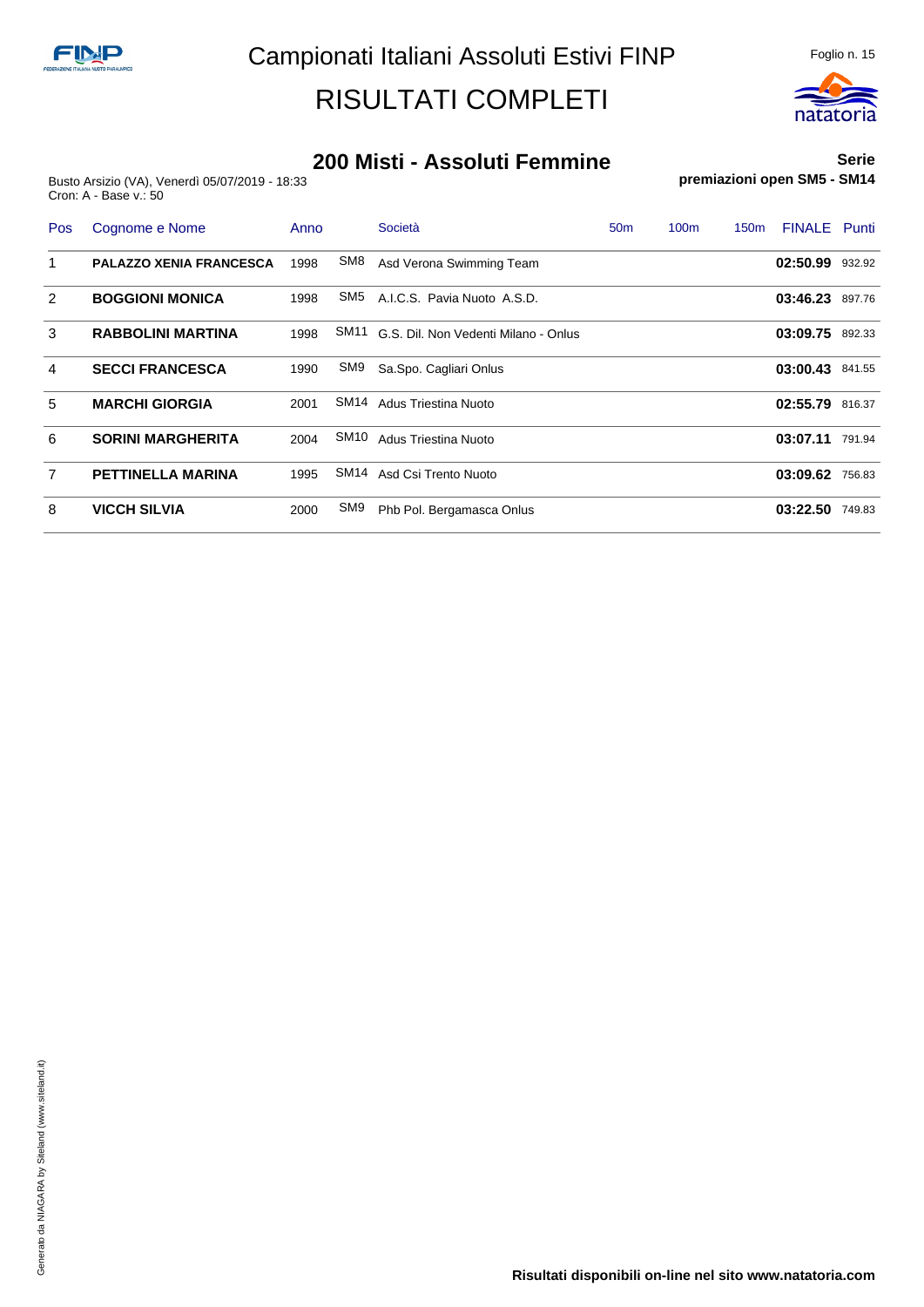# Campionati Italiani Assoluti Estivi FINP

# RISULTATI COMPLETI

## 200 Misti - Assoluti Femmine

Busto Arsizio (VA), Venerdì 05/07/2019 - 18:33
Cron: A - Base v.: 50

**Serie**
**premiazioni open SM5 - SM14**

| Pos | Cognome e Nome | Anno | | Società | 50m | 100m | 150m | FINALE | Punti |
|---|---|---|---|---|---|---|---|---|---|
| 1 | **PALAZZO XENIA FRANCESCA** | 1998 | SM8 | Asd Verona Swimming Team | | | | **02:50.99** | 932.92 |
| 2 | **BOGGIONI MONICA** | 1998 | SM5 | A.I.C.S. Pavia Nuoto A.S.D. | | | | **03:46.23** | 897.76 |
| 3 | **RABBOLINI MARTINA** | 1998 | SM11 | G.S. Dil. Non Vedenti Milano - Onlus | | | | **03:09.75** | 892.33 |
| 4 | **SECCI FRANCESCA** | 1990 | SM9 | Sa.Spo. Cagliari Onlus | | | | **03:00.43** | 841.55 |
| 5 | **MARCHI GIORGIA** | 2001 | SM14 | Adus Triestina Nuoto | | | | **02:55.79** | 816.37 |
| 6 | **SORINI MARGHERITA** | 2004 | SM10 | Adus Triestina Nuoto | | | | **03:07.11** | 791.94 |
| 7 | **PETTINELLA MARINA** | 1995 | SM14 | Asd Csi Trento Nuoto | | | | **03:09.62** | 756.83 |
| 8 | **VICCH SILVIA** | 2000 | SM9 | Phb Pol. Bergamasca Onlus | | | | **03:22.50** | 749.83 |

**Risultati disponibili on-line nel sito www.natatoria.com**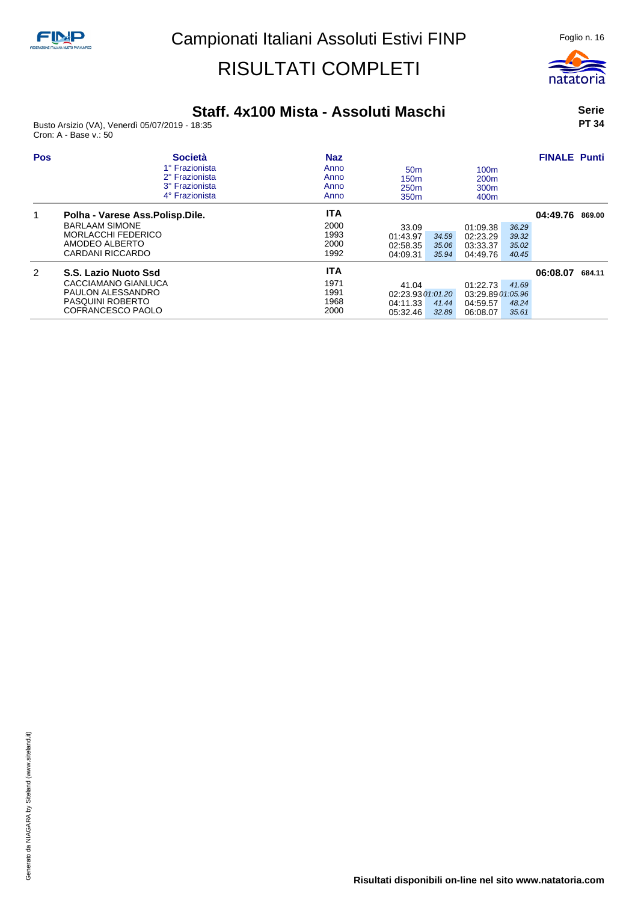# Campionati Italiani Assoluti Estivi FINP

## RISULTATI COMPLETI

### Staff. 4x100 Mista - Assoluti Maschi

**Serie PT 34**

Busto Arsizio (VA), Venerdì 05/07/2019 - 18:35
Cron: A - Base v.: 50

| Pos | Società / 1° Frazionista / 2° Frazionista / 3° Frazionista / 4° Frazionista | Naz / Anno | 50m / 150m / 250m / 350m | | 100m / 200m / 300m / 400m | | FINALE | Punti |
|---|---|---|---|---|---|---|---|---|
| 1 | **Polha - Varese Ass.Polisp.Dile.** | **ITA** | | | | | **04:49.76** | **869.00** |
| | BARLAAM SIMONE | 2000 | 33.09 | | 01:09.38 | 36.29 | | |
| | MORLACCHI FEDERICO | 1993 | 01:43.97 | 34.59 | 02:23.29 | 39.32 | | |
| | AMODEO ALBERTO | 2000 | 02:58.35 | 35.06 | 03:33.37 | 35.02 | | |
| | CARDANI RICCARDO | 1992 | 04:09.31 | 35.94 | 04:49.76 | 40.45 | | |
| 2 | **S.S. Lazio Nuoto Ssd** | **ITA** | | | | | **06:08.07** | **684.11** |
| | CACCIAMANO GIANLUCA | 1971 | 41.04 | | 01:22.73 | 41.69 | | |
| | PAULON ALESSANDRO | 1991 | 02:23.93 | 01:01.20 | 03:29.89 | 01:05.96 | | |
| | PASQUINI ROBERTO | 1968 | 04:11.33 | 41.44 | 04:59.57 | 48.24 | | |
| | COFRANCESCO PAOLO | 2000 | 05:32.46 | 32.89 | 06:08.07 | 35.61 | | |

Risultati disponibili on-line nel sito www.natatoria.com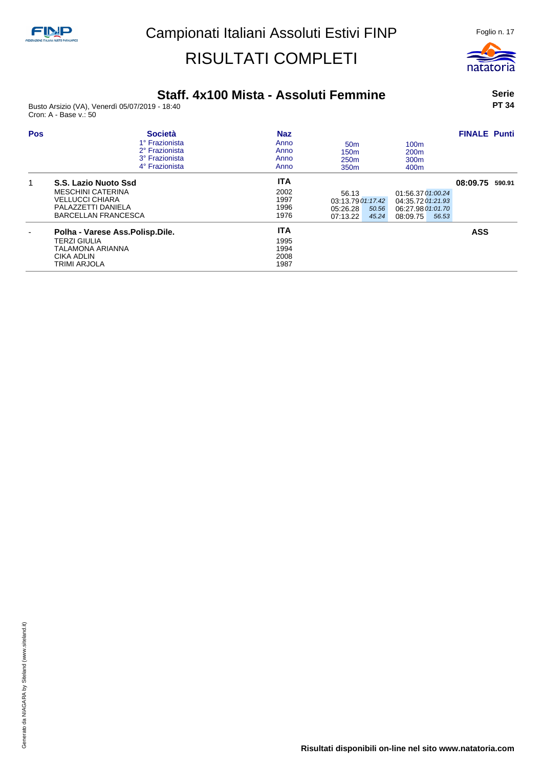# Campionati Italiani Assoluti Estivi FINP

# RISULTATI COMPLETI

## Staff. 4x100 Mista - Assoluti Femmine

Busto Arsizio (VA), Venerdì 05/07/2019 - 18:40
Cron: A - Base v.: 50

**Serie**
**PT 34**

| Pos | Società / 1° Frazionista / 2° Frazionista / 3° Frazionista / 4° Frazionista | Naz / Anno | 50m / 150m / 250m / 350m | | 100m / 200m / 300m / 400m | | FINALE | Punti |
|---|---|---|---|---|---|---|---|---|
| 1 | **S.S. Lazio Nuoto Ssd** | **ITA** | | | | | **08:09.75** | **590.91** |
| | MESCHINI CATERINA | 2002 | 56.13 | | 01:56.37 | *01:00.24* | | |
| | VELLUCCI CHIARA | 1997 | 03:13.79 | *01:17.42* | 04:35.72 | *01:21.93* | | |
| | PALAZZETTI DANIELA | 1996 | 05:26.28 | *50.56* | 06:27.98 | *01:01.70* | | |
| | BARCELLAN FRANCESCA | 1976 | 07:13.22 | *45.24* | 08:09.75 | *56.53* | | |
| - | **Polha - Varese Ass.Polisp.Dile.** | **ITA** | | | | | **ASS** | |
| | TERZI GIULIA | 1995 | | | | | | |
| | TALAMONA ARIANNA | 1994 | | | | | | |
| | CIKA ADLIN | 2008 | | | | | | |
| | TRIMI ARJOLA | 1987 | | | | | | |

Generato da NIAGARA by Siteland (www.siteland.it)

**Risultati disponibili on-line nel sito www.natatoria.com**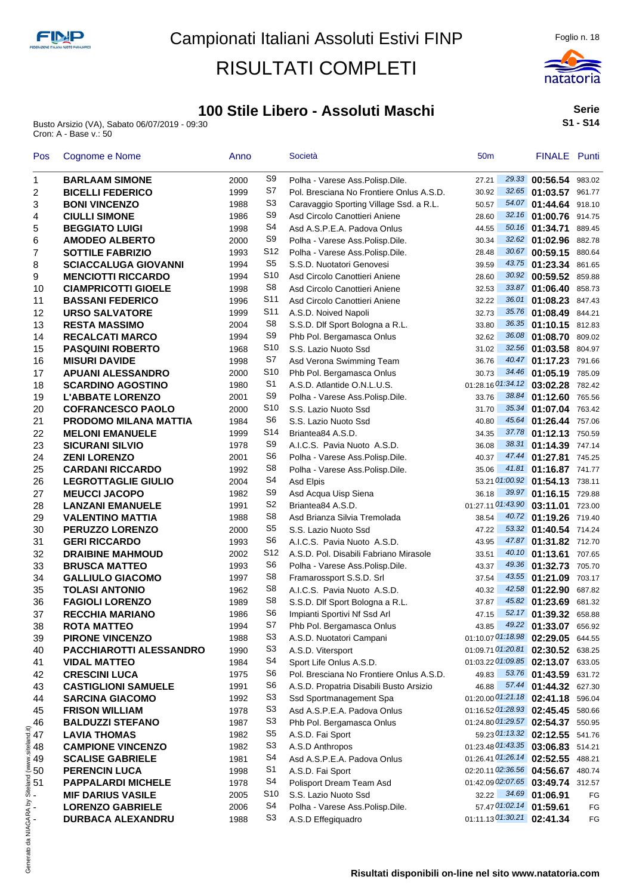# Campionati Italiani Assoluti Estivi FINP

# RISULTATI COMPLETI

## 100 Stile Libero - Assoluti Maschi

**Serie**
**S1 - S14**

Busto Arsizio (VA), Sabato 06/07/2019 - 09:30
Cron: A - Base v.: 50

| Pos | Cognome e Nome | Anno | | Società | 50m | | FINALE | Punti |
|---|---|---|---|---|---|---|---|---|
| 1 | **BARLAAM SIMONE** | 2000 | S9 | Polha - Varese Ass.Polisp.Dile. | 27.21 | *29.33* | **00:56.54** | 983.02 |
| 2 | **BICELLI FEDERICO** | 1999 | S7 | Pol. Bresciana No Frontiere Onlus A.S.D. | 30.92 | *32.65* | **01:03.57** | 961.77 |
| 3 | **BONI VINCENZO** | 1988 | S3 | Caravaggio Sporting Village Ssd. a R.L. | 50.57 | *54.07* | **01:44.64** | 918.10 |
| 4 | **CIULLI SIMONE** | 1986 | S9 | Asd Circolo Canottieri Aniene | 28.60 | *32.16* | **01:00.76** | 914.75 |
| 5 | **BEGGIATO LUIGI** | 1998 | S4 | Asd A.S.P.E.A. Padova Onlus | 44.55 | *50.16* | **01:34.71** | 889.45 |
| 6 | **AMODEO ALBERTO** | 2000 | S9 | Polha - Varese Ass.Polisp.Dile. | 30.34 | *32.62* | **01:02.96** | 882.78 |
| 7 | **SOTTILE FABRIZIO** | 1993 | S12 | Polha - Varese Ass.Polisp.Dile. | 28.48 | *30.67* | **00:59.15** | 880.64 |
| 8 | **SCIACCALUGA GIOVANNI** | 1994 | S5 | S.S.D. Nuotatori Genovesi | 39.59 | *43.75* | **01:23.34** | 861.65 |
| 9 | **MENCIOTTI RICCARDO** | 1994 | S10 | Asd Circolo Canottieri Aniene | 28.60 | *30.92* | **00:59.52** | 859.88 |
| 10 | **CIAMPRICOTTI GIOELE** | 1998 | S8 | Asd Circolo Canottieri Aniene | 32.53 | *33.87* | **01:06.40** | 858.73 |
| 11 | **BASSANI FEDERICO** | 1996 | S11 | Asd Circolo Canottieri Aniene | 32.22 | *36.01* | **01:08.23** | 847.43 |
| 12 | **URSO SALVATORE** | 1999 | S11 | A.S.D. Noived Napoli | 32.73 | *35.76* | **01:08.49** | 844.21 |
| 13 | **RESTA MASSIMO** | 2004 | S8 | S.S.D. Dlf Sport Bologna a R.L. | 33.80 | *36.35* | **01:10.15** | 812.83 |
| 14 | **RECALCATI MARCO** | 1994 | S9 | Phb Pol. Bergamasca Onlus | 32.62 | *36.08* | **01:08.70** | 809.02 |
| 15 | **PASQUINI ROBERTO** | 1968 | S10 | S.S. Lazio Nuoto Ssd | 31.02 | *32.56* | **01:03.58** | 804.97 |
| 16 | **MISURI DAVIDE** | 1998 | S7 | Asd Verona Swimming Team | 36.76 | *40.47* | **01:17.23** | 791.66 |
| 17 | **APUANI ALESSANDRO** | 2000 | S10 | Phb Pol. Bergamasca Onlus | 30.73 | *34.46* | **01:05.19** | 785.09 |
| 18 | **SCARDINO AGOSTINO** | 1980 | S1 | A.S.D. Atlantide O.N.L.U.S. | 01:28.16 | *01:34.12* | **03:02.28** | 782.42 |
| 19 | **L'ABBATE LORENZO** | 2001 | S9 | Polha - Varese Ass.Polisp.Dile. | 33.76 | *38.84* | **01:12.60** | 765.56 |
| 20 | **COFRANCESCO PAOLO** | 2000 | S10 | S.S. Lazio Nuoto Ssd | 31.70 | *35.34* | **01:07.04** | 763.42 |
| 21 | **PRODOMO MILANA MATTIA** | 1984 | S6 | S.S. Lazio Nuoto Ssd | 40.80 | *45.64* | **01:26.44** | 757.06 |
| 22 | **MELONI EMANUELE** | 1999 | S14 | Briantea84 A.S.D. | 34.35 | *37.78* | **01:12.13** | 750.59 |
| 23 | **SICURANI SILVIO** | 1978 | S9 | A.I.C.S. Pavia Nuoto A.S.D. | 36.08 | *38.31* | **01:14.39** | 747.14 |
| 24 | **ZENI LORENZO** | 2001 | S6 | Polha - Varese Ass.Polisp.Dile. | 40.37 | *47.44* | **01:27.81** | 745.25 |
| 25 | **CARDANI RICCARDO** | 1992 | S8 | Polha - Varese Ass.Polisp.Dile. | 35.06 | *41.81* | **01:16.87** | 741.77 |
| 26 | **LEGROTTAGLIE GIULIO** | 2004 | S4 | Asd Elpis | 53.21 | *01:00.92* | **01:54.13** | 738.11 |
| 27 | **MEUCCI JACOPO** | 1982 | S9 | Asd Acqua Uisp Siena | 36.18 | *39.97* | **01:16.15** | 729.88 |
| 28 | **LANZANI EMANUELE** | 1991 | S2 | Briantea84 A.S.D. | 01:27.11 | *01:43.90* | **03:11.01** | 723.00 |
| 29 | **VALENTINO MATTIA** | 1988 | S8 | Asd Brianza Silvia Tremolada | 38.54 | *40.72* | **01:19.26** | 719.40 |
| 30 | **PERUZZO LORENZO** | 2000 | S5 | S.S. Lazio Nuoto Ssd | 47.22 | *53.32* | **01:40.54** | 714.24 |
| 31 | **GERI RICCARDO** | 1993 | S6 | A.I.C.S. Pavia Nuoto A.S.D. | 43.95 | *47.87* | **01:31.82** | 712.70 |
| 32 | **DRAIBINE MAHMOUD** | 2002 | S12 | A.S.D. Pol. Disabili Fabriano Mirasole | 33.51 | *40.10* | **01:13.61** | 707.65 |
| 33 | **BRUSCA MATTEO** | 1993 | S6 | Polha - Varese Ass.Polisp.Dile. | 43.37 | *49.36* | **01:32.73** | 705.70 |
| 34 | **GALLIULO GIACOMO** | 1997 | S8 | Framarossport S.S.D. Srl | 37.54 | *43.55* | **01:21.09** | 703.17 |
| 35 | **TOLASI ANTONIO** | 1962 | S8 | A.I.C.S. Pavia Nuoto A.S.D. | 40.32 | *42.58* | **01:22.90** | 687.82 |
| 36 | **FAGIOLI LORENZO** | 1989 | S8 | S.S.D. Dlf Sport Bologna a R.L. | 37.87 | *45.82* | **01:23.69** | 681.32 |
| 37 | **RECCHIA MARIANO** | 1986 | S6 | Impianti Sportivi Nf Ssd Arl | 47.15 | *52.17* | **01:39.32** | 658.88 |
| 38 | **ROTA MATTEO** | 1994 | S7 | Phb Pol. Bergamasca Onlus | 43.85 | *49.22* | **01:33.07** | 656.92 |
| 39 | **PIRONE VINCENZO** | 1988 | S3 | A.S.D. Nuotatori Campani | 01:10.07 | *01:18.98* | **02:29.05** | 644.55 |
| 40 | **PACCHIAROTTI ALESSANDRO** | 1990 | S3 | A.S.D. Vitersport | 01:09.71 | *01:20.81* | **02:30.52** | 638.25 |
| 41 | **VIDAL MATTEO** | 1984 | S4 | Sport Life Onlus A.S.D. | 01:03.22 | *01:09.85* | **02:13.07** | 633.05 |
| 42 | **CRESCINI LUCA** | 1975 | S6 | Pol. Bresciana No Frontiere Onlus A.S.D. | 49.83 | *53.76* | **01:43.59** | 631.72 |
| 43 | **CASTIGLIONI SAMUELE** | 1991 | S6 | A.S.D. Propatria Disabili Busto Arsizio | 46.88 | *57.44* | **01:44.32** | 627.30 |
| 44 | **SARCINA GIACOMO** | 1992 | S3 | Ssd Sportmanagement Spa | 01:20.00 | *01:21.18* | **02:41.18** | 596.04 |
| 45 | **FRISON WILLIAM** | 1978 | S3 | Asd A.S.P.E.A. Padova Onlus | 01:16.52 | *01:28.93* | **02:45.45** | 580.66 |
| 46 | **BALDUZZI STEFANO** | 1987 | S3 | Phb Pol. Bergamasca Onlus | 01:24.80 | *01:29.57* | **02:54.37** | 550.95 |
| 47 | **LAVIA THOMAS** | 1982 | S5 | A.S.D. Fai Sport | 59.23 | *01:13.32* | **02:12.55** | 541.76 |
| 48 | **CAMPIONE VINCENZO** | 1982 | S3 | A.S.D Anthropos | 01:23.48 | *01:43.35* | **03:06.83** | 514.21 |
| 49 | **SCALISE GABRIELE** | 1981 | S4 | Asd A.S.P.E.A. Padova Onlus | 01:26.41 | *01:26.14* | **02:52.55** | 488.21 |
| 50 | **PERENCIN LUCA** | 1998 | S1 | A.S.D. Fai Sport | 02:20.11 | *02:36.56* | **04:56.67** | 480.74 |
| 51 | **PAPPALARDI MICHELE** | 1978 | S4 | Polisport Dream Team Asd | 01:42.09 | *02:07.65* | **03:49.74** | 312.57 |
| - | **MIF DARIUS VASILE** | 2005 | S10 | S.S. Lazio Nuoto Ssd | 32.22 | *34.69* | **01:06.91** | FG |
| - | **LORENZO GABRIELE** | 2006 | S4 | Polha - Varese Ass.Polisp.Dile. | 57.47 | *01:02.14* | **01:59.61** | FG |
| - | **DURBACA ALEXANDRU** | 1988 | S3 | A.S.D Effegiquadro | 01:11.13 | *01:30.21* | **02:41.34** | FG |

**Risultati disponibili on-line nel sito www.natatoria.com**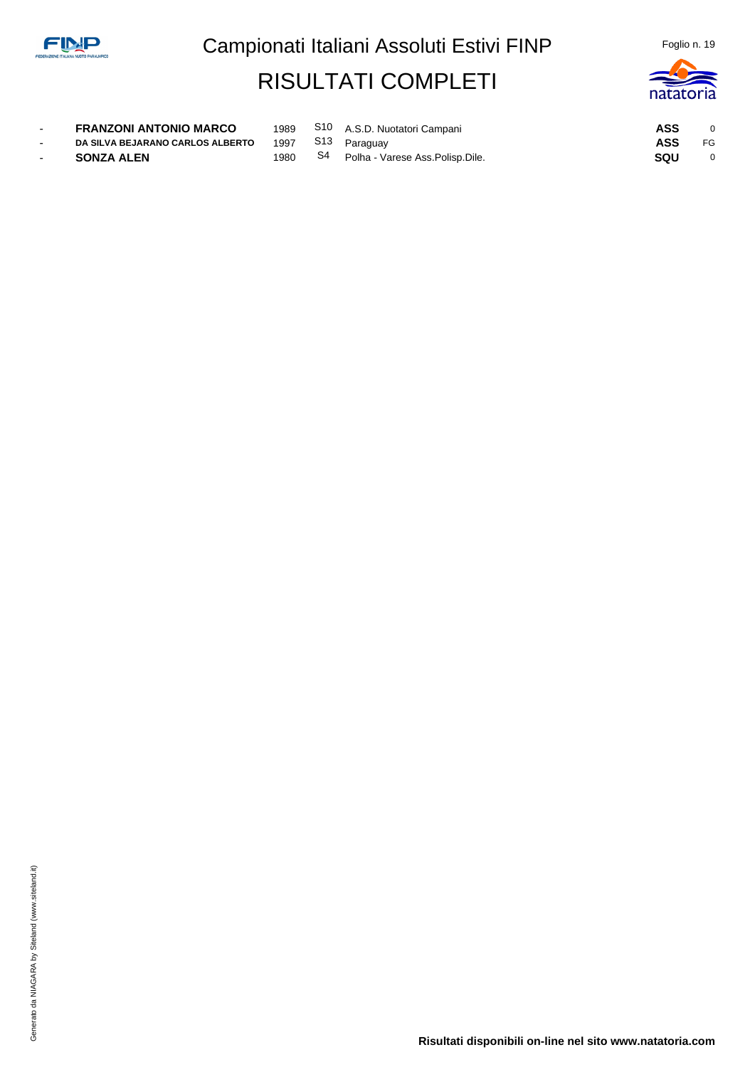# Campionati Italiani Assoluti Estivi FINP

## RISULTATI COMPLETI

| | | | | | | |
|---|---|---|---|---|---|---|
| - | **FRANZONI ANTONIO MARCO** | 1989 | S10 | A.S.D. Nuotatori Campani | **ASS** | 0 |
| - | **DA SILVA BEJARANO CARLOS ALBERTO** | 1997 | S13 | Paraguay | **ASS** | FG |
| - | **SONZA ALEN** | 1980 | S4 | Polha - Varese Ass.Polisp.Dile. | **SQU** | 0 |

Generato da NIAGARA by Siteland (www.siteland.it)

**Risultati disponibili on-line nel sito www.natatoria.com**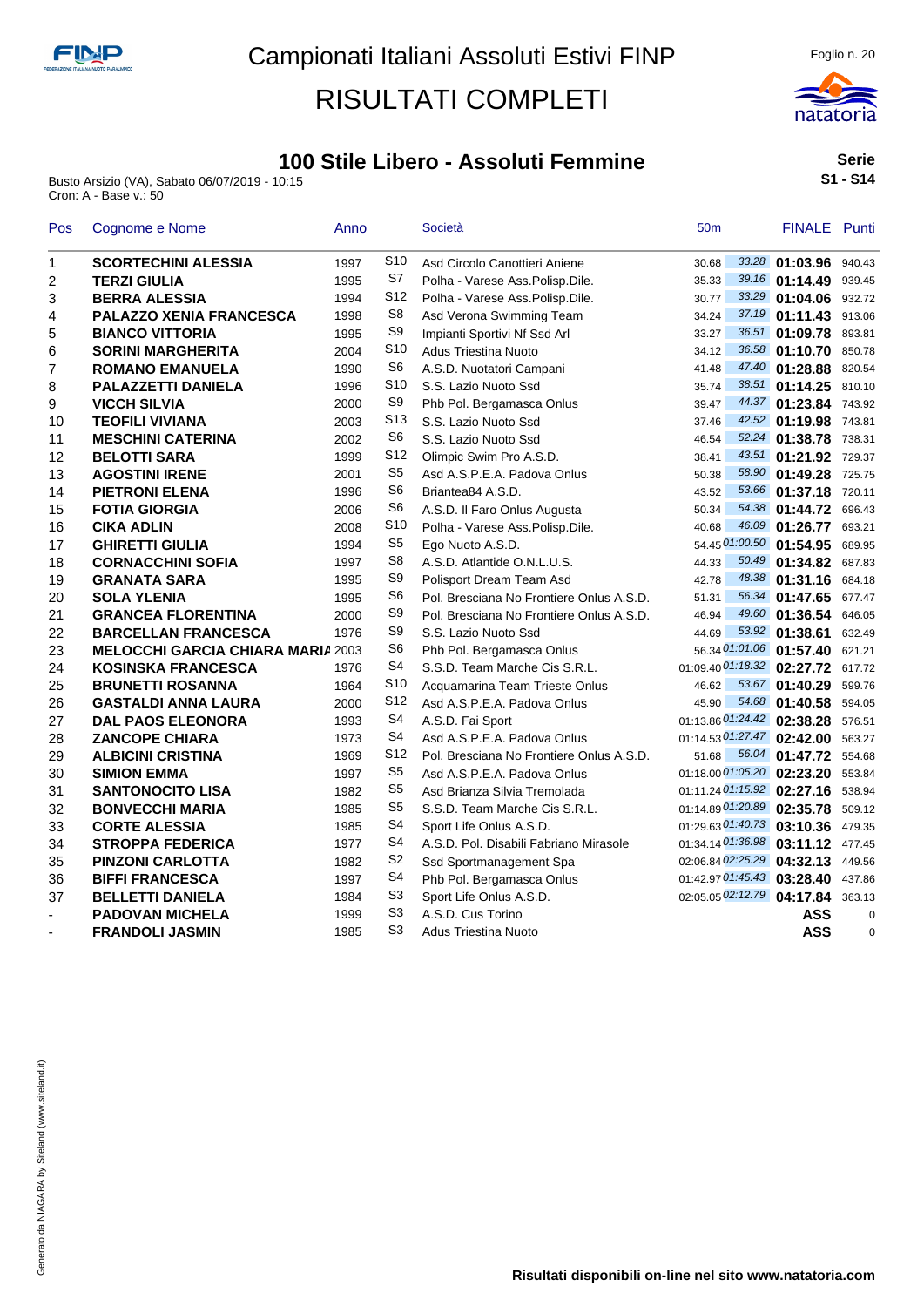# Campionati Italiani Assoluti Estivi FINP

# RISULTATI COMPLETI

## 100 Stile Libero - Assoluti Femmine

**Serie**
**S1 - S14**

Busto Arsizio (VA), Sabato 06/07/2019 - 10:15
Cron: A - Base v.: 50

| Pos | Cognome e Nome | Anno | | Società | 50m | | FINALE | Punti |
|---|---|---|---|---|---|---|---|---|
| 1 | **SCORTECHINI ALESSIA** | 1997 | S10 | Asd Circolo Canottieri Aniene | 30.68 | 33.28 | **01:03.96** | 940.43 |
| 2 | **TERZI GIULIA** | 1995 | S7 | Polha - Varese Ass.Polisp.Dile. | 35.33 | 39.16 | **01:14.49** | 939.45 |
| 3 | **BERRA ALESSIA** | 1994 | S12 | Polha - Varese Ass.Polisp.Dile. | 30.77 | 33.29 | **01:04.06** | 932.72 |
| 4 | **PALAZZO XENIA FRANCESCA** | 1998 | S8 | Asd Verona Swimming Team | 34.24 | 37.19 | **01:11.43** | 913.06 |
| 5 | **BIANCO VITTORIA** | 1995 | S9 | Impianti Sportivi Nf Ssd Arl | 33.27 | 36.51 | **01:09.78** | 893.81 |
| 6 | **SORINI MARGHERITA** | 2004 | S10 | Adus Triestina Nuoto | 34.12 | 36.58 | **01:10.70** | 850.78 |
| 7 | **ROMANO EMANUELA** | 1990 | S6 | A.S.D. Nuotatori Campani | 41.48 | 47.40 | **01:28.88** | 820.54 |
| 8 | **PALAZZETTI DANIELA** | 1996 | S10 | S.S. Lazio Nuoto Ssd | 35.74 | 38.51 | **01:14.25** | 810.10 |
| 9 | **VICCH SILVIA** | 2000 | S9 | Phb Pol. Bergamasca Onlus | 39.47 | 44.37 | **01:23.84** | 743.92 |
| 10 | **TEOFILI VIVIANA** | 2003 | S13 | S.S. Lazio Nuoto Ssd | 37.46 | 42.52 | **01:19.98** | 743.81 |
| 11 | **MESCHINI CATERINA** | 2002 | S6 | S.S. Lazio Nuoto Ssd | 46.54 | 52.24 | **01:38.78** | 738.31 |
| 12 | **BELOTTI SARA** | 1999 | S12 | Olimpic Swim Pro A.S.D. | 38.41 | 43.51 | **01:21.92** | 729.37 |
| 13 | **AGOSTINI IRENE** | 2001 | S5 | Asd A.S.P.E.A. Padova Onlus | 50.38 | 58.90 | **01:49.28** | 725.75 |
| 14 | **PIETRONI ELENA** | 1996 | S6 | Briantea84 A.S.D. | 43.52 | 53.66 | **01:37.18** | 720.11 |
| 15 | **FOTIA GIORGIA** | 2006 | S6 | A.S.D. Il Faro Onlus Augusta | 50.34 | 54.38 | **01:44.72** | 696.43 |
| 16 | **CIKA ADLIN** | 2008 | S10 | Polha - Varese Ass.Polisp.Dile. | 40.68 | 46.09 | **01:26.77** | 693.21 |
| 17 | **GHIRETTI GIULIA** | 1994 | S5 | Ego Nuoto A.S.D. | 54.45 | 01:00.50 | **01:54.95** | 689.95 |
| 18 | **CORNACCHINI SOFIA** | 1997 | S8 | A.S.D. Atlantide O.N.L.U.S. | 44.33 | 50.49 | **01:34.82** | 687.83 |
| 19 | **GRANATA SARA** | 1995 | S9 | Polisport Dream Team Asd | 42.78 | 48.38 | **01:31.16** | 684.18 |
| 20 | **SOLA YLENIA** | 1995 | S6 | Pol. Bresciana No Frontiere Onlus A.S.D. | 51.31 | 56.34 | **01:47.65** | 677.47 |
| 21 | **GRANCEA FLORENTINA** | 2000 | S9 | Pol. Bresciana No Frontiere Onlus A.S.D. | 46.94 | 49.60 | **01:36.54** | 646.05 |
| 22 | **BARCELLAN FRANCESCA** | 1976 | S9 | S.S. Lazio Nuoto Ssd | 44.69 | 53.92 | **01:38.61** | 632.49 |
| 23 | **MELOCCHI GARCIA CHIARA MARIA** | 2003 | S6 | Phb Pol. Bergamasca Onlus | 56.34 | 01:01.06 | **01:57.40** | 621.21 |
| 24 | **KOSINSKA FRANCESCA** | 1976 | S4 | S.S.D. Team Marche Cis S.R.L. | 01:09.40 | 01:18.32 | **02:27.72** | 617.72 |
| 25 | **BRUNETTI ROSANNA** | 1964 | S10 | Acquamarina Team Trieste Onlus | 46.62 | 53.67 | **01:40.29** | 599.76 |
| 26 | **GASTALDI ANNA LAURA** | 2000 | S12 | Asd A.S.P.E.A. Padova Onlus | 45.90 | 54.68 | **01:40.58** | 594.05 |
| 27 | **DAL PAOS ELEONORA** | 1993 | S4 | A.S.D. Fai Sport | 01:13.86 | 01:24.42 | **02:38.28** | 576.51 |
| 28 | **ZANCOPE CHIARA** | 1973 | S4 | Asd A.S.P.E.A. Padova Onlus | 01:14.53 | 01:27.47 | **02:42.00** | 563.27 |
| 29 | **ALBICINI CRISTINA** | 1969 | S12 | Pol. Bresciana No Frontiere Onlus A.S.D. | 51.68 | 56.04 | **01:47.72** | 554.68 |
| 30 | **SIMION EMMA** | 1997 | S5 | Asd A.S.P.E.A. Padova Onlus | 01:18.00 | 01:05.20 | **02:23.20** | 553.84 |
| 31 | **SANTONOCITO LISA** | 1982 | S5 | Asd Brianza Silvia Tremolada | 01:11.24 | 01:15.92 | **02:27.16** | 538.94 |
| 32 | **BONVECCHI MARIA** | 1985 | S5 | S.S.D. Team Marche Cis S.R.L. | 01:14.89 | 01:20.89 | **02:35.78** | 509.12 |
| 33 | **CORTE ALESSIA** | 1985 | S4 | Sport Life Onlus A.S.D. | 01:29.63 | 01:40.73 | **03:10.36** | 479.35 |
| 34 | **STROPPA FEDERICA** | 1977 | S4 | A.S.D. Pol. Disabili Fabriano Mirasole | 01:34.14 | 01:36.98 | **03:11.12** | 477.45 |
| 35 | **PINZONI CARLOTTA** | 1982 | S2 | Ssd Sportmanagement Spa | 02:06.84 | 02:25.29 | **04:32.13** | 449.56 |
| 36 | **BIFFI FRANCESCA** | 1997 | S4 | Phb Pol. Bergamasca Onlus | 01:42.97 | 01:45.43 | **03:28.40** | 437.86 |
| 37 | **BELLETTI DANIELA** | 1984 | S3 | Sport Life Onlus A.S.D. | 02:05.05 | 02:12.79 | **04:17.84** | 363.13 |
| - | **PADOVAN MICHELA** | 1999 | S3 | A.S.D. Cus Torino | | | **ASS** | 0 |
| - | **FRANDOLI JASMIN** | 1985 | S3 | Adus Triestina Nuoto | | | **ASS** | 0 |

**Risultati disponibili on-line nel sito www.natatoria.com**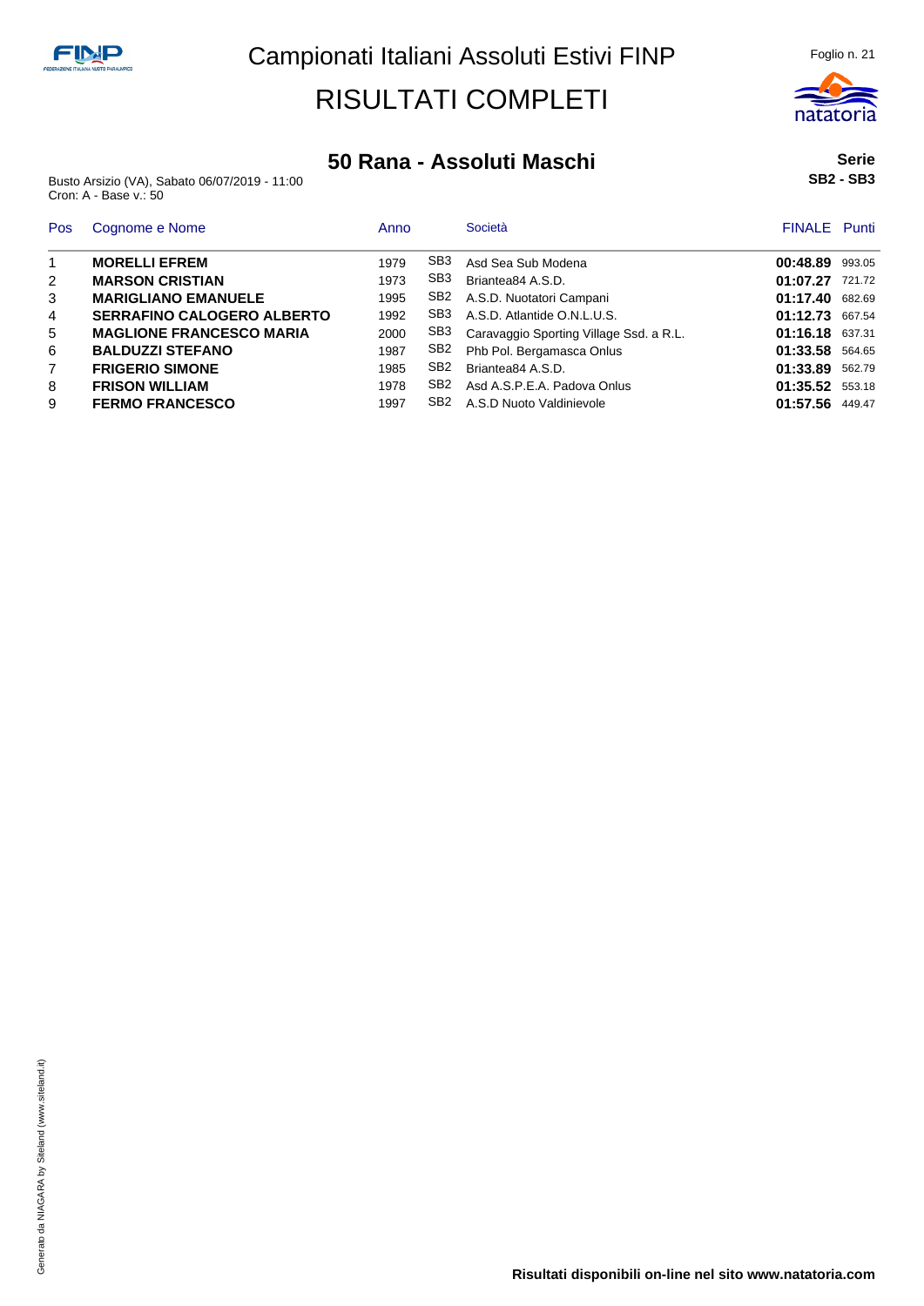# Campionati Italiani Assoluti Estivi FINP

# RISULTATI COMPLETI

## 50 Rana - Assoluti Maschi

Busto Arsizio (VA), Sabato 06/07/2019 - 11:00
Cron: A - Base v.: 50

**Serie**
**SB2 - SB3**

| Pos | Cognome e Nome | Anno | | Società | FINALE | Punti |
|---|---|---|---|---|---|---|
| 1 | **MORELLI EFREM** | 1979 | SB3 | Asd Sea Sub Modena | **00:48.89** | 993.05 |
| 2 | **MARSON CRISTIAN** | 1973 | SB3 | Briantea84 A.S.D. | **01:07.27** | 721.72 |
| 3 | **MARIGLIANO EMANUELE** | 1995 | SB2 | A.S.D. Nuotatori Campani | **01:17.40** | 682.69 |
| 4 | **SERRAFINO CALOGERO ALBERTO** | 1992 | SB3 | A.S.D. Atlantide O.N.L.U.S. | **01:12.73** | 667.54 |
| 5 | **MAGLIONE FRANCESCO MARIA** | 2000 | SB3 | Caravaggio Sporting Village Ssd. a R.L. | **01:16.18** | 637.31 |
| 6 | **BALDUZZI STEFANO** | 1987 | SB2 | Phb Pol. Bergamasca Onlus | **01:33.58** | 564.65 |
| 7 | **FRIGERIO SIMONE** | 1985 | SB2 | Briantea84 A.S.D. | **01:33.89** | 562.79 |
| 8 | **FRISON WILLIAM** | 1978 | SB2 | Asd A.S.P.E.A. Padova Onlus | **01:35.52** | 553.18 |
| 9 | **FERMO FRANCESCO** | 1997 | SB2 | A.S.D Nuoto Valdinievole | **01:57.56** | 449.47 |

**Risultati disponibili on-line nel sito www.natatoria.com**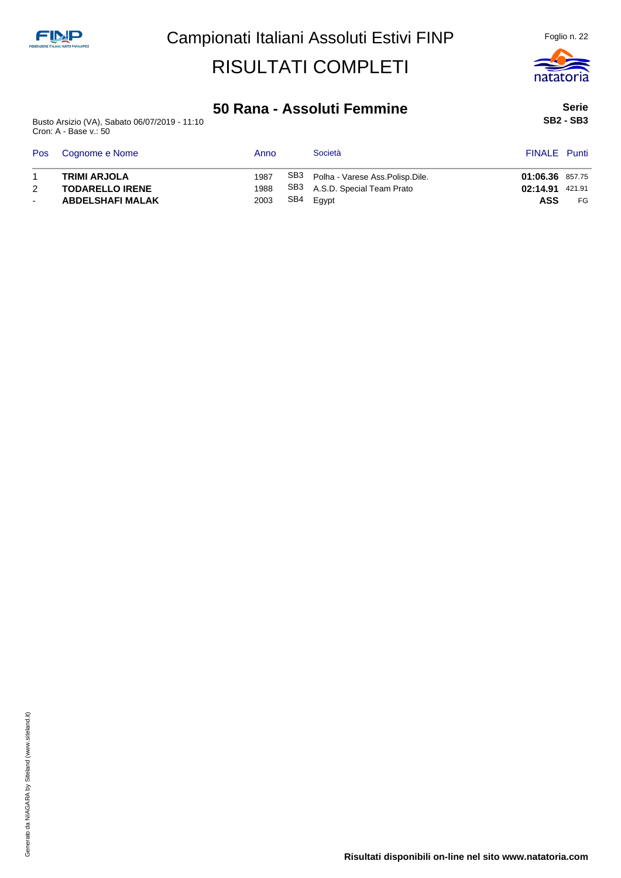# Campionati Italiani Assoluti Estivi FINP

# RISULTATI COMPLETI

## 50 Rana - Assoluti Femmine

Busto Arsizio (VA), Sabato 06/07/2019 - 11:10
Cron: A - Base v.: 50

**Serie**
**SB2 - SB3**

| Pos | Cognome e Nome | Anno | | Società | FINALE | Punti |
|---|---|---|---|---|---|---|
| 1 | **TRIMI ARJOLA** | 1987 | SB3 | Polha - Varese Ass.Polisp.Dile. | **01:06.36** | 857.75 |
| 2 | **TODARELLO IRENE** | 1988 | SB3 | A.S.D. Special Team Prato | **02:14.91** | 421.91 |
| - | **ABDELSHAFI MALAK** | 2003 | SB4 | Egypt | **ASS** | FG |

**Risultati disponibili on-line nel sito www.natatoria.com**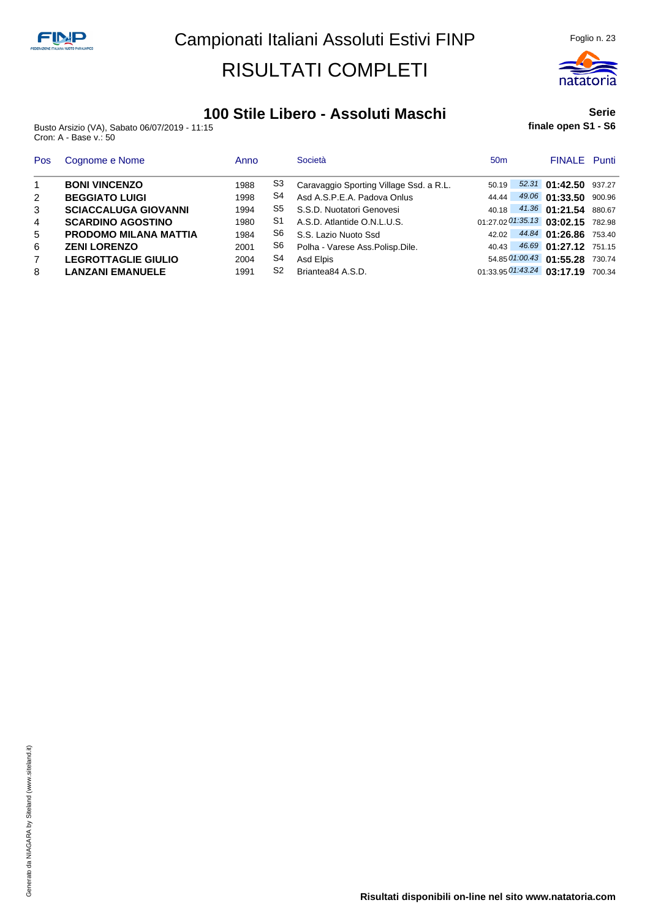# Campionati Italiani Assoluti Estivi FINP

# RISULTATI COMPLETI

## 100 Stile Libero - Assoluti Maschi

**Serie**
**finale open S1 - S6**

Busto Arsizio (VA), Sabato 06/07/2019 - 11:15
Cron: A - Base v.: 50

| Pos | Cognome e Nome | Anno | | Società | 50m | | FINALE | Punti |
|---|---|---|---|---|---|---|---|---|
| 1 | **BONI VINCENZO** | 1988 | S3 | Caravaggio Sporting Village Ssd. a R.L. | 50.19 | *52.31* | **01:42.50** | 937.27 |
| 2 | **BEGGIATO LUIGI** | 1998 | S4 | Asd A.S.P.E.A. Padova Onlus | 44.44 | *49.06* | **01:33.50** | 900.96 |
| 3 | **SCIACCALUGA GIOVANNI** | 1994 | S5 | S.S.D. Nuotatori Genovesi | 40.18 | *41.36* | **01:21.54** | 880.67 |
| 4 | **SCARDINO AGOSTINO** | 1980 | S1 | A.S.D. Atlantide O.N.L.U.S. | 01:27.02 | *01:35.13* | **03:02.15** | 782.98 |
| 5 | **PRODOMO MILANA MATTIA** | 1984 | S6 | S.S. Lazio Nuoto Ssd | 42.02 | *44.84* | **01:26.86** | 753.40 |
| 6 | **ZENI LORENZO** | 2001 | S6 | Polha - Varese Ass.Polisp.Dile. | 40.43 | *46.69* | **01:27.12** | 751.15 |
| 7 | **LEGROTTAGLIE GIULIO** | 2004 | S4 | Asd Elpis | 54.85 | *01:00.43* | **01:55.28** | 730.74 |
| 8 | **LANZANI EMANUELE** | 1991 | S2 | Briantea84 A.S.D. | 01:33.95 | *01:43.24* | **03:17.19** | 700.34 |

**Risultati disponibili on-line nel sito www.natatoria.com**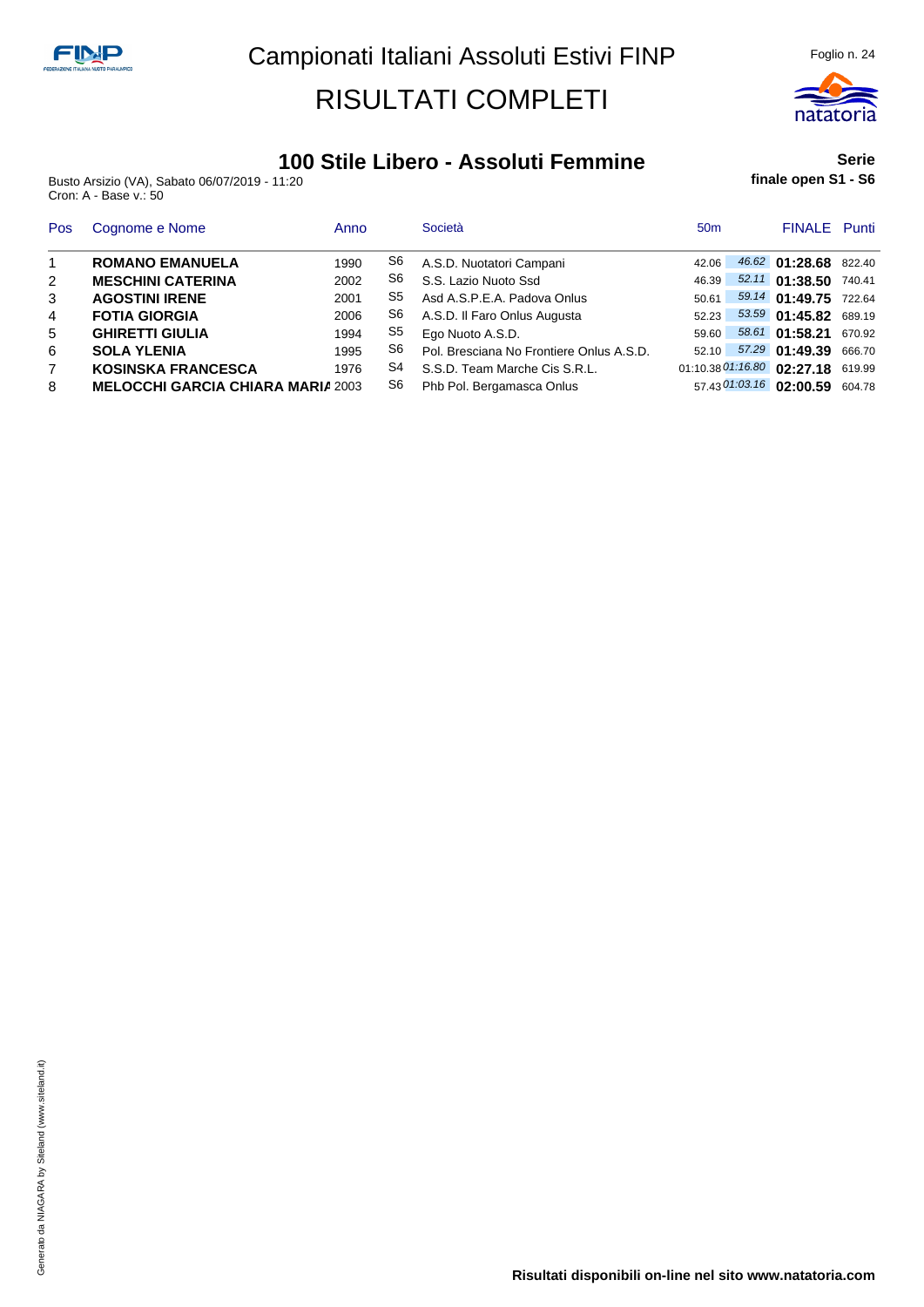# Campionati Italiani Assoluti Estivi FINP

# RISULTATI COMPLETI

## 100 Stile Libero - Assoluti Femmine

**Serie**
**finale open S1 - S6**

Busto Arsizio (VA), Sabato 06/07/2019 - 11:20
Cron: A - Base v.: 50

| Pos | Cognome e Nome | Anno | | Società | 50m | | FINALE | Punti |
|---|---|---|---|---|---|---|---|---|
| 1 | **ROMANO EMANUELA** | 1990 | S6 | A.S.D. Nuotatori Campani | 42.06 | *46.62* | **01:28.68** | 822.40 |
| 2 | **MESCHINI CATERINA** | 2002 | S6 | S.S. Lazio Nuoto Ssd | 46.39 | *52.11* | **01:38.50** | 740.41 |
| 3 | **AGOSTINI IRENE** | 2001 | S5 | Asd A.S.P.E.A. Padova Onlus | 50.61 | *59.14* | **01:49.75** | 722.64 |
| 4 | **FOTIA GIORGIA** | 2006 | S6 | A.S.D. Il Faro Onlus Augusta | 52.23 | *53.59* | **01:45.82** | 689.19 |
| 5 | **GHIRETTI GIULIA** | 1994 | S5 | Ego Nuoto A.S.D. | 59.60 | *58.61* | **01:58.21** | 670.92 |
| 6 | **SOLA YLENIA** | 1995 | S6 | Pol. Bresciana No Frontiere Onlus A.S.D. | 52.10 | *57.29* | **01:49.39** | 666.70 |
| 7 | **KOSINSKA FRANCESCA** | 1976 | S4 | S.S.D. Team Marche Cis S.R.L. | 01:10.38 | *01:16.80* | **02:27.18** | 619.99 |
| 8 | **MELOCCHI GARCIA CHIARA MARIA** | 2003 | S6 | Phb Pol. Bergamasca Onlus | 57.43 | *01:03.16* | **02:00.59** | 604.78 |

**Risultati disponibili on-line nel sito www.natatoria.com**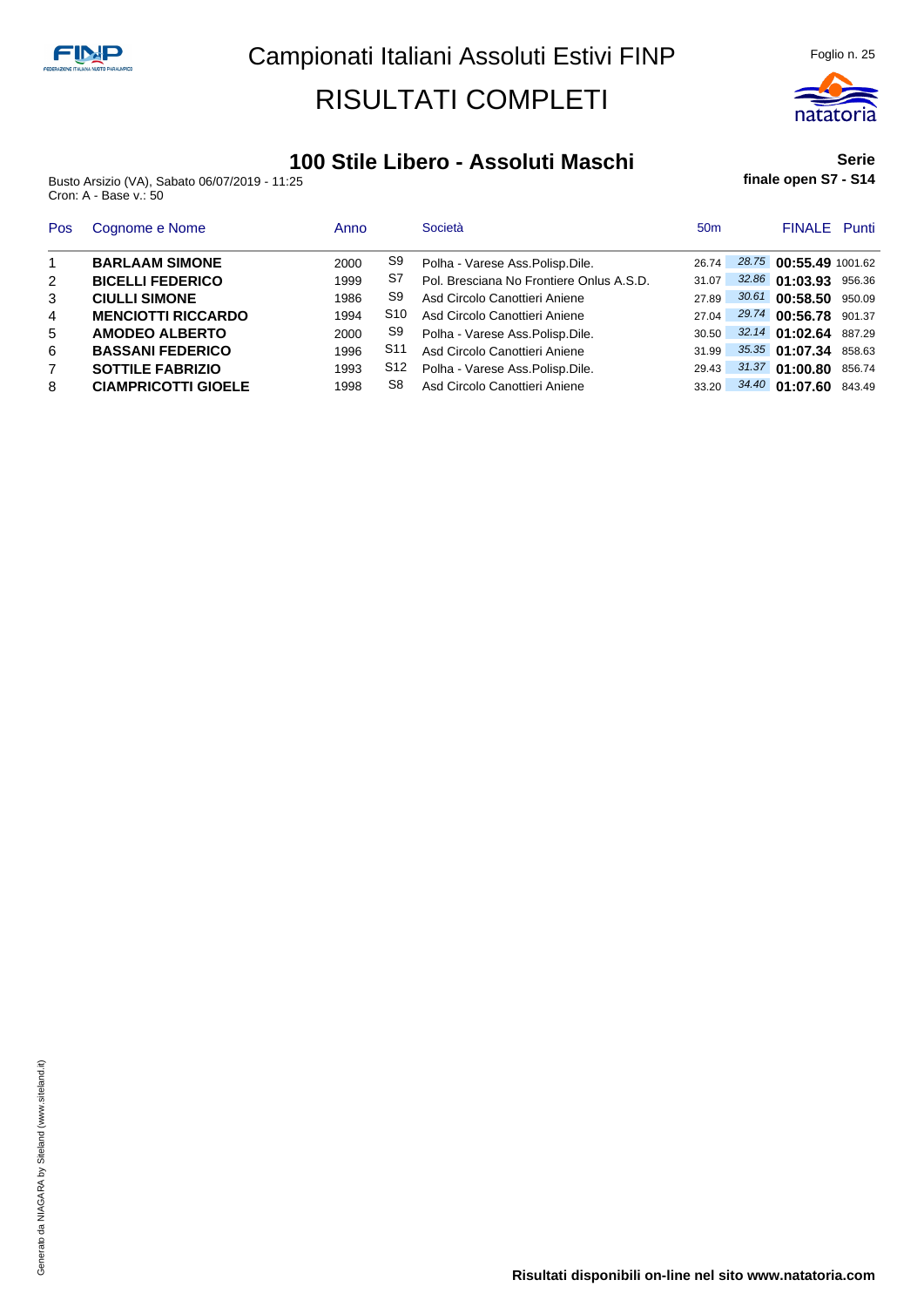# Campionati Italiani Assoluti Estivi FINP

# RISULTATI COMPLETI

## 100 Stile Libero - Assoluti Maschi

**Serie**

**finale open S7 - S14**

Busto Arsizio (VA), Sabato 06/07/2019 - 11:25
Cron: A - Base v.: 50

| Pos | Cognome e Nome | Anno | | Società | 50m | | FINALE | Punti |
|---|---|---|---|---|---|---|---|---|
| 1 | **BARLAAM SIMONE** | 2000 | S9 | Polha - Varese Ass.Polisp.Dile. | 26.74 | 28.75 | **00:55.49** | 1001.62 |
| 2 | **BICELLI FEDERICO** | 1999 | S7 | Pol. Bresciana No Frontiere Onlus A.S.D. | 31.07 | 32.86 | **01:03.93** | 956.36 |
| 3 | **CIULLI SIMONE** | 1986 | S9 | Asd Circolo Canottieri Aniene | 27.89 | 30.61 | **00:58.50** | 950.09 |
| 4 | **MENCIOTTI RICCARDO** | 1994 | S10 | Asd Circolo Canottieri Aniene | 27.04 | 29.74 | **00:56.78** | 901.37 |
| 5 | **AMODEO ALBERTO** | 2000 | S9 | Polha - Varese Ass.Polisp.Dile. | 30.50 | 32.14 | **01:02.64** | 887.29 |
| 6 | **BASSANI FEDERICO** | 1996 | S11 | Asd Circolo Canottieri Aniene | 31.99 | 35.35 | **01:07.34** | 858.63 |
| 7 | **SOTTILE FABRIZIO** | 1993 | S12 | Polha - Varese Ass.Polisp.Dile. | 29.43 | 31.37 | **01:00.80** | 856.74 |
| 8 | **CIAMPRICOTTI GIOELE** | 1998 | S8 | Asd Circolo Canottieri Aniene | 33.20 | 34.40 | **01:07.60** | 843.49 |

Generato da NIAGARA by Siteland (www.siteland.it)

**Risultati disponibili on-line nel sito www.natatoria.com**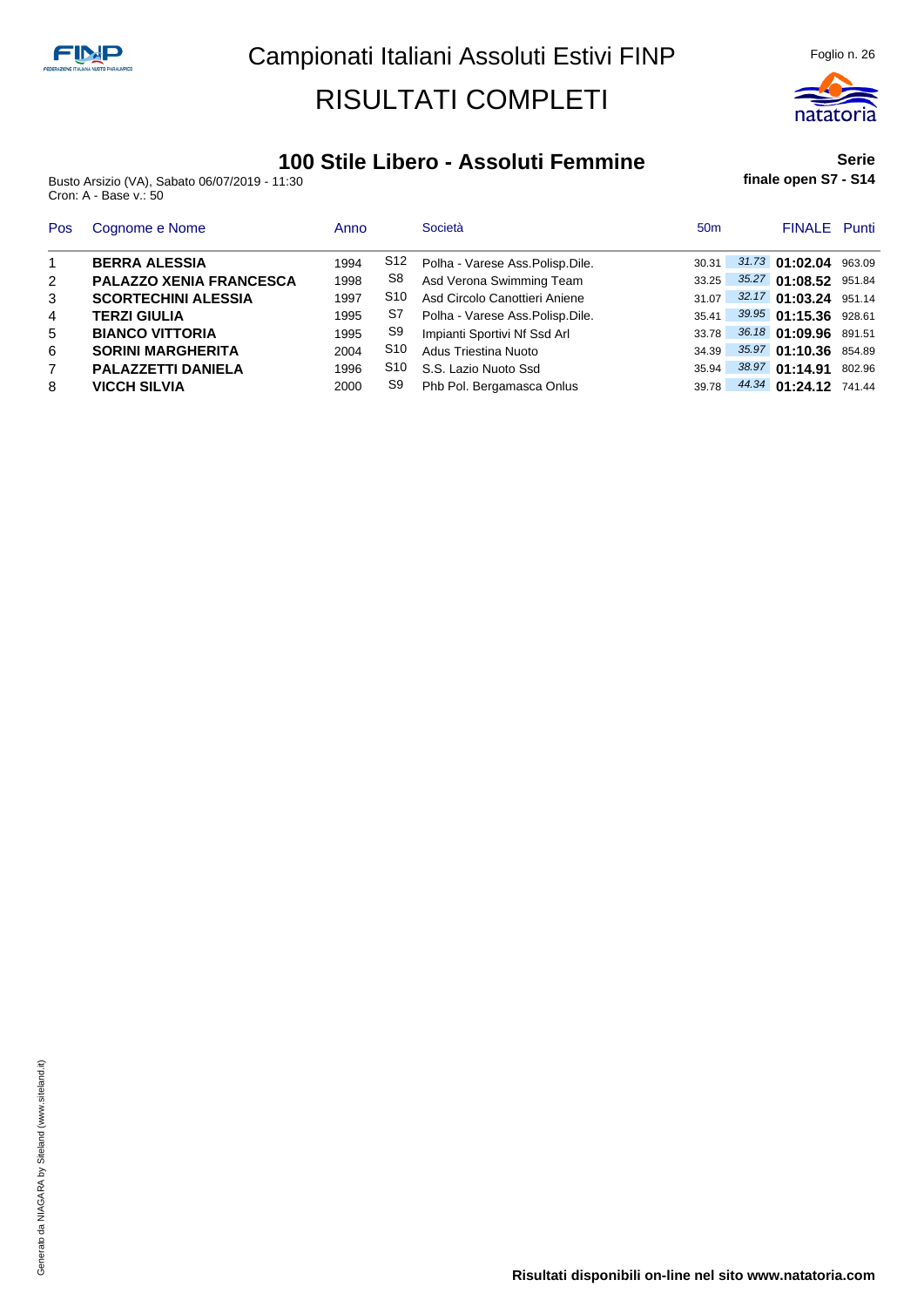# Campionati Italiani Assoluti Estivi FINP

# RISULTATI COMPLETI

## 100 Stile Libero - Assoluti Femmine

**Serie**
**finale open S7 - S14**

Busto Arsizio (VA), Sabato 06/07/2019 - 11:30
Cron: A - Base v.: 50

| Pos | Cognome e Nome | Anno | | Società | 50m | | FINALE | Punti |
|---|---|---|---|---|---|---|---|---|
| 1 | **BERRA ALESSIA** | 1994 | S12 | Polha - Varese Ass.Polisp.Dile. | 30.31 | *31.73* | **01:02.04** | 963.09 |
| 2 | **PALAZZO XENIA FRANCESCA** | 1998 | S8 | Asd Verona Swimming Team | 33.25 | *35.27* | **01:08.52** | 951.84 |
| 3 | **SCORTECHINI ALESSIA** | 1997 | S10 | Asd Circolo Canottieri Aniene | 31.07 | *32.17* | **01:03.24** | 951.14 |
| 4 | **TERZI GIULIA** | 1995 | S7 | Polha - Varese Ass.Polisp.Dile. | 35.41 | *39.95* | **01:15.36** | 928.61 |
| 5 | **BIANCO VITTORIA** | 1995 | S9 | Impianti Sportivi Nf Ssd Arl | 33.78 | *36.18* | **01:09.96** | 891.51 |
| 6 | **SORINI MARGHERITA** | 2004 | S10 | Adus Triestina Nuoto | 34.39 | *35.97* | **01:10.36** | 854.89 |
| 7 | **PALAZZETTI DANIELA** | 1996 | S10 | S.S. Lazio Nuoto Ssd | 35.94 | *38.97* | **01:14.91** | 802.96 |
| 8 | **VICCH SILVIA** | 2000 | S9 | Phb Pol. Bergamasca Onlus | 39.78 | *44.34* | **01:24.12** | 741.44 |

**Risultati disponibili on-line nel sito www.natatoria.com**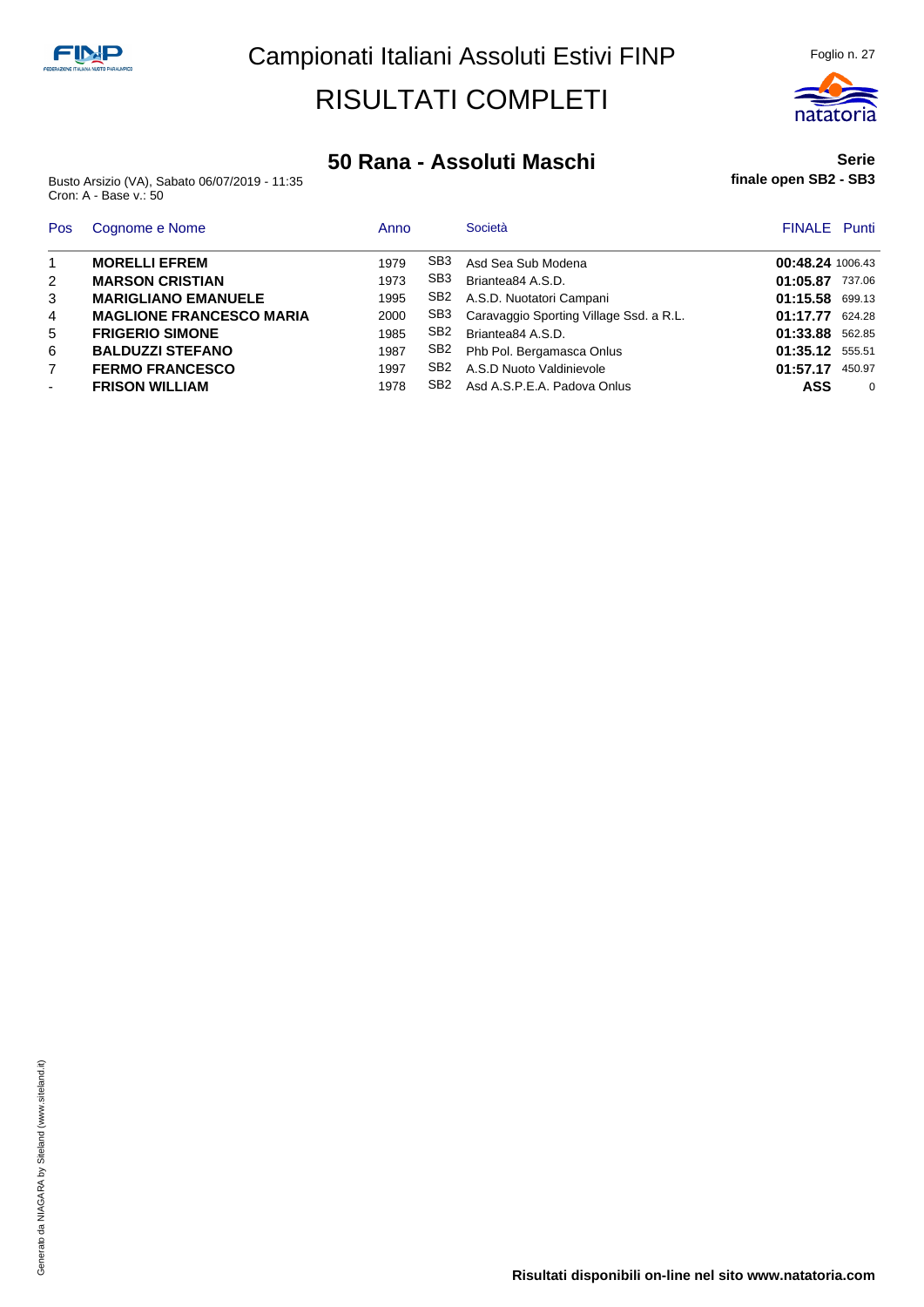# Campionati Italiani Assoluti Estivi FINP

# RISULTATI COMPLETI

## 50 Rana - Assoluti Maschi

**Serie**
**finale open SB2 - SB3**

Busto Arsizio (VA), Sabato 06/07/2019 - 11:35
Cron: A - Base v.: 50

| Pos | Cognome e Nome | Anno | | Società | FINALE | Punti |
|---|---|---|---|---|---|---|
| 1 | **MORELLI EFREM** | 1979 | SB3 | Asd Sea Sub Modena | **00:48.24** | 1006.43 |
| 2 | **MARSON CRISTIAN** | 1973 | SB3 | Briantea84 A.S.D. | **01:05.87** | 737.06 |
| 3 | **MARIGLIANO EMANUELE** | 1995 | SB2 | A.S.D. Nuotatori Campani | **01:15.58** | 699.13 |
| 4 | **MAGLIONE FRANCESCO MARIA** | 2000 | SB3 | Caravaggio Sporting Village Ssd. a R.L. | **01:17.77** | 624.28 |
| 5 | **FRIGERIO SIMONE** | 1985 | SB2 | Briantea84 A.S.D. | **01:33.88** | 562.85 |
| 6 | **BALDUZZI STEFANO** | 1987 | SB2 | Phb Pol. Bergamasca Onlus | **01:35.12** | 555.51 |
| 7 | **FERMO FRANCESCO** | 1997 | SB2 | A.S.D Nuoto Valdinievole | **01:57.17** | 450.97 |
| - | **FRISON WILLIAM** | 1978 | SB2 | Asd A.S.P.E.A. Padova Onlus | **ASS** | 0 |

**Risultati disponibili on-line nel sito www.natatoria.com**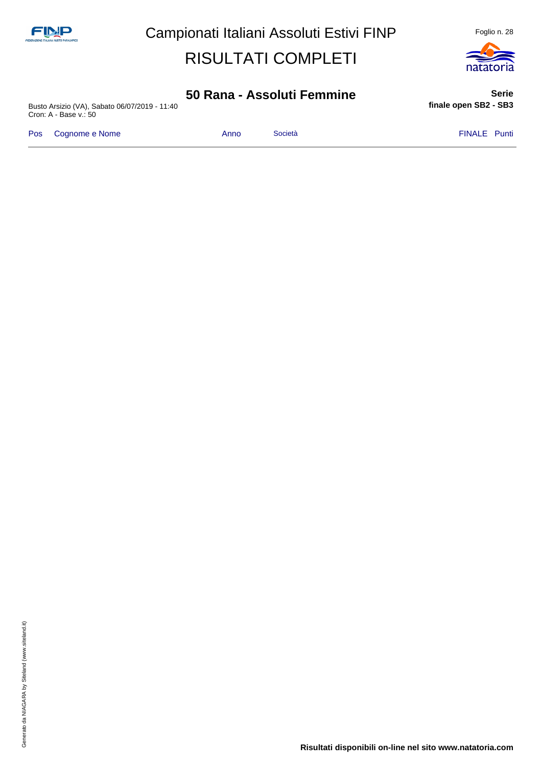# Campionati Italiani Assoluti Estivi FINP

## RISULTATI COMPLETI

### 50 Rana - Assoluti Femmine

Busto Arsizio (VA), Sabato 06/07/2019 - 11:40
Cron: A - Base v.: 50

**Serie**
**finale open SB2 - SB3**

| Pos | Cognome e Nome | Anno | Società | FINALE | Punti |
|---|---|---|---|---|---|

Risultati disponibili on-line nel sito www.natatoria.com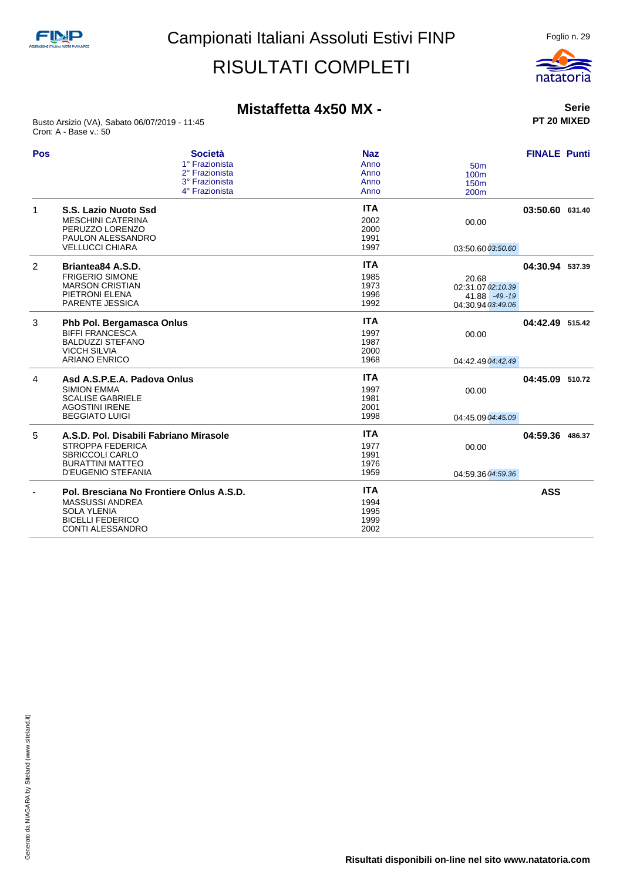# Campionati Italiani Assoluti Estivi FINP

# RISULTATI COMPLETI

## Mistaffetta 4x50 MX -

**Serie**
**PT 20 MIXED**

Busto Arsizio (VA), Sabato 06/07/2019 - 11:45
Cron: A - Base v.: 50

| Pos | Società / 1° Frazionista / 2° Frazionista / 3° Frazionista / 4° Frazionista | Naz / Anno | 50m / 100m / 150m / 200m | FINALE | Punti |
|---|---|---|---|---|---|
| 1 | **S.S. Lazio Nuoto Ssd** | **ITA** | | **03:50.60** | **631.40** |
| | MESCHINI CATERINA | 2002 | 00.00 | | |
| | PERUZZO LORENZO | 2000 | | | |
| | PAULON ALESSANDRO | 1991 | | | |
| | VELLUCCI CHIARA | 1997 | 03:50.60 *03:50.60* | | |
| 2 | **Briantea84 A.S.D.** | **ITA** | | **04:30.94** | **537.39** |
| | FRIGERIO SIMONE | 1985 | 20.68 | | |
| | MARSON CRISTIAN | 1973 | 02:31.07 *02:10.39* | | |
| | PIETRONI ELENA | 1996 | 41.88 *-49.-19* | | |
| | PARENTE JESSICA | 1992 | 04:30.94 *03:49.06* | | |
| 3 | **Phb Pol. Bergamasca Onlus** | **ITA** | | **04:42.49** | **515.42** |
| | BIFFI FRANCESCA | 1997 | 00.00 | | |
| | BALDUZZI STEFANO | 1987 | | | |
| | VICCH SILVIA | 2000 | | | |
| | ARIANO ENRICO | 1968 | 04:42.49 *04:42.49* | | |
| 4 | **Asd A.S.P.E.A. Padova Onlus** | **ITA** | | **04:45.09** | **510.72** |
| | SIMION EMMA | 1997 | 00.00 | | |
| | SCALISE GABRIELE | 1981 | | | |
| | AGOSTINI IRENE | 2001 | | | |
| | BEGGIATO LUIGI | 1998 | 04:45.09 *04:45.09* | | |
| 5 | **A.S.D. Pol. Disabili Fabriano Mirasole** | **ITA** | | **04:59.36** | **486.37** |
| | STROPPA FEDERICA | 1977 | 00.00 | | |
| | SBRICCOLI CARLO | 1991 | | | |
| | BURATTINI MATTEO | 1976 | | | |
| | D'EUGENIO STEFANIA | 1959 | 04:59.36 *04:59.36* | | |
| - | **Pol. Bresciana No Frontiere Onlus A.S.D.** | **ITA** | | **ASS** | |
| | MASSUSSI ANDREA | 1994 | | | |
| | SOLA YLENIA | 1995 | | | |
| | BICELLI FEDERICO | 1999 | | | |
| | CONTI ALESSANDRO | 2002 | | | |

**Risultati disponibili on-line nel sito www.natatoria.com**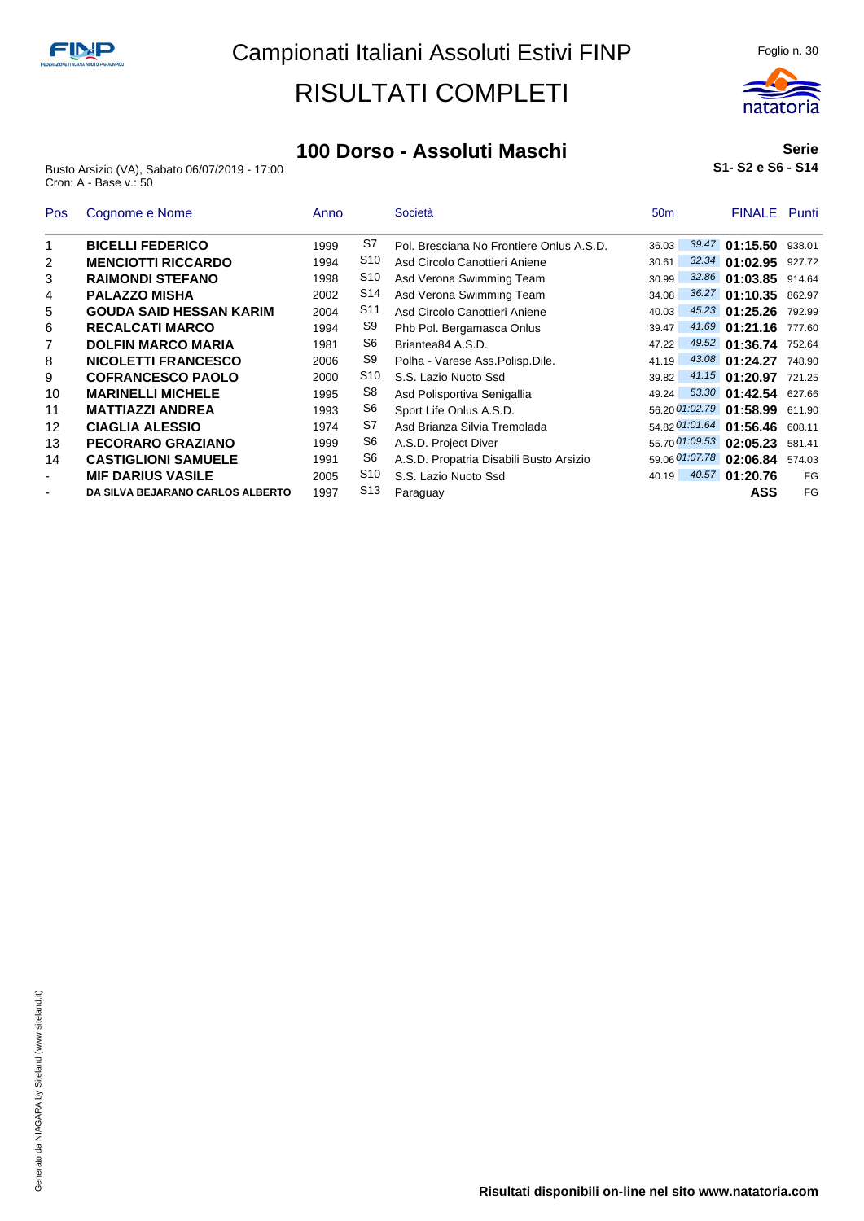# Campionati Italiani Assoluti Estivi FINP

# RISULTATI COMPLETI

## 100 Dorso - Assoluti Maschi

**Serie**
**S1- S2 e S6 - S14**

Busto Arsizio (VA), Sabato 06/07/2019 - 17:00
Cron: A - Base v.: 50

| Pos | Cognome e Nome | Anno | | Società | 50m | | FINALE | Punti |
|---|---|---|---|---|---|---|---|---|
| 1 | **BICELLI FEDERICO** | 1999 | S7 | Pol. Bresciana No Frontiere Onlus A.S.D. | 36.03 | 39.47 | **01:15.50** | 938.01 |
| 2 | **MENCIOTTI RICCARDO** | 1994 | S10 | Asd Circolo Canottieri Aniene | 30.61 | 32.34 | **01:02.95** | 927.72 |
| 3 | **RAIMONDI STEFANO** | 1998 | S10 | Asd Verona Swimming Team | 30.99 | 32.86 | **01:03.85** | 914.64 |
| 4 | **PALAZZO MISHA** | 2002 | S14 | Asd Verona Swimming Team | 34.08 | 36.27 | **01:10.35** | 862.97 |
| 5 | **GOUDA SAID HESSAN KARIM** | 2004 | S11 | Asd Circolo Canottieri Aniene | 40.03 | 45.23 | **01:25.26** | 792.99 |
| 6 | **RECALCATI MARCO** | 1994 | S9 | Phb Pol. Bergamasca Onlus | 39.47 | 41.69 | **01:21.16** | 777.60 |
| 7 | **DOLFIN MARCO MARIA** | 1981 | S6 | Briantea84 A.S.D. | 47.22 | 49.52 | **01:36.74** | 752.64 |
| 8 | **NICOLETTI FRANCESCO** | 2006 | S9 | Polha - Varese Ass.Polisp.Dile. | 41.19 | 43.08 | **01:24.27** | 748.90 |
| 9 | **COFRANCESCO PAOLO** | 2000 | S10 | S.S. Lazio Nuoto Ssd | 39.82 | 41.15 | **01:20.97** | 721.25 |
| 10 | **MARINELLI MICHELE** | 1995 | S8 | Asd Polisportiva Senigallia | 49.24 | 53.30 | **01:42.54** | 627.66 |
| 11 | **MATTIAZZI ANDREA** | 1993 | S6 | Sport Life Onlus A.S.D. | 56.20 | 01:02.79 | **01:58.99** | 611.90 |
| 12 | **CIAGLIA ALESSIO** | 1974 | S7 | Asd Brianza Silvia Tremolada | 54.82 | 01:01.64 | **01:56.46** | 608.11 |
| 13 | **PECORARO GRAZIANO** | 1999 | S6 | A.S.D. Project Diver | 55.70 | 01:09.53 | **02:05.23** | 581.41 |
| 14 | **CASTIGLIONI SAMUELE** | 1991 | S6 | A.S.D. Propatria Disabili Busto Arsizio | 59.06 | 01:07.78 | **02:06.84** | 574.03 |
| - | **MIF DARIUS VASILE** | 2005 | S10 | S.S. Lazio Nuoto Ssd | 40.19 | 40.57 | **01:20.76** | FG |
| - | **DA SILVA BEJARANO CARLOS ALBERTO** | 1997 | S13 | Paraguay | | | **ASS** | FG |

**Risultati disponibili on-line nel sito www.natatoria.com**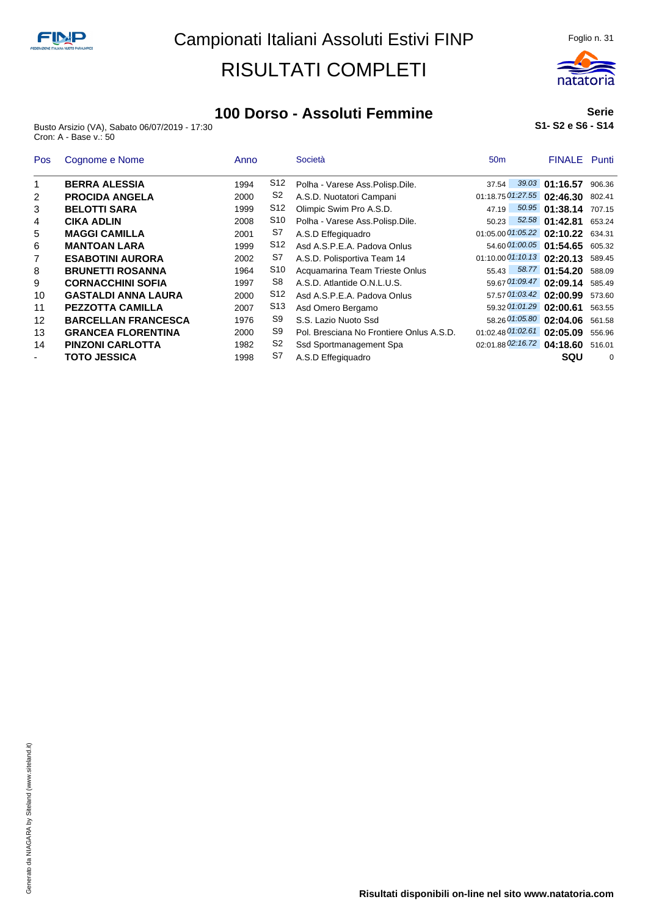# Campionati Italiani Assoluti Estivi FINP

# RISULTATI COMPLETI

## 100 Dorso - Assoluti Femmine

**Serie**
**S1- S2 e S6 - S14**

Busto Arsizio (VA), Sabato 06/07/2019 - 17:30
Cron: A - Base v.: 50

| Pos | Cognome e Nome | Anno | | Società | 50m | | FINALE | Punti |
|---|---|---|---|---|---|---|---|---|
| 1 | **BERRA ALESSIA** | 1994 | S12 | Polha - Varese Ass.Polisp.Dile. | 37.54 | 39.03 | **01:16.57** | 906.36 |
| 2 | **PROCIDA ANGELA** | 2000 | S2 | A.S.D. Nuotatori Campani | 01:18.75 | 01:27.55 | **02:46.30** | 802.41 |
| 3 | **BELOTTI SARA** | 1999 | S12 | Olimpic Swim Pro A.S.D. | 47.19 | 50.95 | **01:38.14** | 707.15 |
| 4 | **CIKA ADLIN** | 2008 | S10 | Polha - Varese Ass.Polisp.Dile. | 50.23 | 52.58 | **01:42.81** | 653.24 |
| 5 | **MAGGI CAMILLA** | 2001 | S7 | A.S.D Effegiquadro | 01:05.00 | 01:05.22 | **02:10.22** | 634.31 |
| 6 | **MANTOAN LARA** | 1999 | S12 | Asd A.S.P.E.A. Padova Onlus | 54.60 | 01:00.05 | **01:54.65** | 605.32 |
| 7 | **ESABOTINI AURORA** | 2002 | S7 | A.S.D. Polisportiva Team 14 | 01:10.00 | 01:10.13 | **02:20.13** | 589.45 |
| 8 | **BRUNETTI ROSANNA** | 1964 | S10 | Acquamarina Team Trieste Onlus | 55.43 | 58.77 | **01:54.20** | 588.09 |
| 9 | **CORNACCHINI SOFIA** | 1997 | S8 | A.S.D. Atlantide O.N.L.U.S. | 59.67 | 01:09.47 | **02:09.14** | 585.49 |
| 10 | **GASTALDI ANNA LAURA** | 2000 | S12 | Asd A.S.P.E.A. Padova Onlus | 57.57 | 01:03.42 | **02:00.99** | 573.60 |
| 11 | **PEZZOTTA CAMILLA** | 2007 | S13 | Asd Omero Bergamo | 59.32 | 01:01.29 | **02:00.61** | 563.55 |
| 12 | **BARCELLAN FRANCESCA** | 1976 | S9 | S.S. Lazio Nuoto Ssd | 58.26 | 01:05.80 | **02:04.06** | 561.58 |
| 13 | **GRANCEA FLORENTINA** | 2000 | S9 | Pol. Bresciana No Frontiere Onlus A.S.D. | 01:02.48 | 01:02.61 | **02:05.09** | 556.96 |
| 14 | **PINZONI CARLOTTA** | 1982 | S2 | Ssd Sportmanagement Spa | 02:01.88 | 02:16.72 | **04:18.60** | 516.01 |
| - | **TOTO JESSICA** | 1998 | S7 | A.S.D Effegiquadro | | | **SQU** | 0 |

**Risultati disponibili on-line nel sito www.natatoria.com**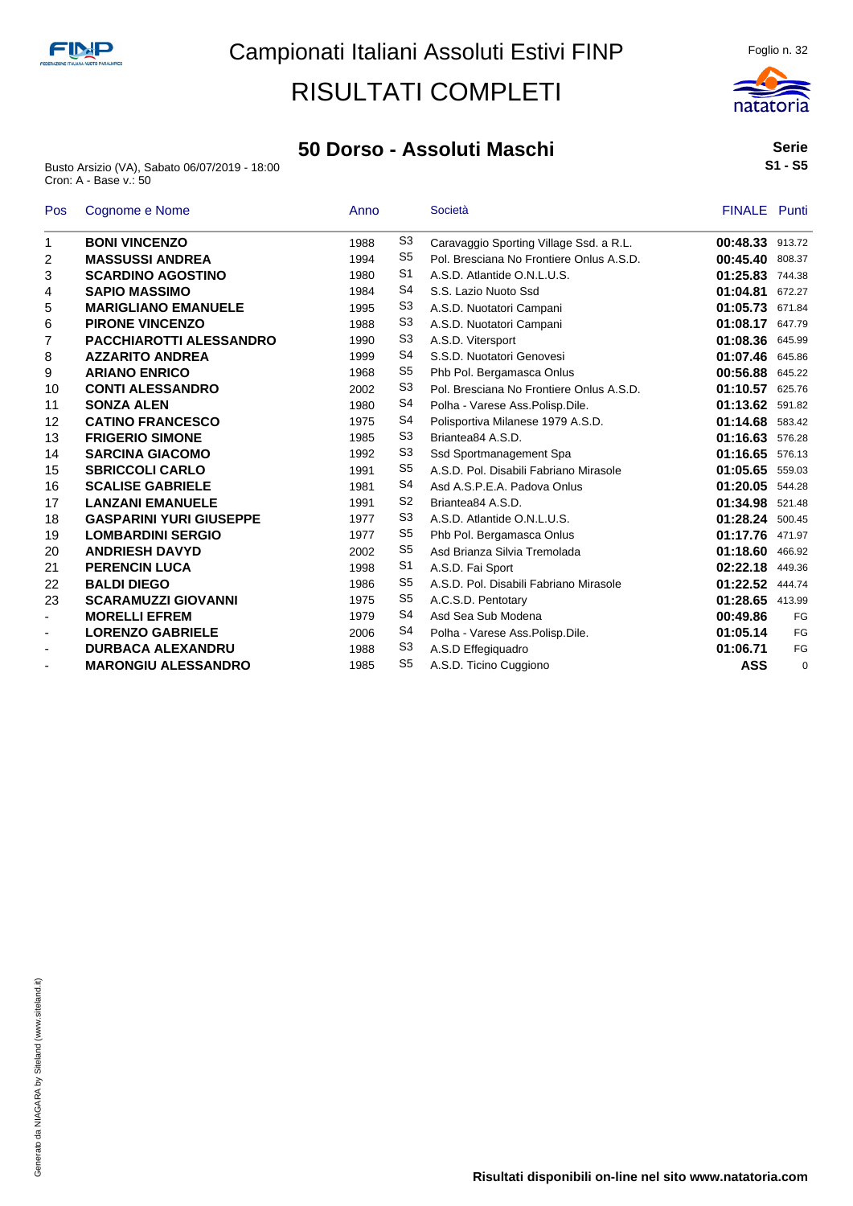# Campionati Italiani Assoluti Estivi FINP

# RISULTATI COMPLETI

## 50 Dorso - Assoluti Maschi

**Serie**
**S1 - S5**

Busto Arsizio (VA), Sabato 06/07/2019 - 18:00
Cron: A - Base v.: 50

| Pos | Cognome e Nome | Anno | | Società | FINALE | Punti |
|---|---|---|---|---|---|---|
| 1 | **BONI VINCENZO** | 1988 | S3 | Caravaggio Sporting Village Ssd. a R.L. | **00:48.33** | 913.72 |
| 2 | **MASSUSSI ANDREA** | 1994 | S5 | Pol. Bresciana No Frontiere Onlus A.S.D. | **00:45.40** | 808.37 |
| 3 | **SCARDINO AGOSTINO** | 1980 | S1 | A.S.D. Atlantide O.N.L.U.S. | **01:25.83** | 744.38 |
| 4 | **SAPIO MASSIMO** | 1984 | S4 | S.S. Lazio Nuoto Ssd | **01:04.81** | 672.27 |
| 5 | **MARIGLIANO EMANUELE** | 1995 | S3 | A.S.D. Nuotatori Campani | **01:05.73** | 671.84 |
| 6 | **PIRONE VINCENZO** | 1988 | S3 | A.S.D. Nuotatori Campani | **01:08.17** | 647.79 |
| 7 | **PACCHIAROTTI ALESSANDRO** | 1990 | S3 | A.S.D. Vitersport | **01:08.36** | 645.99 |
| 8 | **AZZARITO ANDREA** | 1999 | S4 | S.S.D. Nuotatori Genovesi | **01:07.46** | 645.86 |
| 9 | **ARIANO ENRICO** | 1968 | S5 | Phb Pol. Bergamasca Onlus | **00:56.88** | 645.22 |
| 10 | **CONTI ALESSANDRO** | 2002 | S3 | Pol. Bresciana No Frontiere Onlus A.S.D. | **01:10.57** | 625.76 |
| 11 | **SONZA ALEN** | 1980 | S4 | Polha - Varese Ass.Polisp.Dile. | **01:13.62** | 591.82 |
| 12 | **CATINO FRANCESCO** | 1975 | S4 | Polisportiva Milanese 1979 A.S.D. | **01:14.68** | 583.42 |
| 13 | **FRIGERIO SIMONE** | 1985 | S3 | Briantea84 A.S.D. | **01:16.63** | 576.28 |
| 14 | **SARCINA GIACOMO** | 1992 | S3 | Ssd Sportmanagement Spa | **01:16.65** | 576.13 |
| 15 | **SBRICCOLI CARLO** | 1991 | S5 | A.S.D. Pol. Disabili Fabriano Mirasole | **01:05.65** | 559.03 |
| 16 | **SCALISE GABRIELE** | 1981 | S4 | Asd A.S.P.E.A. Padova Onlus | **01:20.05** | 544.28 |
| 17 | **LANZANI EMANUELE** | 1991 | S2 | Briantea84 A.S.D. | **01:34.98** | 521.48 |
| 18 | **GASPARINI YURI GIUSEPPE** | 1977 | S3 | A.S.D. Atlantide O.N.L.U.S. | **01:28.24** | 500.45 |
| 19 | **LOMBARDINI SERGIO** | 1977 | S5 | Phb Pol. Bergamasca Onlus | **01:17.76** | 471.97 |
| 20 | **ANDRIESH DAVYD** | 2002 | S5 | Asd Brianza Silvia Tremolada | **01:18.60** | 466.92 |
| 21 | **PERENCIN LUCA** | 1998 | S1 | A.S.D. Fai Sport | **02:22.18** | 449.36 |
| 22 | **BALDI DIEGO** | 1986 | S5 | A.S.D. Pol. Disabili Fabriano Mirasole | **01:22.52** | 444.74 |
| 23 | **SCARAMUZZI GIOVANNI** | 1975 | S5 | A.C.S.D. Pentotary | **01:28.65** | 413.99 |
| - | **MORELLI EFREM** | 1979 | S4 | Asd Sea Sub Modena | **00:49.86** | FG |
| - | **LORENZO GABRIELE** | 2006 | S4 | Polha - Varese Ass.Polisp.Dile. | **01:05.14** | FG |
| - | **DURBACA ALEXANDRU** | 1988 | S3 | A.S.D Effegiquadro | **01:06.71** | FG |
| - | **MARONGIU ALESSANDRO** | 1985 | S5 | A.S.D. Ticino Cuggiono | **ASS** | 0 |

**Risultati disponibili on-line nel sito www.natatoria.com**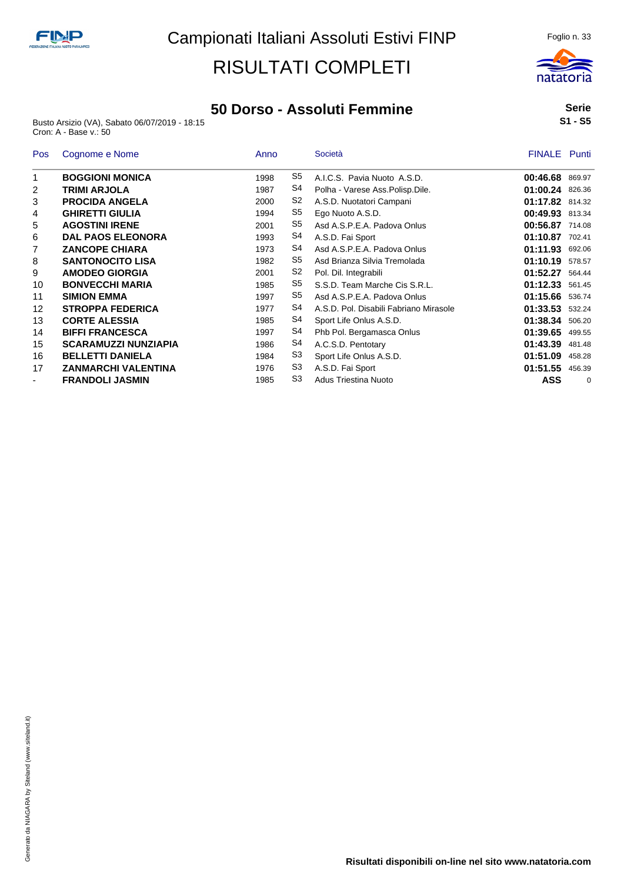# Campionati Italiani Assoluti Estivi FINP

# RISULTATI COMPLETI

## 50 Dorso - Assoluti Femmine

Busto Arsizio (VA), Sabato 06/07/2019 - 18:15
Cron: A - Base v.: 50

**Serie**
**S1 - S5**

| Pos | Cognome e Nome | Anno | | Società | FINALE | Punti |
|---|---|---|---|---|---|---|
| 1 | **BOGGIONI MONICA** | 1998 | S5 | A.I.C.S. Pavia Nuoto A.S.D. | **00:46.68** | 869.97 |
| 2 | **TRIMI ARJOLA** | 1987 | S4 | Polha - Varese Ass.Polisp.Dile. | **01:00.24** | 826.36 |
| 3 | **PROCIDA ANGELA** | 2000 | S2 | A.S.D. Nuotatori Campani | **01:17.82** | 814.32 |
| 4 | **GHIRETTI GIULIA** | 1994 | S5 | Ego Nuoto A.S.D. | **00:49.93** | 813.34 |
| 5 | **AGOSTINI IRENE** | 2001 | S5 | Asd A.S.P.E.A. Padova Onlus | **00:56.87** | 714.08 |
| 6 | **DAL PAOS ELEONORA** | 1993 | S4 | A.S.D. Fai Sport | **01:10.87** | 702.41 |
| 7 | **ZANCOPE CHIARA** | 1973 | S4 | Asd A.S.P.E.A. Padova Onlus | **01:11.93** | 692.06 |
| 8 | **SANTONOCITO LISA** | 1982 | S5 | Asd Brianza Silvia Tremolada | **01:10.19** | 578.57 |
| 9 | **AMODEO GIORGIA** | 2001 | S2 | Pol. Dil. Integrabili | **01:52.27** | 564.44 |
| 10 | **BONVECCHI MARIA** | 1985 | S5 | S.S.D. Team Marche Cis S.R.L. | **01:12.33** | 561.45 |
| 11 | **SIMION EMMA** | 1997 | S5 | Asd A.S.P.E.A. Padova Onlus | **01:15.66** | 536.74 |
| 12 | **STROPPA FEDERICA** | 1977 | S4 | A.S.D. Pol. Disabili Fabriano Mirasole | **01:33.53** | 532.24 |
| 13 | **CORTE ALESSIA** | 1985 | S4 | Sport Life Onlus A.S.D. | **01:38.34** | 506.20 |
| 14 | **BIFFI FRANCESCA** | 1997 | S4 | Phb Pol. Bergamasca Onlus | **01:39.65** | 499.55 |
| 15 | **SCARAMUZZI NUNZIAPIA** | 1986 | S4 | A.C.S.D. Pentotary | **01:43.39** | 481.48 |
| 16 | **BELLETTI DANIELA** | 1984 | S3 | Sport Life Onlus A.S.D. | **01:51.09** | 458.28 |
| 17 | **ZANMARCHI VALENTINA** | 1976 | S3 | A.S.D. Fai Sport | **01:51.55** | 456.39 |
| - | **FRANDOLI JASMIN** | 1985 | S3 | Adus Triestina Nuoto | **ASS** | 0 |

**Risultati disponibili on-line nel sito www.natatoria.com**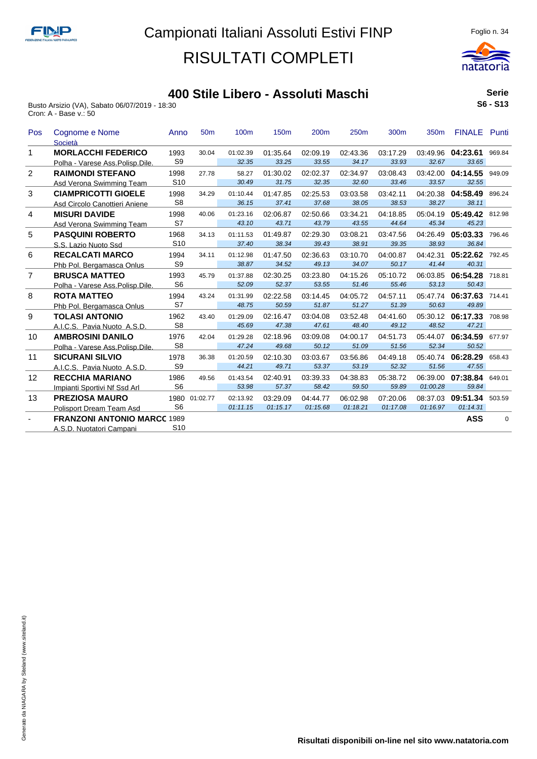# Campionati Italiani Assoluti Estivi FINP

# RISULTATI COMPLETI

## 400 Stile Libero - Assoluti Maschi

**Serie S6 - S13**

Busto Arsizio (VA), Sabato 06/07/2019 - 18:30
Cron: A - Base v.: 50

| Pos | Cognome e Nome / Società | Anno | 50m | 100m | 150m | 200m | 250m | 300m | 350m | FINALE | Punti |
|---|---|---|---|---|---|---|---|---|---|---|---|
| 1 | **MORLACCHI FEDERICO** | 1993 | 30.04 | 01:02.39 | 01:35.64 | 02:09.19 | 02:43.36 | 03:17.29 | 03:49.96 | **04:23.61** | 969.84 |
| | Polha - Varese Ass.Polisp.Dile. | S9 | | *32.35* | *33.25* | *33.55* | *34.17* | *33.93* | *32.67* | *33.65* | |
| 2 | **RAIMONDI STEFANO** | 1998 | 27.78 | 58.27 | 01:30.02 | 02:02.37 | 02:34.97 | 03:08.43 | 03:42.00 | **04:14.55** | 949.09 |
| | Asd Verona Swimming Team | S10 | | *30.49* | *31.75* | *32.35* | *32.60* | *33.46* | *33.57* | *32.55* | |
| 3 | **CIAMPRICOTTI GIOELE** | 1998 | 34.29 | 01:10.44 | 01:47.85 | 02:25.53 | 03:03.58 | 03:42.11 | 04:20.38 | **04:58.49** | 896.24 |
| | Asd Circolo Canottieri Aniene | S8 | | *36.15* | *37.41* | *37.68* | *38.05* | *38.53* | *38.27* | *38.11* | |
| 4 | **MISURI DAVIDE** | 1998 | 40.06 | 01:23.16 | 02:06.87 | 02:50.66 | 03:34.21 | 04:18.85 | 05:04.19 | **05:49.42** | 812.98 |
| | Asd Verona Swimming Team | S7 | | *43.10* | *43.71* | *43.79* | *43.55* | *44.64* | *45.34* | *45.23* | |
| 5 | **PASQUINI ROBERTO** | 1968 | 34.13 | 01:11.53 | 01:49.87 | 02:29.30 | 03:08.21 | 03:47.56 | 04:26.49 | **05:03.33** | 796.46 |
| | S.S. Lazio Nuoto Ssd | S10 | | *37.40* | *38.34* | *39.43* | *38.91* | *39.35* | *38.93* | *36.84* | |
| 6 | **RECALCATI MARCO** | 1994 | 34.11 | 01:12.98 | 01:47.50 | 02:36.63 | 03:10.70 | 04:00.87 | 04:42.31 | **05:22.62** | 792.45 |
| | Phb Pol. Bergamasca Onlus | S9 | | *38.87* | *34.52* | *49.13* | *34.07* | *50.17* | *41.44* | *40.31* | |
| 7 | **BRUSCA MATTEO** | 1993 | 45.79 | 01:37.88 | 02:30.25 | 03:23.80 | 04:15.26 | 05:10.72 | 06:03.85 | **06:54.28** | 718.81 |
| | Polha - Varese Ass.Polisp.Dile. | S6 | | *52.09* | *52.37* | *53.55* | *51.46* | *55.46* | *53.13* | *50.43* | |
| 8 | **ROTA MATTEO** | 1994 | 43.24 | 01:31.99 | 02:22.58 | 03:14.45 | 04:05.72 | 04:57.11 | 05:47.74 | **06:37.63** | 714.41 |
| | Phb Pol. Bergamasca Onlus | S7 | | *48.75* | *50.59* | *51.87* | *51.27* | *51.39* | *50.63* | *49.89* | |
| 9 | **TOLASI ANTONIO** | 1962 | 43.40 | 01:29.09 | 02:16.47 | 03:04.08 | 03:52.48 | 04:41.60 | 05:30.12 | **06:17.33** | 708.98 |
| | A.I.C.S. Pavia Nuoto A.S.D. | S8 | | *45.69* | *47.38* | *47.61* | *48.40* | *49.12* | *48.52* | *47.21* | |
| 10 | **AMBROSINI DANILO** | 1976 | 42.04 | 01:29.28 | 02:18.96 | 03:09.08 | 04:00.17 | 04:51.73 | 05:44.07 | **06:34.59** | 677.97 |
| | Polha - Varese Ass.Polisp.Dile. | S8 | | *47.24* | *49.68* | *50.12* | *51.09* | *51.56* | *52.34* | *50.52* | |
| 11 | **SICURANI SILVIO** | 1978 | 36.38 | 01:20.59 | 02:10.30 | 03:03.67 | 03:56.86 | 04:49.18 | 05:40.74 | **06:28.29** | 658.43 |
| | A.I.C.S. Pavia Nuoto A.S.D. | S9 | | *44.21* | *49.71* | *53.37* | *53.19* | *52.32* | *51.56* | *47.55* | |
| 12 | **RECCHIA MARIANO** | 1986 | 49.56 | 01:43.54 | 02:40.91 | 03:39.33 | 04:38.83 | 05:38.72 | 06:39.00 | **07:38.84** | 649.01 |
| | Impianti Sportivi Nf Ssd Arl | S6 | | *53.98* | *57.37* | *58.42* | *59.50* | *59.89* | *01:00.28* | *59.84* | |
| 13 | **PREZIOSA MAURO** | 1980 | 01:02.77 | 02:13.92 | 03:29.09 | 04:44.77 | 06:02.98 | 07:20.06 | 08:37.03 | **09:51.34** | 503.59 |
| | Polisport Dream Team Asd | S6 | | *01:11.15* | *01:15.17* | *01:15.68* | *01:18.21* | *01:17.08* | *01:16.97* | *01:14.31* | |
| - | **FRANZONI ANTONIO MARCC** | 1989 | | | | | | | | **ASS** | 0 |
| | A.S.D. Nuotatori Campani | S10 | | | | | | | | | |

**Risultati disponibili on-line nel sito www.natatoria.com**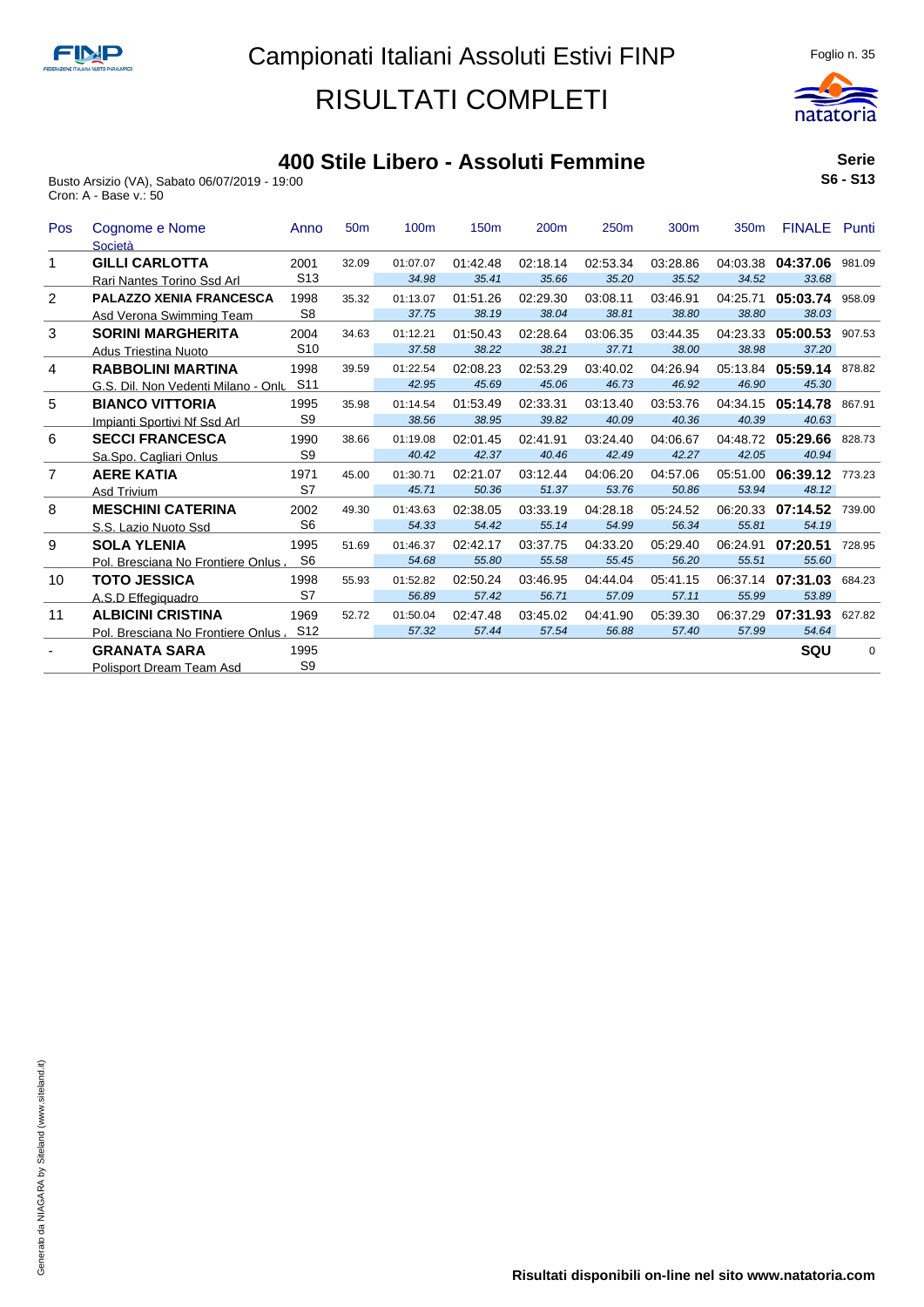# Campionati Italiani Assoluti Estivi FINP

# RISULTATI COMPLETI

## 400 Stile Libero - Assoluti Femmine

**Serie**
**S6 - S13**

Busto Arsizio (VA), Sabato 06/07/2019 - 19:00
Cron: A - Base v.: 50

| Pos | Cognome e Nome / Società | Anno | 50m | 100m | 150m | 200m | 250m | 300m | 350m | FINALE | Punti |
|---|---|---|---|---|---|---|---|---|---|---|---|
| 1 | **GILLI CARLOTTA** | 2001 | 32.09 | 01:07.07 | 01:42.48 | 02:18.14 | 02:53.34 | 03:28.86 | 04:03.38 | **04:37.06** | 981.09 |
| | Rari Nantes Torino Ssd Arl | S13 | | *34.98* | *35.41* | *35.66* | *35.20* | *35.52* | *34.52* | *33.68* | |
| 2 | **PALAZZO XENIA FRANCESCA** | 1998 | 35.32 | 01:13.07 | 01:51.26 | 02:29.30 | 03:08.11 | 03:46.91 | 04:25.71 | **05:03.74** | 958.09 |
| | Asd Verona Swimming Team | S8 | | *37.75* | *38.19* | *38.04* | *38.81* | *38.80* | *38.80* | *38.03* | |
| 3 | **SORINI MARGHERITA** | 2004 | 34.63 | 01:12.21 | 01:50.43 | 02:28.64 | 03:06.35 | 03:44.35 | 04:23.33 | **05:00.53** | 907.53 |
| | Adus Triestina Nuoto | S10 | | *37.58* | *38.22* | *38.21* | *37.71* | *38.00* | *38.98* | *37.20* | |
| 4 | **RABBOLINI MARTINA** | 1998 | 39.59 | 01:22.54 | 02:08.23 | 02:53.29 | 03:40.02 | 04:26.94 | 05:13.84 | **05:59.14** | 878.82 |
| | G.S. Dil. Non Vedenti Milano - Onlu | S11 | | *42.95* | *45.69* | *45.06* | *46.73* | *46.92* | *46.90* | *45.30* | |
| 5 | **BIANCO VITTORIA** | 1995 | 35.98 | 01:14.54 | 01:53.49 | 02:33.31 | 03:13.40 | 03:53.76 | 04:34.15 | **05:14.78** | 867.91 |
| | Impianti Sportivi Nf Ssd Arl | S9 | | *38.56* | *38.95* | *39.82* | *40.09* | *40.36* | *40.39* | *40.63* | |
| 6 | **SECCI FRANCESCA** | 1990 | 38.66 | 01:19.08 | 02:01.45 | 02:41.91 | 03:24.40 | 04:06.67 | 04:48.72 | **05:29.66** | 828.73 |
| | Sa.Spo. Cagliari Onlus | S9 | | *40.42* | *42.37* | *40.46* | *42.49* | *42.27* | *42.05* | *40.94* | |
| 7 | **AERE KATIA** | 1971 | 45.00 | 01:30.71 | 02:21.07 | 03:12.44 | 04:06.20 | 04:57.06 | 05:51.00 | **06:39.12** | 773.23 |
| | Asd Trivium | S7 | | *45.71* | *50.36* | *51.37* | *53.76* | *50.86* | *53.94* | *48.12* | |
| 8 | **MESCHINI CATERINA** | 2002 | 49.30 | 01:43.63 | 02:38.05 | 03:33.19 | 04:28.18 | 05:24.52 | 06:20.33 | **07:14.52** | 739.00 |
| | S.S. Lazio Nuoto Ssd | S6 | | *54.33* | *54.42* | *55.14* | *54.99* | *56.34* | *55.81* | *54.19* | |
| 9 | **SOLA YLENIA** | 1995 | 51.69 | 01:46.37 | 02:42.17 | 03:37.75 | 04:33.20 | 05:29.40 | 06:24.91 | **07:20.51** | 728.95 |
| | Pol. Bresciana No Frontiere Onlus | S6 | | *54.68* | *55.80* | *55.58* | *55.45* | *56.20* | *55.51* | *55.60* | |
| 10 | **TOTO JESSICA** | 1998 | 55.93 | 01:52.82 | 02:50.24 | 03:46.95 | 04:44.04 | 05:41.15 | 06:37.14 | **07:31.03** | 684.23 |
| | A.S.D Effegiquadro | S7 | | *56.89* | *57.42* | *56.71* | *57.09* | *57.11* | *55.99* | *53.89* | |
| 11 | **ALBICINI CRISTINA** | 1969 | 52.72 | 01:50.04 | 02:47.48 | 03:45.02 | 04:41.90 | 05:39.30 | 06:37.29 | **07:31.93** | 627.82 |
| | Pol. Bresciana No Frontiere Onlus | S12 | | *57.32* | *57.44* | *57.54* | *56.88* | *57.40* | *57.99* | *54.64* | |
| - | **GRANATA SARA** | 1995 | | | | | | | | **SQU** | 0 |
| | Polisport Dream Team Asd | S9 | | | | | | | | | |

**Risultati disponibili on-line nel sito www.natatoria.com**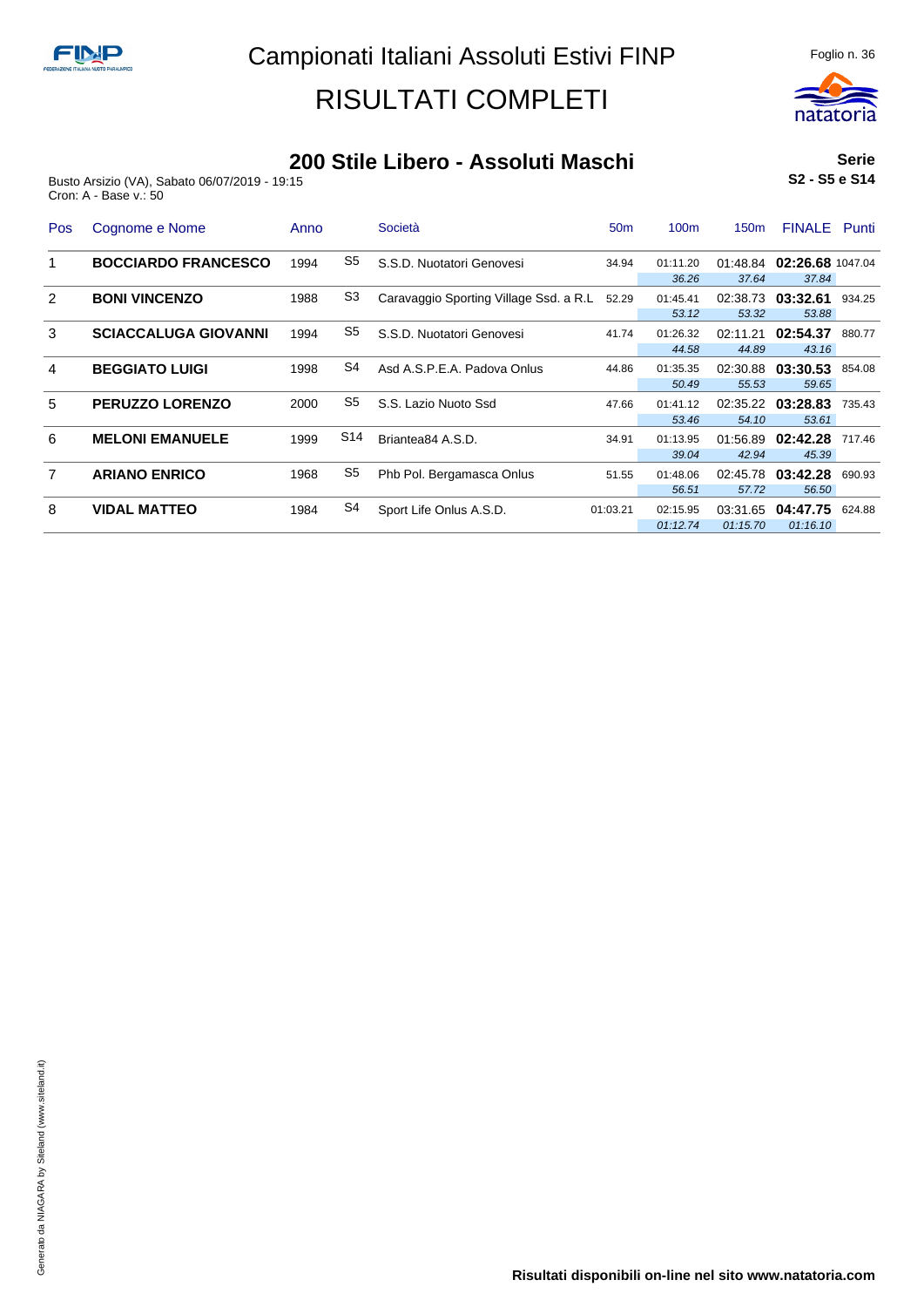# Campionati Italiani Assoluti Estivi FINP

# RISULTATI COMPLETI

## 200 Stile Libero - Assoluti Maschi

**Serie**
**S2 - S5 e S14**

Busto Arsizio (VA), Sabato 06/07/2019 - 19:15
Cron: A - Base v.: 50

| Pos | Cognome e Nome | Anno | | Società | 50m | 100m | 150m | FINALE | Punti |
|---|---|---|---|---|---|---|---|---|---|
| 1 | **BOCCIARDO FRANCESCO** | 1994 | S5 | S.S.D. Nuotatori Genovesi | 34.94 | 01:11.20 | 01:48.84 | **02:26.68** | 1047.04 |
| | | | | | | *36.26* | *37.64* | *37.84* | |
| 2 | **BONI VINCENZO** | 1988 | S3 | Caravaggio Sporting Village Ssd. a R.L | 52.29 | 01:45.41 | 02:38.73 | **03:32.61** | 934.25 |
| | | | | | | *53.12* | *53.32* | *53.88* | |
| 3 | **SCIACCALUGA GIOVANNI** | 1994 | S5 | S.S.D. Nuotatori Genovesi | 41.74 | 01:26.32 | 02:11.21 | **02:54.37** | 880.77 |
| | | | | | | *44.58* | *44.89* | *43.16* | |
| 4 | **BEGGIATO LUIGI** | 1998 | S4 | Asd A.S.P.E.A. Padova Onlus | 44.86 | 01:35.35 | 02:30.88 | **03:30.53** | 854.08 |
| | | | | | | *50.49* | *55.53* | *59.65* | |
| 5 | **PERUZZO LORENZO** | 2000 | S5 | S.S. Lazio Nuoto Ssd | 47.66 | 01:41.12 | 02:35.22 | **03:28.83** | 735.43 |
| | | | | | | *53.46* | *54.10* | *53.61* | |
| 6 | **MELONI EMANUELE** | 1999 | S14 | Briantea84 A.S.D. | 34.91 | 01:13.95 | 01:56.89 | **02:42.28** | 717.46 |
| | | | | | | *39.04* | *42.94* | *45.39* | |
| 7 | **ARIANO ENRICO** | 1968 | S5 | Phb Pol. Bergamasca Onlus | 51.55 | 01:48.06 | 02:45.78 | **03:42.28** | 690.93 |
| | | | | | | *56.51* | *57.72* | *56.50* | |
| 8 | **VIDAL MATTEO** | 1984 | S4 | Sport Life Onlus A.S.D. | 01:03.21 | 02:15.95 | 03:31.65 | **04:47.75** | 624.88 |
| | | | | | | *01:12.74* | *01:15.70* | *01:16.10* | |

Generato da NIAGARA by Siteland (www.siteland.it)

**Risultati disponibili on-line nel sito www.natatoria.com**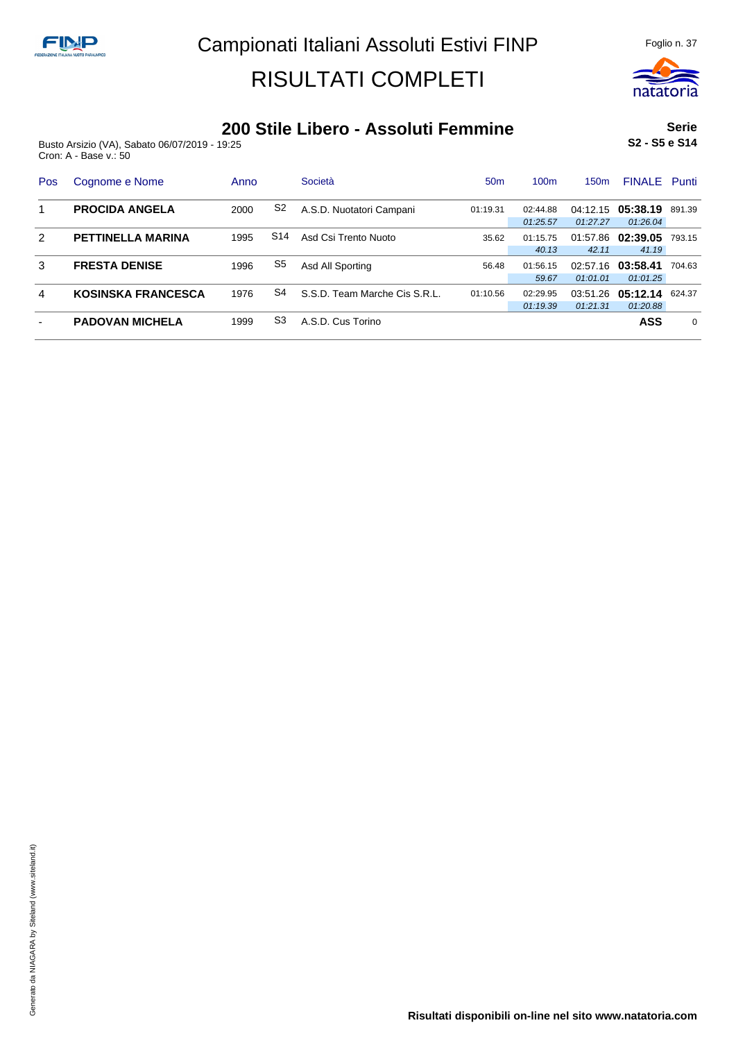# Campionati Italiani Assoluti Estivi FINP

# RISULTATI COMPLETI

## 200 Stile Libero - Assoluti Femmine

Busto Arsizio (VA), Sabato 06/07/2019 - 19:25
Cron: A - Base v.: 50

**Serie**
**S2 - S5 e S14**

| Pos | Cognome e Nome | Anno | | Società | 50m | 100m | 150m | FINALE | Punti |
|---|---|---|---|---|---|---|---|---|---|
| 1 | **PROCIDA ANGELA** | 2000 | S2 | A.S.D. Nuotatori Campani | 01:19.31 | 02:44.88 | 04:12.15 | **05:38.19** | 891.39 |
| | | | | | | *01:25.57* | *01:27.27* | *01:26.04* | |
| 2 | **PETTINELLA MARINA** | 1995 | S14 | Asd Csi Trento Nuoto | 35.62 | 01:15.75 | 01:57.86 | **02:39.05** | 793.15 |
| | | | | | | *40.13* | *42.11* | *41.19* | |
| 3 | **FRESTA DENISE** | 1996 | S5 | Asd All Sporting | 56.48 | 01:56.15 | 02:57.16 | **03:58.41** | 704.63 |
| | | | | | | *59.67* | *01:01.01* | *01:01.25* | |
| 4 | **KOSINSKA FRANCESCA** | 1976 | S4 | S.S.D. Team Marche Cis S.R.L. | 01:10.56 | 02:29.95 | 03:51.26 | **05:12.14** | 624.37 |
| | | | | | | *01:19.39* | *01:21.31* | *01:20.88* | |
| - | **PADOVAN MICHELA** | 1999 | S3 | A.S.D. Cus Torino | | | | **ASS** | 0 |

**Risultati disponibili on-line nel sito www.natatoria.com**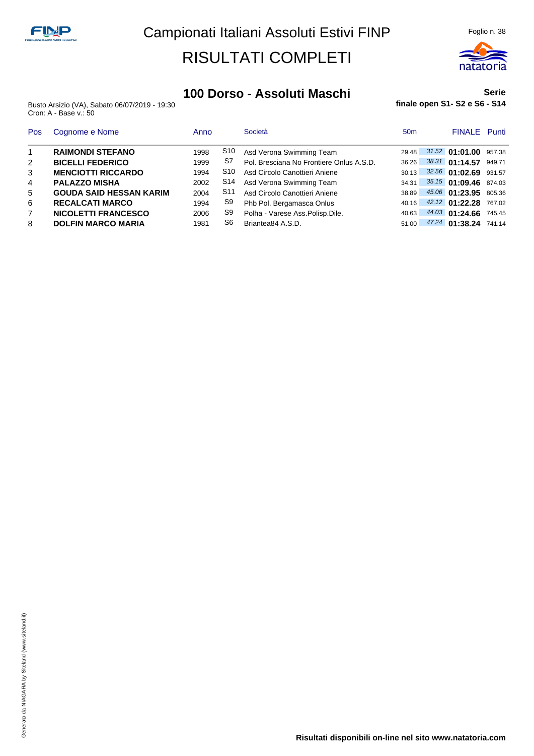# Campionati Italiani Assoluti Estivi FINP

# RISULTATI COMPLETI

## 100 Dorso - Assoluti Maschi

**Serie**
**finale open S1- S2 e S6 - S14**

Busto Arsizio (VA), Sabato 06/07/2019 - 19:30
Cron: A - Base v.: 50

| Pos | Cognome e Nome | Anno | | Società | 50m | | FINALE | Punti |
|---|---|---|---|---|---|---|---|---|
| 1 | **RAIMONDI STEFANO** | 1998 | S10 | Asd Verona Swimming Team | 29.48 | *31.52* | **01:01.00** | 957.38 |
| 2 | **BICELLI FEDERICO** | 1999 | S7 | Pol. Bresciana No Frontiere Onlus A.S.D. | 36.26 | *38.31* | **01:14.57** | 949.71 |
| 3 | **MENCIOTTI RICCARDO** | 1994 | S10 | Asd Circolo Canottieri Aniene | 30.13 | *32.56* | **01:02.69** | 931.57 |
| 4 | **PALAZZO MISHA** | 2002 | S14 | Asd Verona Swimming Team | 34.31 | *35.15* | **01:09.46** | 874.03 |
| 5 | **GOUDA SAID HESSAN KARIM** | 2004 | S11 | Asd Circolo Canottieri Aniene | 38.89 | *45.06* | **01:23.95** | 805.36 |
| 6 | **RECALCATI MARCO** | 1994 | S9 | Phb Pol. Bergamasca Onlus | 40.16 | *42.12* | **01:22.28** | 767.02 |
| 7 | **NICOLETTI FRANCESCO** | 2006 | S9 | Polha - Varese Ass.Polisp.Dile. | 40.63 | *44.03* | **01:24.66** | 745.45 |
| 8 | **DOLFIN MARCO MARIA** | 1981 | S6 | Briantea84 A.S.D. | 51.00 | *47.24* | **01:38.24** | 741.14 |

**Risultati disponibili on-line nel sito www.natatoria.com**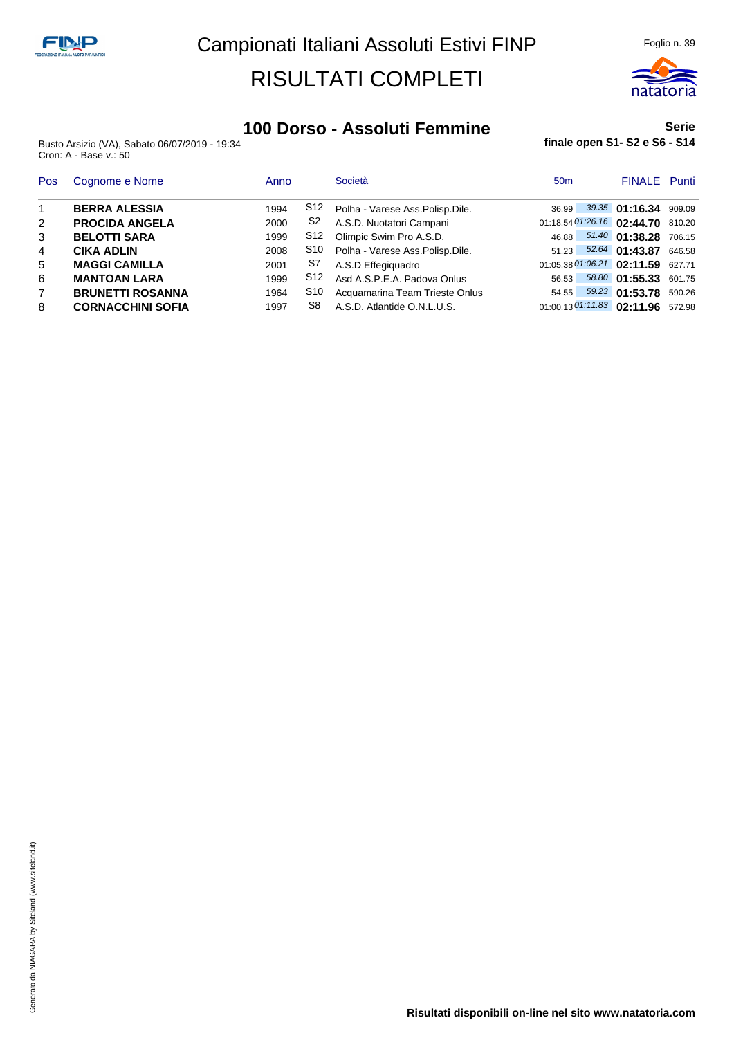# Campionati Italiani Assoluti Estivi FINP

# RISULTATI COMPLETI

## 100 Dorso - Assoluti Femmine

**Serie**

**finale open S1- S2 e S6 - S14**

Busto Arsizio (VA), Sabato 06/07/2019 - 19:34
Cron: A - Base v.: 50

| Pos | Cognome e Nome | Anno | | Società | 50m | | FINALE | Punti |
|---|---|---|---|---|---|---|---|---|
| 1 | **BERRA ALESSIA** | 1994 | S12 | Polha - Varese Ass.Polisp.Dile. | 36.99 | *39.35* | **01:16.34** | 909.09 |
| 2 | **PROCIDA ANGELA** | 2000 | S2 | A.S.D. Nuotatori Campani | 01:18.54 | *01:26.16* | **02:44.70** | 810.20 |
| 3 | **BELOTTI SARA** | 1999 | S12 | Olimpic Swim Pro A.S.D. | 46.88 | *51.40* | **01:38.28** | 706.15 |
| 4 | **CIKA ADLIN** | 2008 | S10 | Polha - Varese Ass.Polisp.Dile. | 51.23 | *52.64* | **01:43.87** | 646.58 |
| 5 | **MAGGI CAMILLA** | 2001 | S7 | A.S.D Effegiquadro | 01:05.38 | *01:06.21* | **02:11.59** | 627.71 |
| 6 | **MANTOAN LARA** | 1999 | S12 | Asd A.S.P.E.A. Padova Onlus | 56.53 | *58.80* | **01:55.33** | 601.75 |
| 7 | **BRUNETTI ROSANNA** | 1964 | S10 | Acquamarina Team Trieste Onlus | 54.55 | *59.23* | **01:53.78** | 590.26 |
| 8 | **CORNACCHINI SOFIA** | 1997 | S8 | A.S.D. Atlantide O.N.L.U.S. | 01:00.13 | *01:11.83* | **02:11.96** | 572.98 |

Generato da NIAGARA by Siteland (www.siteland.it)

**Risultati disponibili on-line nel sito www.natatoria.com**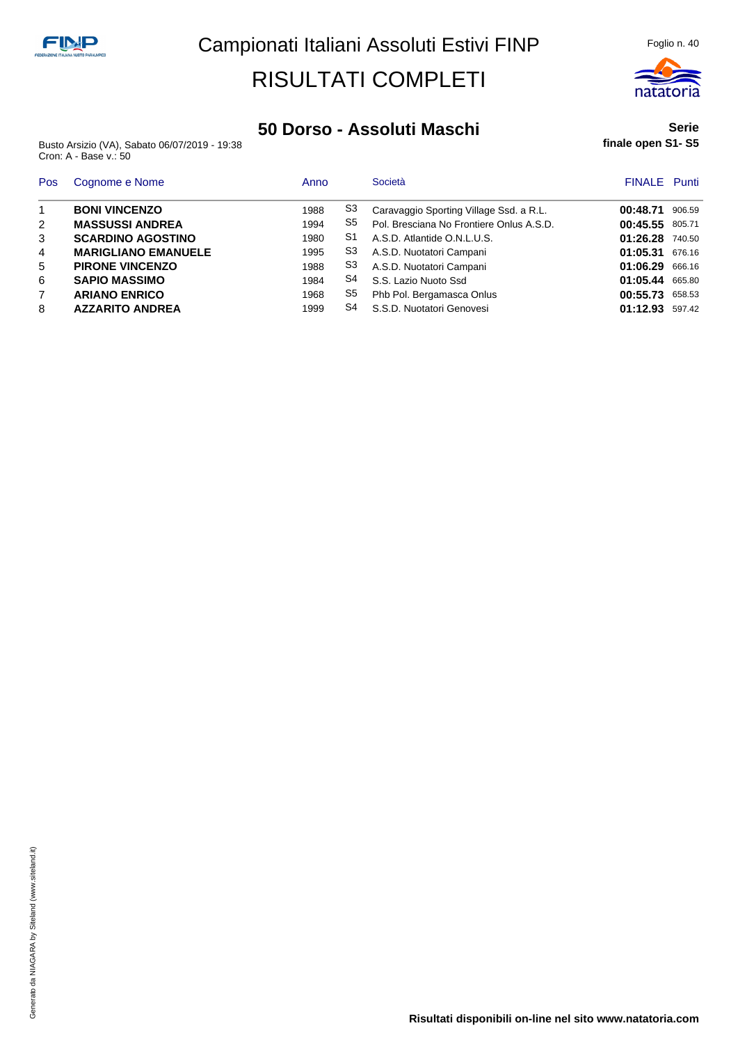# Campionati Italiani Assoluti Estivi FINP

# RISULTATI COMPLETI

## 50 Dorso - Assoluti Maschi

**Serie**
**finale open S1- S5**

Busto Arsizio (VA), Sabato 06/07/2019 - 19:38
Cron: A - Base v.: 50

| Pos | Cognome e Nome | Anno | | Società | FINALE | Punti |
|---|---|---|---|---|---|---|
| 1 | **BONI VINCENZO** | 1988 | S3 | Caravaggio Sporting Village Ssd. a R.L. | **00:48.71** | 906.59 |
| 2 | **MASSUSSI ANDREA** | 1994 | S5 | Pol. Bresciana No Frontiere Onlus A.S.D. | **00:45.55** | 805.71 |
| 3 | **SCARDINO AGOSTINO** | 1980 | S1 | A.S.D. Atlantide O.N.L.U.S. | **01:26.28** | 740.50 |
| 4 | **MARIGLIANO EMANUELE** | 1995 | S3 | A.S.D. Nuotatori Campani | **01:05.31** | 676.16 |
| 5 | **PIRONE VINCENZO** | 1988 | S3 | A.S.D. Nuotatori Campani | **01:06.29** | 666.16 |
| 6 | **SAPIO MASSIMO** | 1984 | S4 | S.S. Lazio Nuoto Ssd | **01:05.44** | 665.80 |
| 7 | **ARIANO ENRICO** | 1968 | S5 | Phb Pol. Bergamasca Onlus | **00:55.73** | 658.53 |
| 8 | **AZZARITO ANDREA** | 1999 | S4 | S.S.D. Nuotatori Genovesi | **01:12.93** | 597.42 |

Generato da NIAGARA by Siteland (www.siteland.it)

**Risultati disponibili on-line nel sito www.natatoria.com**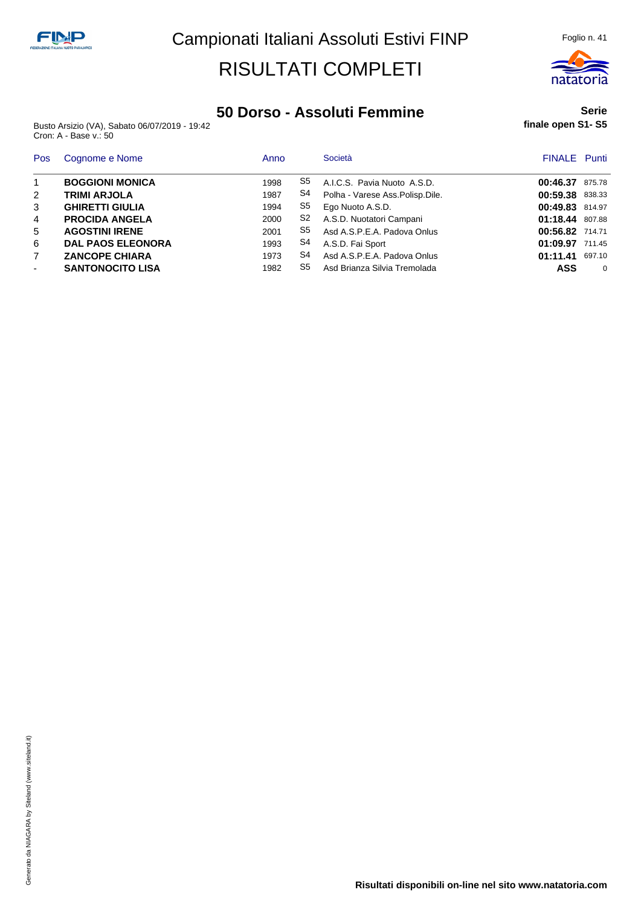# Campionati Italiani Assoluti Estivi FINP

# RISULTATI COMPLETI

## 50 Dorso - Assoluti Femmine

**Serie**
**finale open S1- S5**

Busto Arsizio (VA), Sabato 06/07/2019 - 19:42
Cron: A - Base v.: 50

| Pos | Cognome e Nome | Anno | | Società | FINALE | Punti |
|---|---|---|---|---|---|---|
| 1 | **BOGGIONI MONICA** | 1998 | S5 | A.I.C.S. Pavia Nuoto A.S.D. | **00:46.37** | 875.78 |
| 2 | **TRIMI ARJOLA** | 1987 | S4 | Polha - Varese Ass.Polisp.Dile. | **00:59.38** | 838.33 |
| 3 | **GHIRETTI GIULIA** | 1994 | S5 | Ego Nuoto A.S.D. | **00:49.83** | 814.97 |
| 4 | **PROCIDA ANGELA** | 2000 | S2 | A.S.D. Nuotatori Campani | **01:18.44** | 807.88 |
| 5 | **AGOSTINI IRENE** | 2001 | S5 | Asd A.S.P.E.A. Padova Onlus | **00:56.82** | 714.71 |
| 6 | **DAL PAOS ELEONORA** | 1993 | S4 | A.S.D. Fai Sport | **01:09.97** | 711.45 |
| 7 | **ZANCOPE CHIARA** | 1973 | S4 | Asd A.S.P.E.A. Padova Onlus | **01:11.41** | 697.10 |
| - | **SANTONOCITO LISA** | 1982 | S5 | Asd Brianza Silvia Tremolada | **ASS** | 0 |

**Risultati disponibili on-line nel sito www.natatoria.com**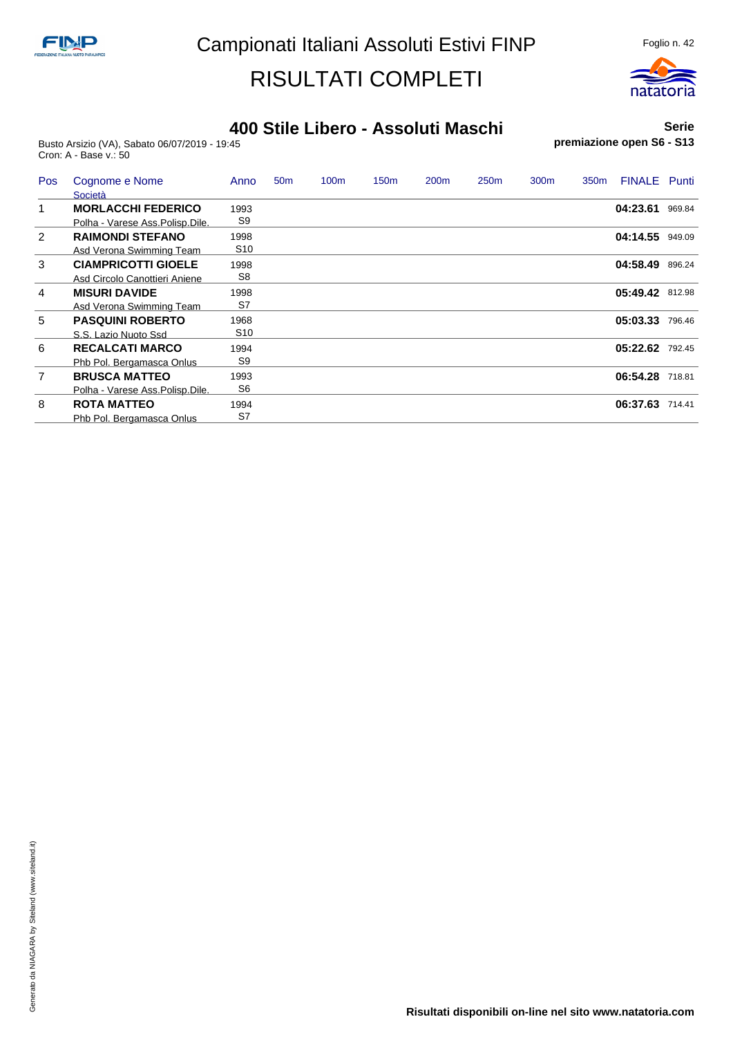# Campionati Italiani Assoluti Estivi FINP

# RISULTATI COMPLETI

## 400 Stile Libero - Assoluti Maschi

**Serie**

Busto Arsizio (VA), Sabato 06/07/2019 - 19:45
Cron: A - Base v.: 50

**premiazione open S6 - S13**

| Pos | Cognome e Nome / Società | Anno | 50m | 100m | 150m | 200m | 250m | 300m | 350m | FINALE | Punti |
|---|---|---|---|---|---|---|---|---|---|---|---|
| 1 | **MORLACCHI FEDERICO** Polha - Varese Ass.Polisp.Dile. | 1993 S9 | | | | | | | | **04:23.61** | 969.84 |
| 2 | **RAIMONDI STEFANO** Asd Verona Swimming Team | 1998 S10 | | | | | | | | **04:14.55** | 949.09 |
| 3 | **CIAMPRICOTTI GIOELE** Asd Circolo Canottieri Aniene | 1998 S8 | | | | | | | | **04:58.49** | 896.24 |
| 4 | **MISURI DAVIDE** Asd Verona Swimming Team | 1998 S7 | | | | | | | | **05:49.42** | 812.98 |
| 5 | **PASQUINI ROBERTO** S.S. Lazio Nuoto Ssd | 1968 S10 | | | | | | | | **05:03.33** | 796.46 |
| 6 | **RECALCATI MARCO** Phb Pol. Bergamasca Onlus | 1994 S9 | | | | | | | | **05:22.62** | 792.45 |
| 7 | **BRUSCA MATTEO** Polha - Varese Ass.Polisp.Dile. | 1993 S6 | | | | | | | | **06:54.28** | 718.81 |
| 8 | **ROTA MATTEO** Phb Pol. Bergamasca Onlus | 1994 S7 | | | | | | | | **06:37.63** | 714.41 |

**Risultati disponibili on-line nel sito www.natatoria.com**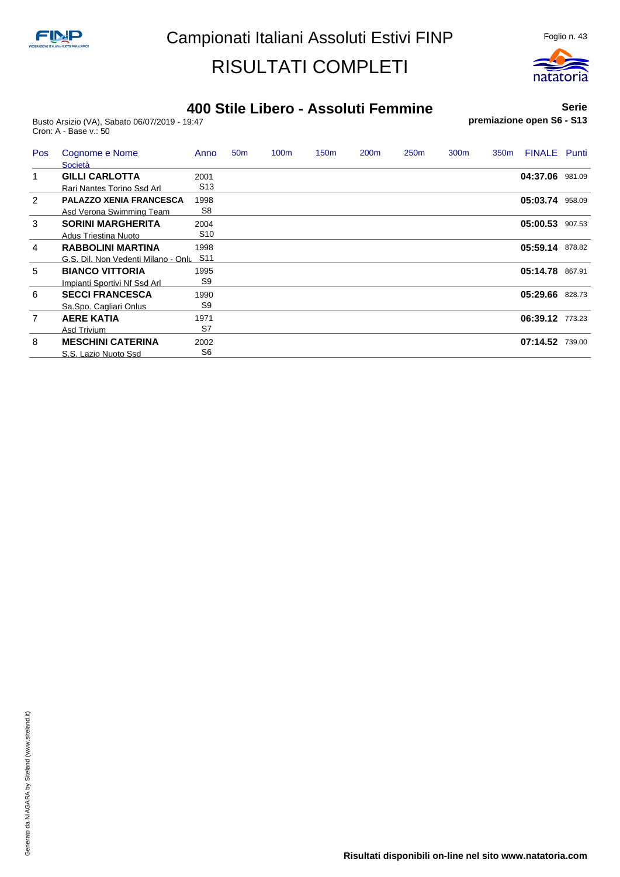# Campionati Italiani Assoluti Estivi FINP

# RISULTATI COMPLETI

## 400 Stile Libero - Assoluti Femmine

**Serie**

**premiazione open S6 - S13**

Busto Arsizio (VA), Sabato 06/07/2019 - 19:47
Cron: A - Base v.: 50

| Pos | Cognome e Nome / Società | Anno | 50m | 100m | 150m | 200m | 250m | 300m | 350m | FINALE | Punti |
|---|---|---|---|---|---|---|---|---|---|---|---|
| 1 | **GILLI CARLOTTA** / Rari Nantes Torino Ssd Arl | 2001 / S13 | | | | | | | | **04:37.06** | 981.09 |
| 2 | **PALAZZO XENIA FRANCESCA** / Asd Verona Swimming Team | 1998 / S8 | | | | | | | | **05:03.74** | 958.09 |
| 3 | **SORINI MARGHERITA** / Adus Triestina Nuoto | 2004 / S10 | | | | | | | | **05:00.53** | 907.53 |
| 4 | **RABBOLINI MARTINA** / G.S. Dil. Non Vedenti Milano - Onlu | 1998 / S11 | | | | | | | | **05:59.14** | 878.82 |
| 5 | **BIANCO VITTORIA** / Impianti Sportivi Nf Ssd Arl | 1995 / S9 | | | | | | | | **05:14.78** | 867.91 |
| 6 | **SECCI FRANCESCA** / Sa.Spo. Cagliari Onlus | 1990 / S9 | | | | | | | | **05:29.66** | 828.73 |
| 7 | **AERE KATIA** / Asd Trivium | 1971 / S7 | | | | | | | | **06:39.12** | 773.23 |
| 8 | **MESCHINI CATERINA** / S.S. Lazio Nuoto Ssd | 2002 / S6 | | | | | | | | **07:14.52** | 739.00 |

**Risultati disponibili on-line nel sito www.natatoria.com**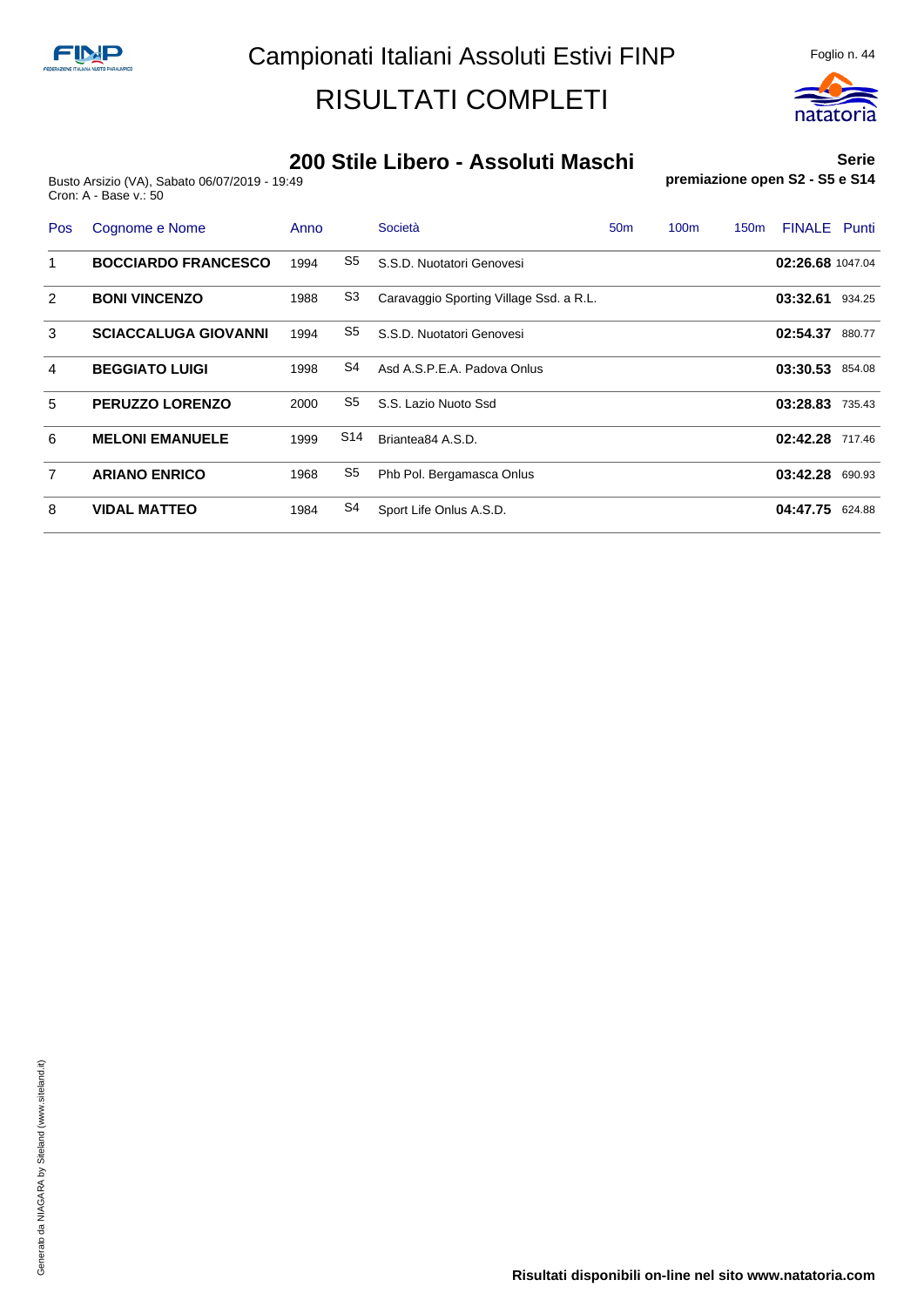# Campionati Italiani Assoluti Estivi FINP

# RISULTATI COMPLETI

## 200 Stile Libero - Assoluti Maschi

**Serie**

Busto Arsizio (VA), Sabato 06/07/2019 - 19:49
Cron: A - Base v.: 50

**premiazione open S2 - S5 e S14**

| Pos | Cognome e Nome | Anno | | Società | 50m | 100m | 150m | FINALE | Punti |
|---|---|---|---|---|---|---|---|---|---|
| 1 | **BOCCIARDO FRANCESCO** | 1994 | S5 | S.S.D. Nuotatori Genovesi | | | | **02:26.68** | 1047.04 |
| 2 | **BONI VINCENZO** | 1988 | S3 | Caravaggio Sporting Village Ssd. a R.L. | | | | **03:32.61** | 934.25 |
| 3 | **SCIACCALUGA GIOVANNI** | 1994 | S5 | S.S.D. Nuotatori Genovesi | | | | **02:54.37** | 880.77 |
| 4 | **BEGGIATO LUIGI** | 1998 | S4 | Asd A.S.P.E.A. Padova Onlus | | | | **03:30.53** | 854.08 |
| 5 | **PERUZZO LORENZO** | 2000 | S5 | S.S. Lazio Nuoto Ssd | | | | **03:28.83** | 735.43 |
| 6 | **MELONI EMANUELE** | 1999 | S14 | Briantea84 A.S.D. | | | | **02:42.28** | 717.46 |
| 7 | **ARIANO ENRICO** | 1968 | S5 | Phb Pol. Bergamasca Onlus | | | | **03:42.28** | 690.93 |
| 8 | **VIDAL MATTEO** | 1984 | S4 | Sport Life Onlus A.S.D. | | | | **04:47.75** | 624.88 |

Generato da NIAGARA by Siteland (www.siteland.it)

**Risultati disponibili on-line nel sito www.natatoria.com**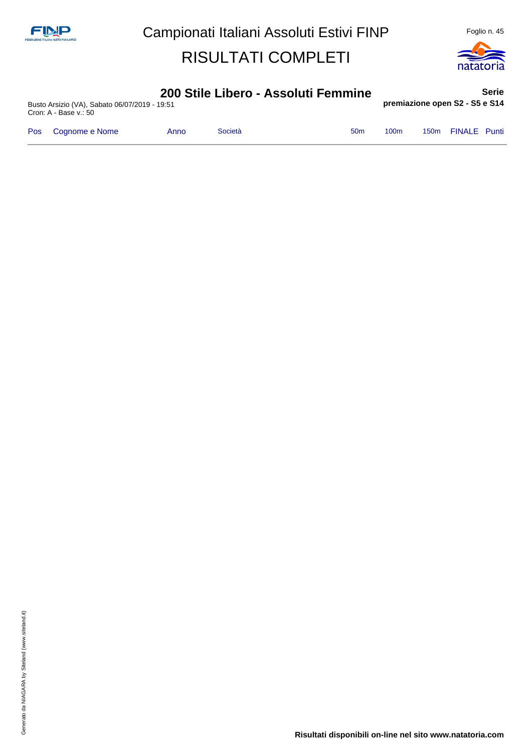# Campionati Italiani Assoluti Estivi FINP

# RISULTATI COMPLETI

## 200 Stile Libero - Assoluti Femmine

**Serie**

Busto Arsizio (VA), Sabato 06/07/2019 - 19:51
Cron: A - Base v.: 50

**premiazione open S2 - S5 e S14**

| Pos | Cognome e Nome | Anno | Società | 50m | 100m | 150m | FINALE | Punti |
|---|---|---|---|---|---|---|---|---|

Risultati disponibili on-line nel sito www.natatoria.com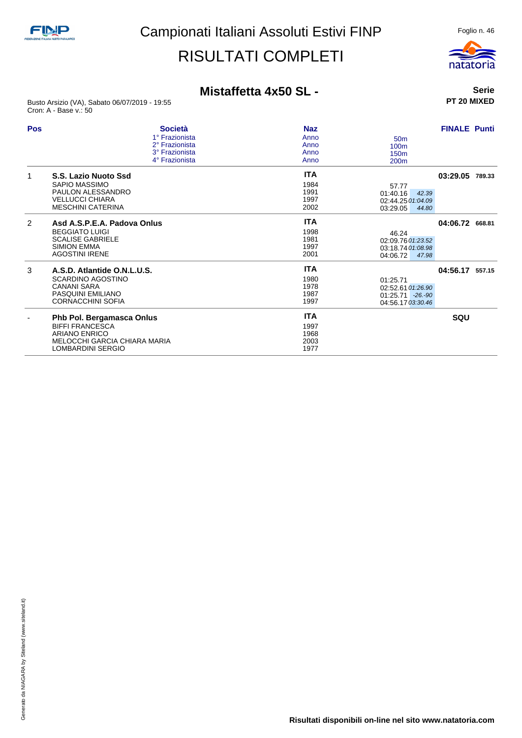# Campionati Italiani Assoluti Estivi FINP

## RISULTATI COMPLETI

### Mistaffetta 4x50 SL -

**Serie**
**PT 20 MIXED**

Busto Arsizio (VA), Sabato 06/07/2019 - 19:55
Cron: A - Base v.: 50

| Pos | Società / 1° Frazionista / 2° Frazionista / 3° Frazionista / 4° Frazionista | Naz / Anno | 50m / 100m / 150m / 200m | | FINALE | Punti |
|---|---|---|---|---|---|---|
| 1 | **S.S. Lazio Nuoto Ssd** | **ITA** | | | **03:29.05** | **789.33** |
| | SAPIO MASSIMO | 1984 | 57.77 | | | |
| | PAULON ALESSANDRO | 1991 | 01:40.16 | 42.39 | | |
| | VELLUCCI CHIARA | 1997 | 02:44.25 | 01:04.09 | | |
| | MESCHINI CATERINA | 2002 | 03:29.05 | 44.80 | | |
| 2 | **Asd A.S.P.E.A. Padova Onlus** | **ITA** | | | **04:06.72** | **668.81** |
| | BEGGIATO LUIGI | 1998 | 46.24 | | | |
| | SCALISE GABRIELE | 1981 | 02:09.76 | 01:23.52 | | |
| | SIMION EMMA | 1997 | 03:18.74 | 01:08.98 | | |
| | AGOSTINI IRENE | 2001 | 04:06.72 | 47.98 | | |
| 3 | **A.S.D. Atlantide O.N.L.U.S.** | **ITA** | | | **04:56.17** | **557.15** |
| | SCARDINO AGOSTINO | 1980 | 01:25.71 | | | |
| | CANANI SARA | 1978 | 02:52.61 | 01:26.90 | | |
| | PASQUINI EMILIANO | 1987 | 01:25.71 | -26.-90 | | |
| | CORNACCHINI SOFIA | 1997 | 04:56.17 | 03:30.46 | | |
| - | **Phb Pol. Bergamasca Onlus** | **ITA** | | | **SQU** | |
| | BIFFI FRANCESCA | 1997 | | | | |
| | ARIANO ENRICO | 1968 | | | | |
| | MELOCCHI GARCIA CHIARA MARIA | 2003 | | | | |
| | LOMBARDINI SERGIO | 1977 | | | | |

**Risultati disponibili on-line nel sito www.natatoria.com**

Generato da NIAGARA by Siteland (www.siteland.it)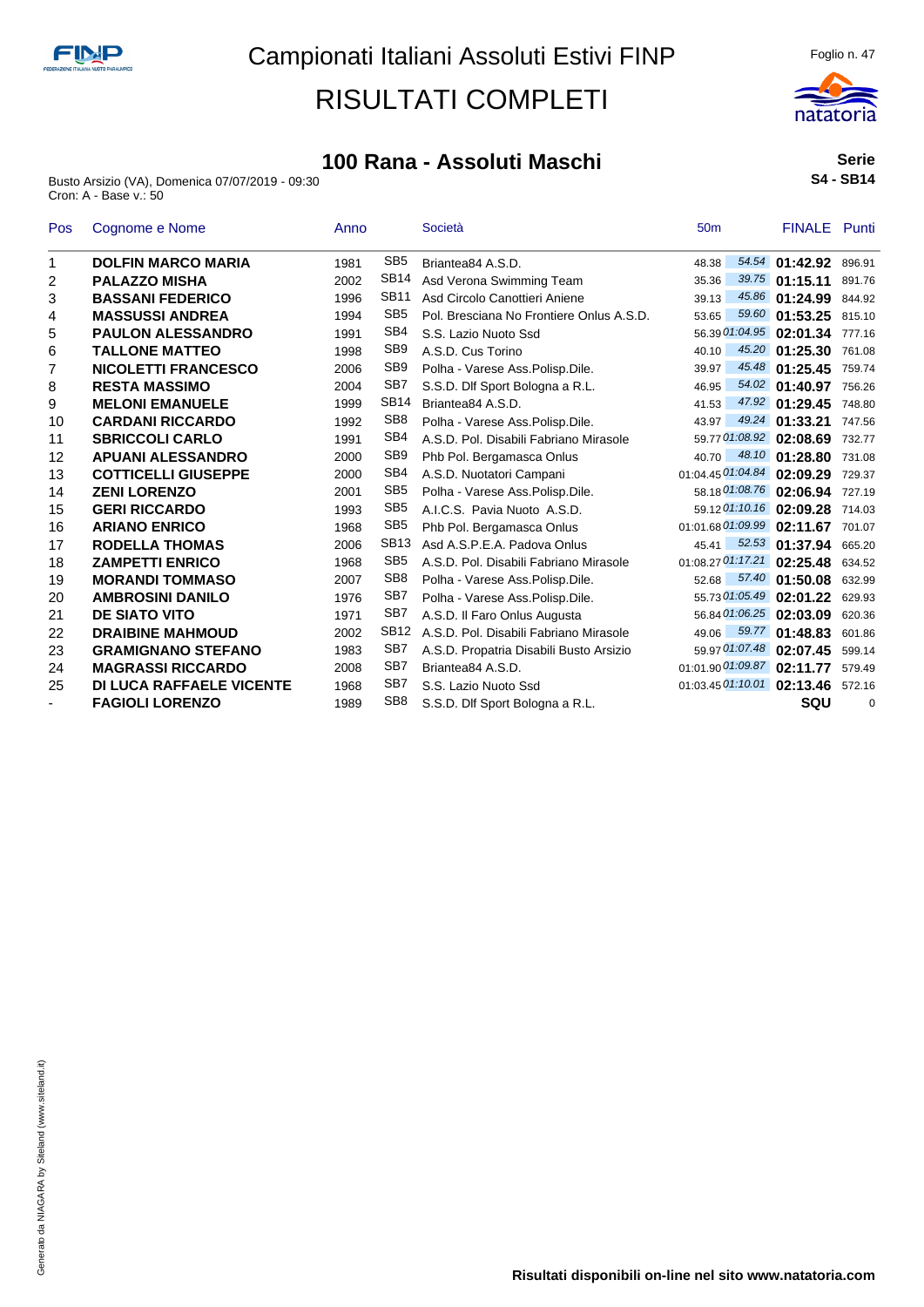# Campionati Italiani Assoluti Estivi FINP

# RISULTATI COMPLETI

## 100 Rana - Assoluti Maschi

**Serie**
**S4 - SB14**

Busto Arsizio (VA), Domenica 07/07/2019 - 09:30
Cron: A - Base v.: 50

| Pos | Cognome e Nome | Anno | | Società | 50m | | FINALE | Punti |
|---|---|---|---|---|---|---|---|---|
| 1 | **DOLFIN MARCO MARIA** | 1981 | SB5 | Briantea84 A.S.D. | 48.38 | *54.54* | **01:42.92** | 896.91 |
| 2 | **PALAZZO MISHA** | 2002 | SB14 | Asd Verona Swimming Team | 35.36 | *39.75* | **01:15.11** | 891.76 |
| 3 | **BASSANI FEDERICO** | 1996 | SB11 | Asd Circolo Canottieri Aniene | 39.13 | *45.86* | **01:24.99** | 844.92 |
| 4 | **MASSUSSI ANDREA** | 1994 | SB5 | Pol. Bresciana No Frontiere Onlus A.S.D. | 53.65 | *59.60* | **01:53.25** | 815.10 |
| 5 | **PAULON ALESSANDRO** | 1991 | SB4 | S.S. Lazio Nuoto Ssd | 56.39 | *01:04.95* | **02:01.34** | 777.16 |
| 6 | **TALLONE MATTEO** | 1998 | SB9 | A.S.D. Cus Torino | 40.10 | *45.20* | **01:25.30** | 761.08 |
| 7 | **NICOLETTI FRANCESCO** | 2006 | SB9 | Polha - Varese Ass.Polisp.Dile. | 39.97 | *45.48* | **01:25.45** | 759.74 |
| 8 | **RESTA MASSIMO** | 2004 | SB7 | S.S.D. Dlf Sport Bologna a R.L. | 46.95 | *54.02* | **01:40.97** | 756.26 |
| 9 | **MELONI EMANUELE** | 1999 | SB14 | Briantea84 A.S.D. | 41.53 | *47.92* | **01:29.45** | 748.80 |
| 10 | **CARDANI RICCARDO** | 1992 | SB8 | Polha - Varese Ass.Polisp.Dile. | 43.97 | *49.24* | **01:33.21** | 747.56 |
| 11 | **SBRICCOLI CARLO** | 1991 | SB4 | A.S.D. Pol. Disabili Fabriano Mirasole | 59.77 | *01:08.92* | **02:08.69** | 732.77 |
| 12 | **APUANI ALESSANDRO** | 2000 | SB9 | Phb Pol. Bergamasca Onlus | 40.70 | *48.10* | **01:28.80** | 731.08 |
| 13 | **COTTICELLI GIUSEPPE** | 2000 | SB4 | A.S.D. Nuotatori Campani | 01:04.45 | *01:04.84* | **02:09.29** | 729.37 |
| 14 | **ZENI LORENZO** | 2001 | SB5 | Polha - Varese Ass.Polisp.Dile. | 58.18 | *01:08.76* | **02:06.94** | 727.19 |
| 15 | **GERI RICCARDO** | 1993 | SB5 | A.I.C.S. Pavia Nuoto A.S.D. | 59.12 | *01:10.16* | **02:09.28** | 714.03 |
| 16 | **ARIANO ENRICO** | 1968 | SB5 | Phb Pol. Bergamasca Onlus | 01:01.68 | *01:09.99* | **02:11.67** | 701.07 |
| 17 | **RODELLA THOMAS** | 2006 | SB13 | Asd A.S.P.E.A. Padova Onlus | 45.41 | *52.53* | **01:37.94** | 665.20 |
| 18 | **ZAMPETTI ENRICO** | 1968 | SB5 | A.S.D. Pol. Disabili Fabriano Mirasole | 01:08.27 | *01:17.21* | **02:25.48** | 634.52 |
| 19 | **MORANDI TOMMASO** | 2007 | SB8 | Polha - Varese Ass.Polisp.Dile. | 52.68 | *57.40* | **01:50.08** | 632.99 |
| 20 | **AMBROSINI DANILO** | 1976 | SB7 | Polha - Varese Ass.Polisp.Dile. | 55.73 | *01:05.49* | **02:01.22** | 629.93 |
| 21 | **DE SIATO VITO** | 1971 | SB7 | A.S.D. Il Faro Onlus Augusta | 56.84 | *01:06.25* | **02:03.09** | 620.36 |
| 22 | **DRAIBINE MAHMOUD** | 2002 | SB12 | A.S.D. Pol. Disabili Fabriano Mirasole | 49.06 | *59.77* | **01:48.83** | 601.86 |
| 23 | **GRAMIGNANO STEFANO** | 1983 | SB7 | A.S.D. Propatria Disabili Busto Arsizio | 59.97 | *01:07.48* | **02:07.45** | 599.14 |
| 24 | **MAGRASSI RICCARDO** | 2008 | SB7 | Briantea84 A.S.D. | 01:01.90 | *01:09.87* | **02:11.77** | 579.49 |
| 25 | **DI LUCA RAFFAELE VICENTE** | 1968 | SB7 | S.S. Lazio Nuoto Ssd | 01:03.45 | *01:10.01* | **02:13.46** | 572.16 |
| - | **FAGIOLI LORENZO** | 1989 | SB8 | S.S.D. Dlf Sport Bologna a R.L. | | | **SQU** | 0 |

**Risultati disponibili on-line nel sito www.natatoria.com**

Generato da NIAGARA by Siteland (www.siteland.it)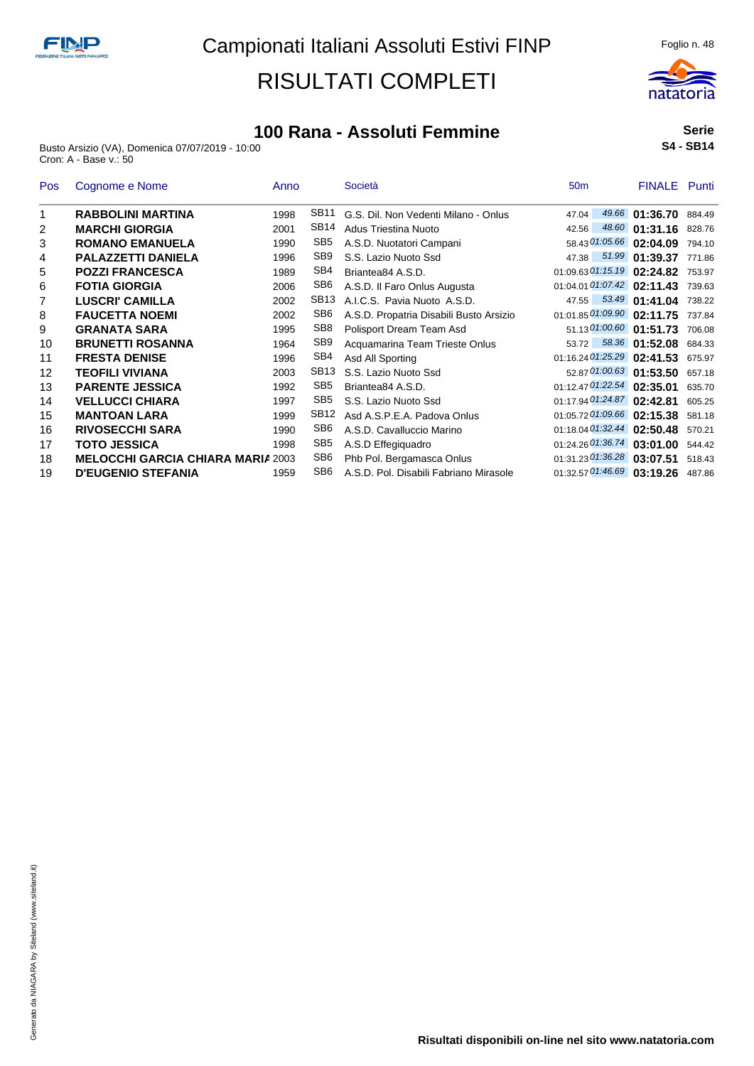# Campionati Italiani Assoluti Estivi FINP

# RISULTATI COMPLETI

## 100 Rana - Assoluti Femmine

**Serie**
**S4 - SB14**

Busto Arsizio (VA), Domenica 07/07/2019 - 10:00
Cron: A - Base v.: 50

| Pos | Cognome e Nome | Anno | | Società | 50m | | FINALE | Punti |
|---|---|---|---|---|---|---|---|---|
| 1 | **RABBOLINI MARTINA** | 1998 | SB11 | G.S. Dil. Non Vedenti Milano - Onlus | 47.04 | *49.66* | **01:36.70** | 884.49 |
| 2 | **MARCHI GIORGIA** | 2001 | SB14 | Adus Triestina Nuoto | 42.56 | *48.60* | **01:31.16** | 828.76 |
| 3 | **ROMANO EMANUELA** | 1990 | SB5 | A.S.D. Nuotatori Campani | 58.43 | *01:05.66* | **02:04.09** | 794.10 |
| 4 | **PALAZZETTI DANIELA** | 1996 | SB9 | S.S. Lazio Nuoto Ssd | 47.38 | *51.99* | **01:39.37** | 771.86 |
| 5 | **POZZI FRANCESCA** | 1989 | SB4 | Briantea84 A.S.D. | 01:09.63 | *01:15.19* | **02:24.82** | 753.97 |
| 6 | **FOTIA GIORGIA** | 2006 | SB6 | A.S.D. Il Faro Onlus Augusta | 01:04.01 | *01:07.42* | **02:11.43** | 739.63 |
| 7 | **LUSCRI' CAMILLA** | 2002 | SB13 | A.I.C.S. Pavia Nuoto A.S.D. | 47.55 | *53.49* | **01:41.04** | 738.22 |
| 8 | **FAUCETTA NOEMI** | 2002 | SB6 | A.S.D. Propatria Disabili Busto Arsizio | 01:01.85 | *01:09.90* | **02:11.75** | 737.84 |
| 9 | **GRANATA SARA** | 1995 | SB8 | Polisport Dream Team Asd | 51.13 | *01:00.60* | **01:51.73** | 706.08 |
| 10 | **BRUNETTI ROSANNA** | 1964 | SB9 | Acquamarina Team Trieste Onlus | 53.72 | *58.36* | **01:52.08** | 684.33 |
| 11 | **FRESTA DENISE** | 1996 | SB4 | Asd All Sporting | 01:16.24 | *01:25.29* | **02:41.53** | 675.97 |
| 12 | **TEOFILI VIVIANA** | 2003 | SB13 | S.S. Lazio Nuoto Ssd | 52.87 | *01:00.63* | **01:53.50** | 657.18 |
| 13 | **PARENTE JESSICA** | 1992 | SB5 | Briantea84 A.S.D. | 01:12.47 | *01:22.54* | **02:35.01** | 635.70 |
| 14 | **VELLUCCI CHIARA** | 1997 | SB5 | S.S. Lazio Nuoto Ssd | 01:17.94 | *01:24.87* | **02:42.81** | 605.25 |
| 15 | **MANTOAN LARA** | 1999 | SB12 | Asd A.S.P.E.A. Padova Onlus | 01:05.72 | *01:09.66* | **02:15.38** | 581.18 |
| 16 | **RIVOSECCHI SARA** | 1990 | SB6 | A.S.D. Cavalluccio Marino | 01:18.04 | *01:32.44* | **02:50.48** | 570.21 |
| 17 | **TOTO JESSICA** | 1998 | SB5 | A.S.D Effegiquadro | 01:24.26 | *01:36.74* | **03:01.00** | 544.42 |
| 18 | **MELOCCHI GARCIA CHIARA MARIA** | 2003 | SB6 | Phb Pol. Bergamasca Onlus | 01:31.23 | *01:36.28* | **03:07.51** | 518.43 |
| 19 | **D'EUGENIO STEFANIA** | 1959 | SB6 | A.S.D. Pol. Disabili Fabriano Mirasole | 01:32.57 | *01:46.69* | **03:19.26** | 487.86 |

Generato da NIAGARA by Siteland (www.siteland.it)

**Risultati disponibili on-line nel sito www.natatoria.com**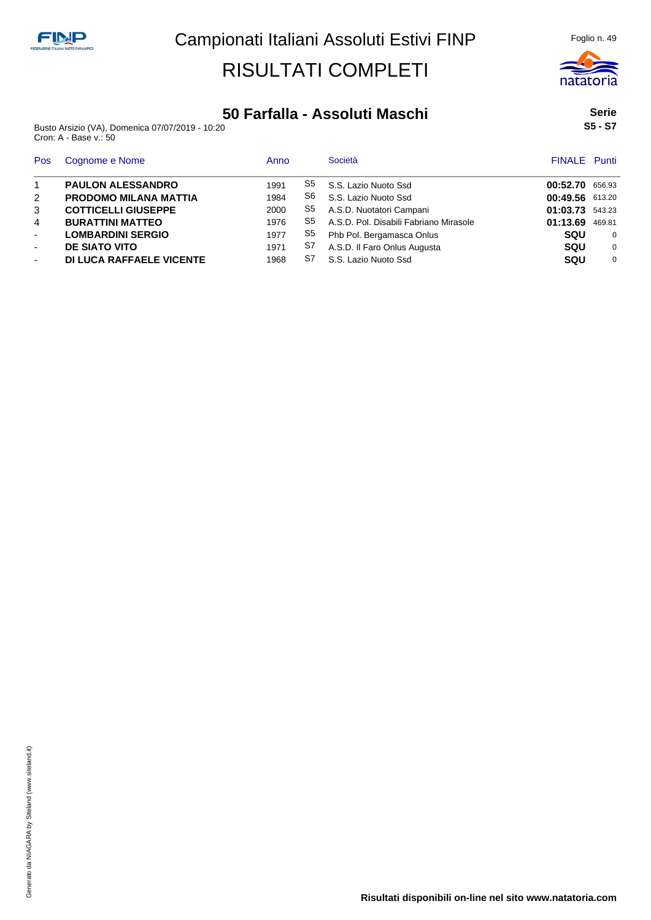# Campionati Italiani Assoluti Estivi FINP

# RISULTATI COMPLETI

## 50 Farfalla - Assoluti Maschi

Busto Arsizio (VA), Domenica 07/07/2019 - 10:20
Cron: A - Base v.: 50

**Serie**
**S5 - S7**

| Pos | Cognome e Nome | Anno | | Società | FINALE | Punti |
|---|---|---|---|---|---|---|
| 1 | **PAULON ALESSANDRO** | 1991 | S5 | S.S. Lazio Nuoto Ssd | **00:52.70** | 656.93 |
| 2 | **PRODOMO MILANA MATTIA** | 1984 | S6 | S.S. Lazio Nuoto Ssd | **00:49.56** | 613.20 |
| 3 | **COTTICELLI GIUSEPPE** | 2000 | S5 | A.S.D. Nuotatori Campani | **01:03.73** | 543.23 |
| 4 | **BURATTINI MATTEO** | 1976 | S5 | A.S.D. Pol. Disabili Fabriano Mirasole | **01:13.69** | 469.81 |
| - | **LOMBARDINI SERGIO** | 1977 | S5 | Phb Pol. Bergamasca Onlus | **SQU** | 0 |
| - | **DE SIATO VITO** | 1971 | S7 | A.S.D. Il Faro Onlus Augusta | **SQU** | 0 |
| - | **DI LUCA RAFFAELE VICENTE** | 1968 | S7 | S.S. Lazio Nuoto Ssd | **SQU** | 0 |

**Risultati disponibili on-line nel sito www.natatoria.com**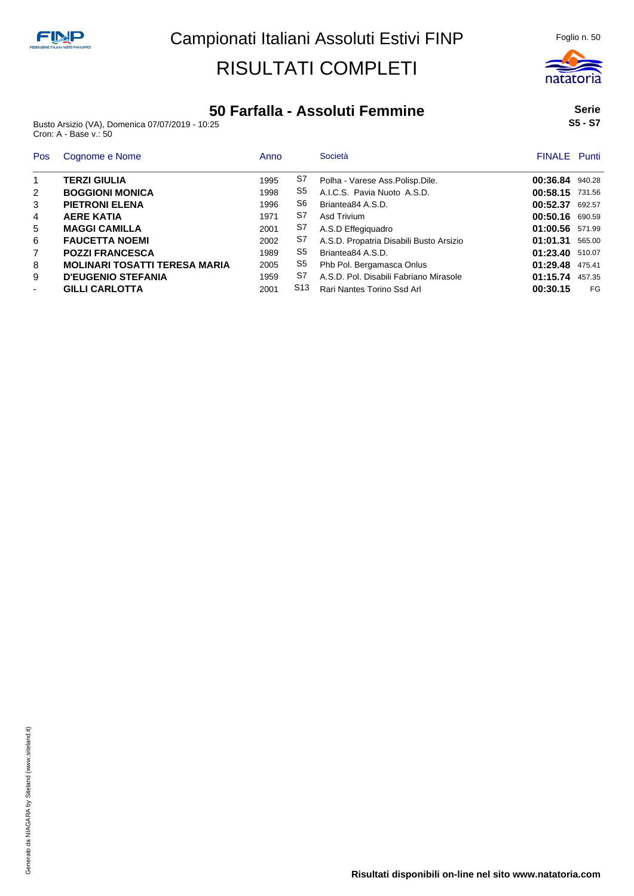# Campionati Italiani Assoluti Estivi FINP

# RISULTATI COMPLETI

## 50 Farfalla - Assoluti Femmine

**Serie S5 - S7**

Busto Arsizio (VA), Domenica 07/07/2019 - 10:25
Cron: A - Base v.: 50

| Pos | Cognome e Nome | Anno | | Società | FINALE | Punti |
|---|---|---|---|---|---|---|
| 1 | **TERZI GIULIA** | 1995 | S7 | Polha - Varese Ass.Polisp.Dile. | **00:36.84** | 940.28 |
| 2 | **BOGGIONI MONICA** | 1998 | S5 | A.I.C.S. Pavia Nuoto A.S.D. | **00:58.15** | 731.56 |
| 3 | **PIETRONI ELENA** | 1996 | S6 | Briantea84 A.S.D. | **00:52.37** | 692.57 |
| 4 | **AERE KATIA** | 1971 | S7 | Asd Trivium | **00:50.16** | 690.59 |
| 5 | **MAGGI CAMILLA** | 2001 | S7 | A.S.D Effegiquadro | **01:00.56** | 571.99 |
| 6 | **FAUCETTA NOEMI** | 2002 | S7 | A.S.D. Propatria Disabili Busto Arsizio | **01:01.31** | 565.00 |
| 7 | **POZZI FRANCESCA** | 1989 | S5 | Briantea84 A.S.D. | **01:23.40** | 510.07 |
| 8 | **MOLINARI TOSATTI TERESA MARIA** | 2005 | S5 | Phb Pol. Bergamasca Onlus | **01:29.48** | 475.41 |
| 9 | **D'EUGENIO STEFANIA** | 1959 | S7 | A.S.D. Pol. Disabili Fabriano Mirasole | **01:15.74** | 457.35 |
| - | **GILLI CARLOTTA** | 2001 | S13 | Rari Nantes Torino Ssd Arl | **00:30.15** | FG |

**Risultati disponibili on-line nel sito www.natatoria.com**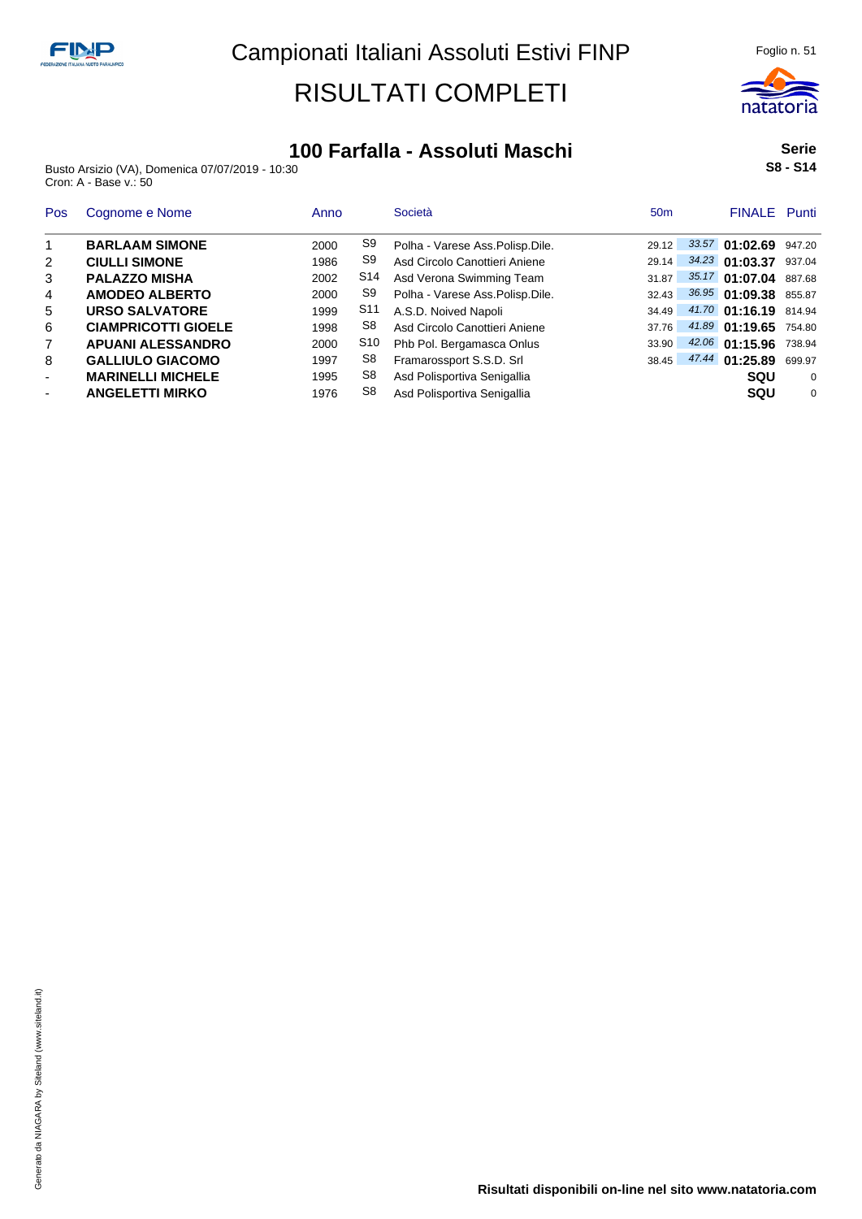# Campionati Italiani Assoluti Estivi FINP

# RISULTATI COMPLETI

## 100 Farfalla - Assoluti Maschi

**Serie**
**S8 - S14**

Busto Arsizio (VA), Domenica 07/07/2019 - 10:30
Cron: A - Base v.: 50

| Pos | Cognome e Nome | Anno | | Società | 50m | | FINALE | Punti |
|---|---|---|---|---|---|---|---|---|
| 1 | **BARLAAM SIMONE** | 2000 | S9 | Polha - Varese Ass.Polisp.Dile. | 29.12 | *33.57* | **01:02.69** | 947.20 |
| 2 | **CIULLI SIMONE** | 1986 | S9 | Asd Circolo Canottieri Aniene | 29.14 | *34.23* | **01:03.37** | 937.04 |
| 3 | **PALAZZO MISHA** | 2002 | S14 | Asd Verona Swimming Team | 31.87 | *35.17* | **01:07.04** | 887.68 |
| 4 | **AMODEO ALBERTO** | 2000 | S9 | Polha - Varese Ass.Polisp.Dile. | 32.43 | *36.95* | **01:09.38** | 855.87 |
| 5 | **URSO SALVATORE** | 1999 | S11 | A.S.D. Noived Napoli | 34.49 | *41.70* | **01:16.19** | 814.94 |
| 6 | **CIAMPRICOTTI GIOELE** | 1998 | S8 | Asd Circolo Canottieri Aniene | 37.76 | *41.89* | **01:19.65** | 754.80 |
| 7 | **APUANI ALESSANDRO** | 2000 | S10 | Phb Pol. Bergamasca Onlus | 33.90 | *42.06* | **01:15.96** | 738.94 |
| 8 | **GALLIULO GIACOMO** | 1997 | S8 | Framarossport S.S.D. Srl | 38.45 | *47.44* | **01:25.89** | 699.97 |
| - | **MARINELLI MICHELE** | 1995 | S8 | Asd Polisportiva Senigallia | | | **SQU** | 0 |
| - | **ANGELETTI MIRKO** | 1976 | S8 | Asd Polisportiva Senigallia | | | **SQU** | 0 |

**Risultati disponibili on-line nel sito www.natatoria.com**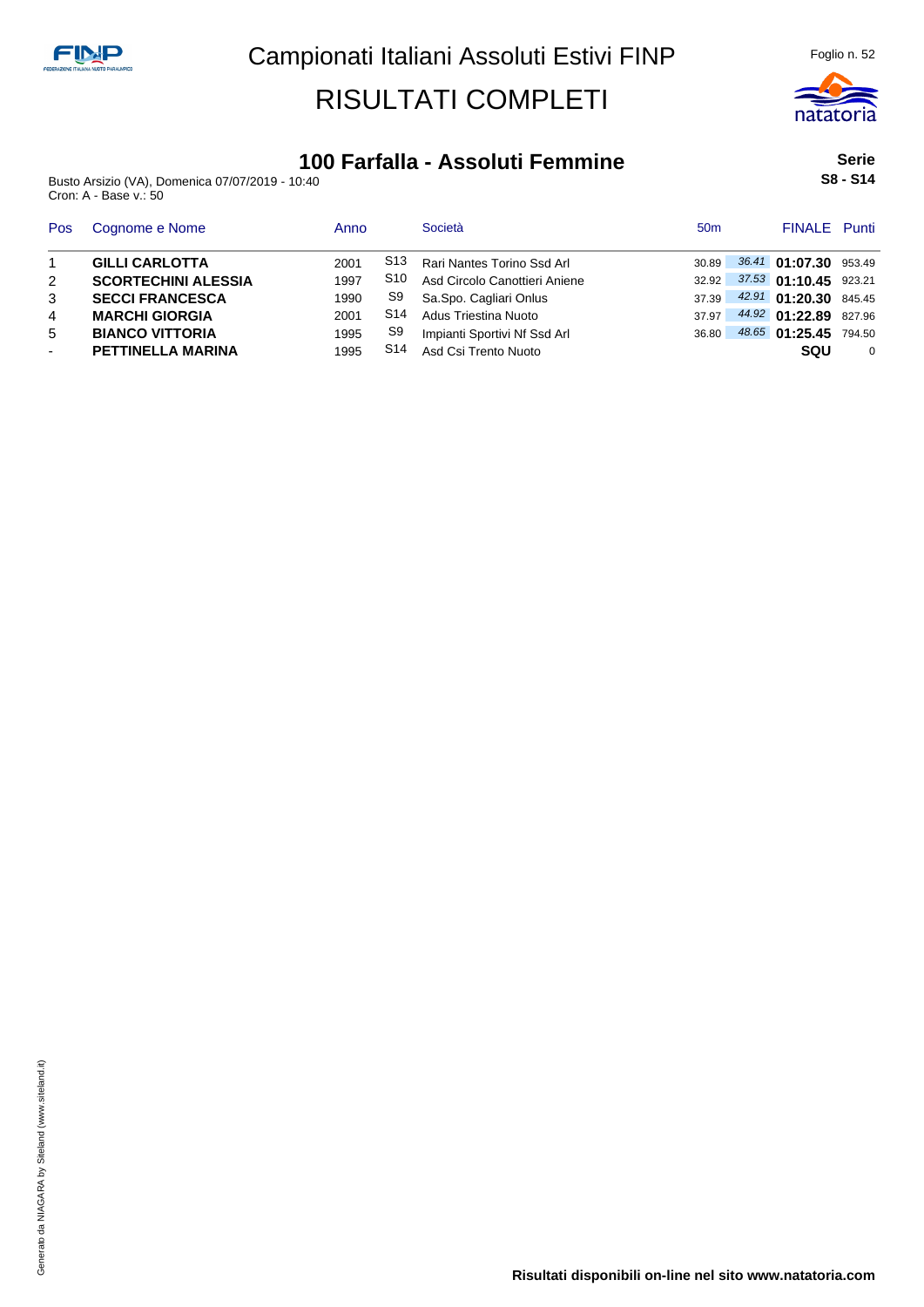# Campionati Italiani Assoluti Estivi FINP

# RISULTATI COMPLETI

## 100 Farfalla - Assoluti Femmine

**Serie**
**S8 - S14**

Busto Arsizio (VA), Domenica 07/07/2019 - 10:40
Cron: A - Base v.: 50

| Pos | Cognome e Nome | Anno | | Società | 50m | | FINALE | Punti |
|---|---|---|---|---|---|---|---|---|
| 1 | **GILLI CARLOTTA** | 2001 | S13 | Rari Nantes Torino Ssd Arl | 30.89 | *36.41* | **01:07.30** | 953.49 |
| 2 | **SCORTECHINI ALESSIA** | 1997 | S10 | Asd Circolo Canottieri Aniene | 32.92 | *37.53* | **01:10.45** | 923.21 |
| 3 | **SECCI FRANCESCA** | 1990 | S9 | Sa.Spo. Cagliari Onlus | 37.39 | *42.91* | **01:20.30** | 845.45 |
| 4 | **MARCHI GIORGIA** | 2001 | S14 | Adus Triestina Nuoto | 37.97 | *44.92* | **01:22.89** | 827.96 |
| 5 | **BIANCO VITTORIA** | 1995 | S9 | Impianti Sportivi Nf Ssd Arl | 36.80 | *48.65* | **01:25.45** | 794.50 |
| - | **PETTINELLA MARINA** | 1995 | S14 | Asd Csi Trento Nuoto | | | **SQU** | 0 |

Generato da NIAGARA by Siteland (www.siteland.it)

**Risultati disponibili on-line nel sito www.natatoria.com**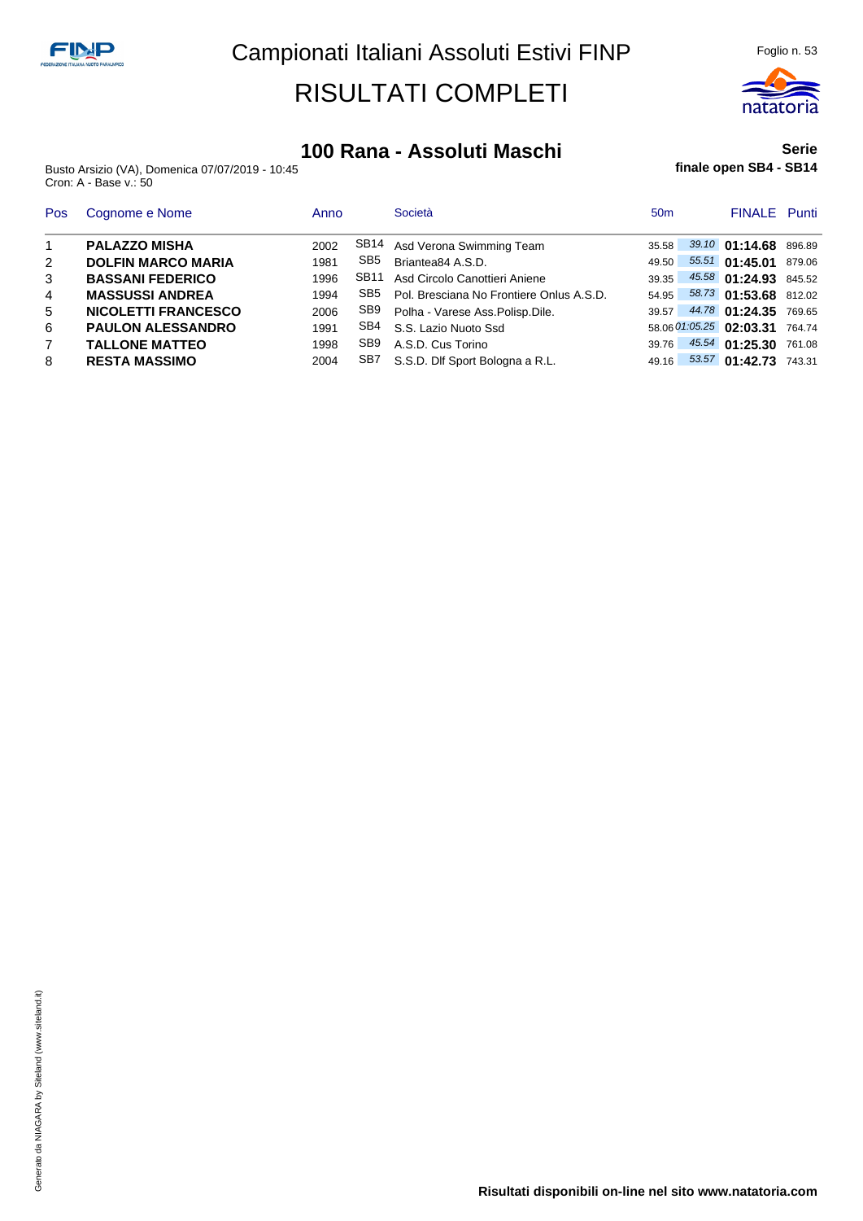# Campionati Italiani Assoluti Estivi FINP

# RISULTATI COMPLETI

## 100 Rana - Assoluti Maschi

**Serie**
**finale open SB4 - SB14**

Busto Arsizio (VA), Domenica 07/07/2019 - 10:45
Cron: A - Base v.: 50

| Pos | Cognome e Nome | Anno | | Società | 50m | | FINALE | Punti |
|---|---|---|---|---|---|---|---|---|
| 1 | **PALAZZO MISHA** | 2002 | SB14 | Asd Verona Swimming Team | 35.58 | *39.10* | **01:14.68** | 896.89 |
| 2 | **DOLFIN MARCO MARIA** | 1981 | SB5 | Briantea84 A.S.D. | 49.50 | *55.51* | **01:45.01** | 879.06 |
| 3 | **BASSANI FEDERICO** | 1996 | SB11 | Asd Circolo Canottieri Aniene | 39.35 | *45.58* | **01:24.93** | 845.52 |
| 4 | **MASSUSSI ANDREA** | 1994 | SB5 | Pol. Bresciana No Frontiere Onlus A.S.D. | 54.95 | *58.73* | **01:53.68** | 812.02 |
| 5 | **NICOLETTI FRANCESCO** | 2006 | SB9 | Polha - Varese Ass.Polisp.Dile. | 39.57 | *44.78* | **01:24.35** | 769.65 |
| 6 | **PAULON ALESSANDRO** | 1991 | SB4 | S.S. Lazio Nuoto Ssd | 58.06 | *01:05.25* | **02:03.31** | 764.74 |
| 7 | **TALLONE MATTEO** | 1998 | SB9 | A.S.D. Cus Torino | 39.76 | *45.54* | **01:25.30** | 761.08 |
| 8 | **RESTA MASSIMO** | 2004 | SB7 | S.S.D. Dlf Sport Bologna a R.L. | 49.16 | *53.57* | **01:42.73** | 743.31 |

**Risultati disponibili on-line nel sito www.natatoria.com**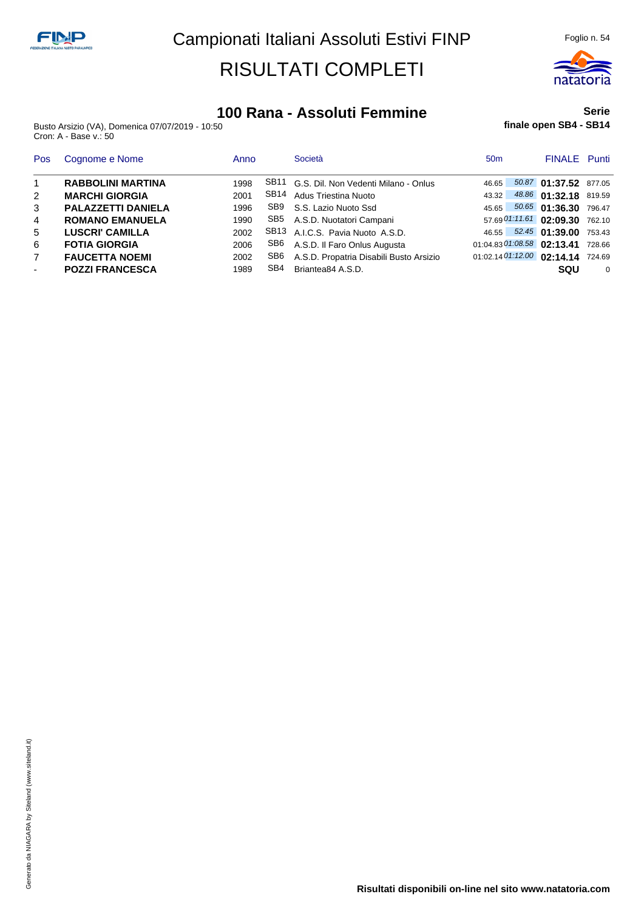# Campionati Italiani Assoluti Estivi FINP

# RISULTATI COMPLETI

## 100 Rana - Assoluti Femmine

**Serie**

**finale open SB4 - SB14**

Busto Arsizio (VA), Domenica 07/07/2019 - 10:50
Cron: A - Base v.: 50

| Pos | Cognome e Nome | Anno | | Società | 50m | | FINALE | Punti |
|---|---|---|---|---|---|---|---|---|
| 1 | **RABBOLINI MARTINA** | 1998 | SB11 | G.S. Dil. Non Vedenti Milano - Onlus | 46.65 | *50.87* | **01:37.52** | 877.05 |
| 2 | **MARCHI GIORGIA** | 2001 | SB14 | Adus Triestina Nuoto | 43.32 | *48.86* | **01:32.18** | 819.59 |
| 3 | **PALAZZETTI DANIELA** | 1996 | SB9 | S.S. Lazio Nuoto Ssd | 45.65 | *50.65* | **01:36.30** | 796.47 |
| 4 | **ROMANO EMANUELA** | 1990 | SB5 | A.S.D. Nuotatori Campani | 57.69 | *01:11.61* | **02:09.30** | 762.10 |
| 5 | **LUSCRI' CAMILLA** | 2002 | SB13 | A.I.C.S. Pavia Nuoto A.S.D. | 46.55 | *52.45* | **01:39.00** | 753.43 |
| 6 | **FOTIA GIORGIA** | 2006 | SB6 | A.S.D. Il Faro Onlus Augusta | 01:04.83 | *01:08.58* | **02:13.41** | 728.66 |
| 7 | **FAUCETTA NOEMI** | 2002 | SB6 | A.S.D. Propatria Disabili Busto Arsizio | 01:02.14 | *01:12.00* | **02:14.14** | 724.69 |
| - | **POZZI FRANCESCA** | 1989 | SB4 | Briantea84 A.S.D. | | | **SQU** | 0 |

Generato da NIAGARA by Siteland (www.siteland.it)

**Risultati disponibili on-line nel sito www.natatoria.com**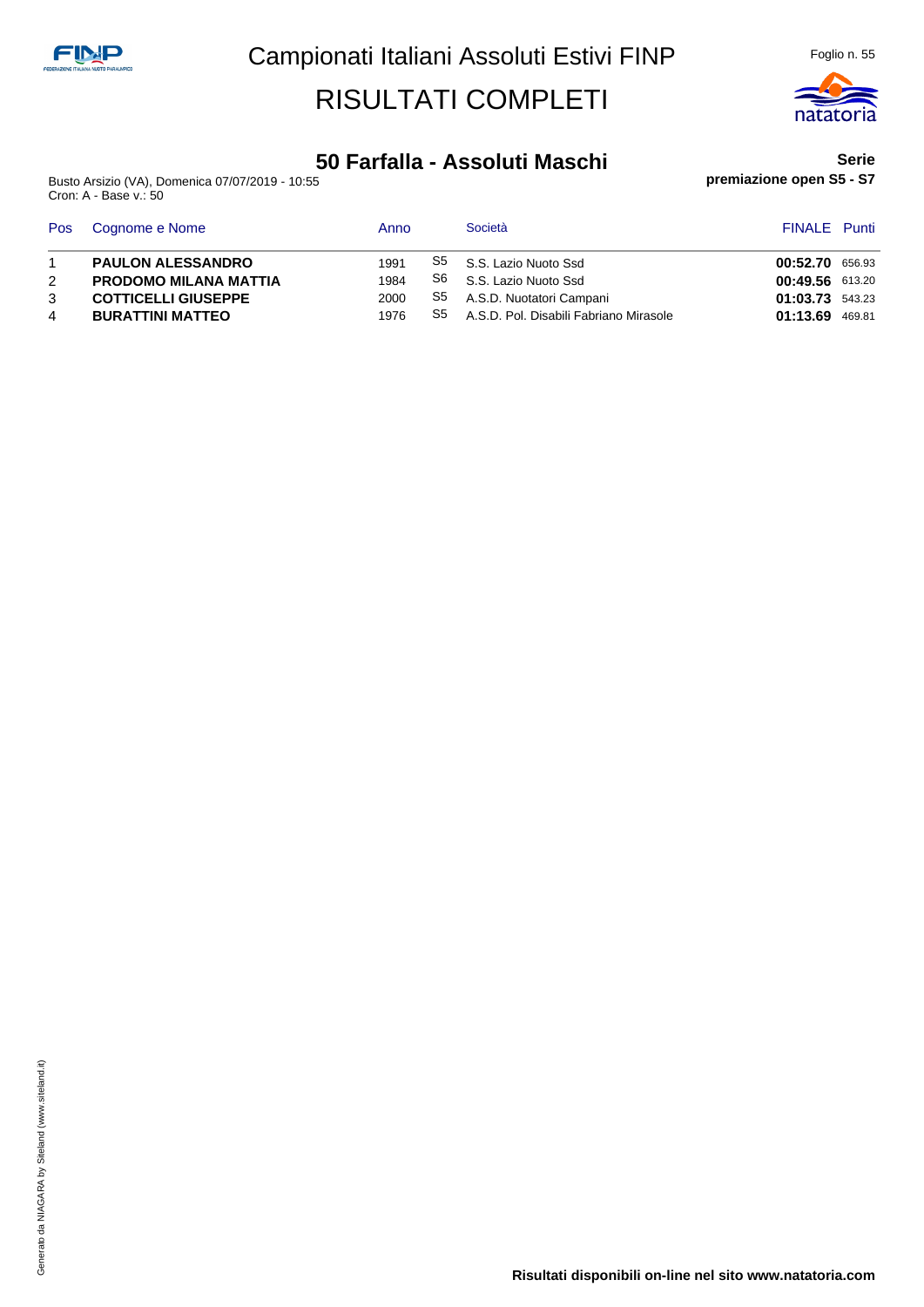# Campionati Italiani Assoluti Estivi FINP

# RISULTATI COMPLETI

## 50 Farfalla - Assoluti Maschi

**Serie**

**premiazione open S5 - S7**

Busto Arsizio (VA), Domenica 07/07/2019 - 10:55
Cron: A - Base v.: 50

| Pos | Cognome e Nome | Anno | | Società | FINALE | Punti |
|---|---|---|---|---|---|---|
| 1 | **PAULON ALESSANDRO** | 1991 | S5 | S.S. Lazio Nuoto Ssd | **00:52.70** | 656.93 |
| 2 | **PRODOMO MILANA MATTIA** | 1984 | S6 | S.S. Lazio Nuoto Ssd | **00:49.56** | 613.20 |
| 3 | **COTTICELLI GIUSEPPE** | 2000 | S5 | A.S.D. Nuotatori Campani | **01:03.73** | 543.23 |
| 4 | **BURATTINI MATTEO** | 1976 | S5 | A.S.D. Pol. Disabili Fabriano Mirasole | **01:13.69** | 469.81 |

Generato da NIAGARA by Siteland (www.siteland.it)

**Risultati disponibili on-line nel sito www.natatoria.com**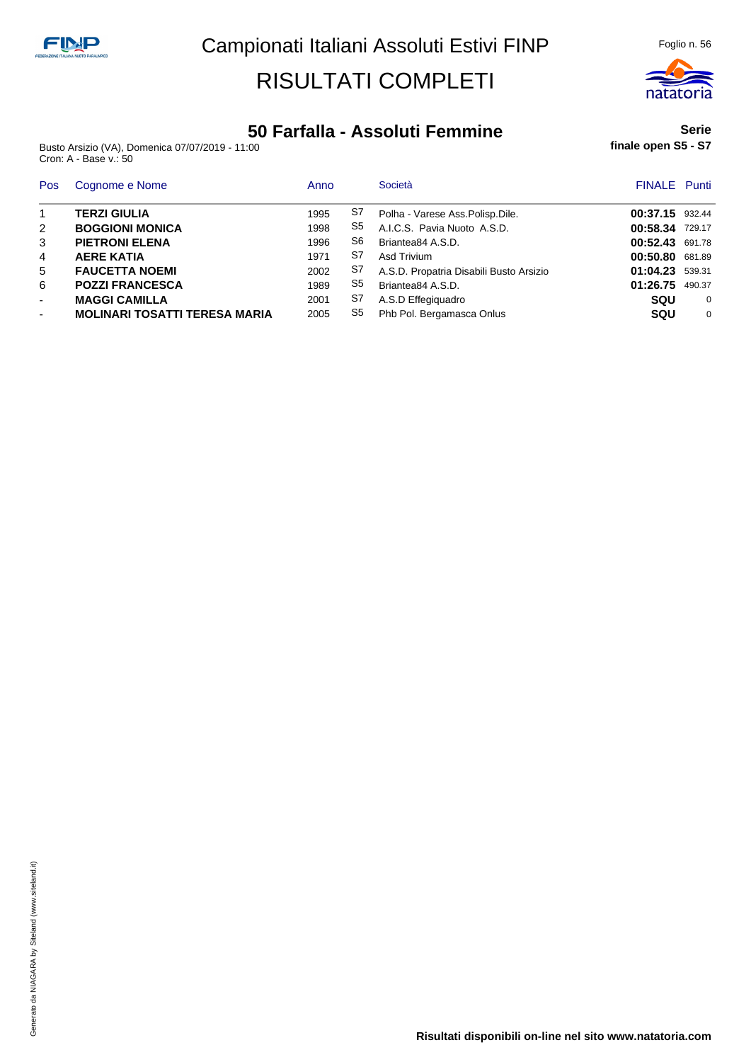# Campionati Italiani Assoluti Estivi FINP

# RISULTATI COMPLETI

## 50 Farfalla - Assoluti Femmine

Busto Arsizio (VA), Domenica 07/07/2019 - 11:00
Cron: A - Base v.: 50

**Serie**
**finale open S5 - S7**

| Pos | Cognome e Nome | Anno | | Società | FINALE | Punti |
|---|---|---|---|---|---|---|
| 1 | **TERZI GIULIA** | 1995 | S7 | Polha - Varese Ass.Polisp.Dile. | **00:37.15** | 932.44 |
| 2 | **BOGGIONI MONICA** | 1998 | S5 | A.I.C.S. Pavia Nuoto A.S.D. | **00:58.34** | 729.17 |
| 3 | **PIETRONI ELENA** | 1996 | S6 | Briantea84 A.S.D. | **00:52.43** | 691.78 |
| 4 | **AERE KATIA** | 1971 | S7 | Asd Trivium | **00:50.80** | 681.89 |
| 5 | **FAUCETTA NOEMI** | 2002 | S7 | A.S.D. Propatria Disabili Busto Arsizio | **01:04.23** | 539.31 |
| 6 | **POZZI FRANCESCA** | 1989 | S5 | Briantea84 A.S.D. | **01:26.75** | 490.37 |
| - | **MAGGI CAMILLA** | 2001 | S7 | A.S.D Effegiquadro | **SQU** | 0 |
| - | **MOLINARI TOSATTI TERESA MARIA** | 2005 | S5 | Phb Pol. Bergamasca Onlus | **SQU** | 0 |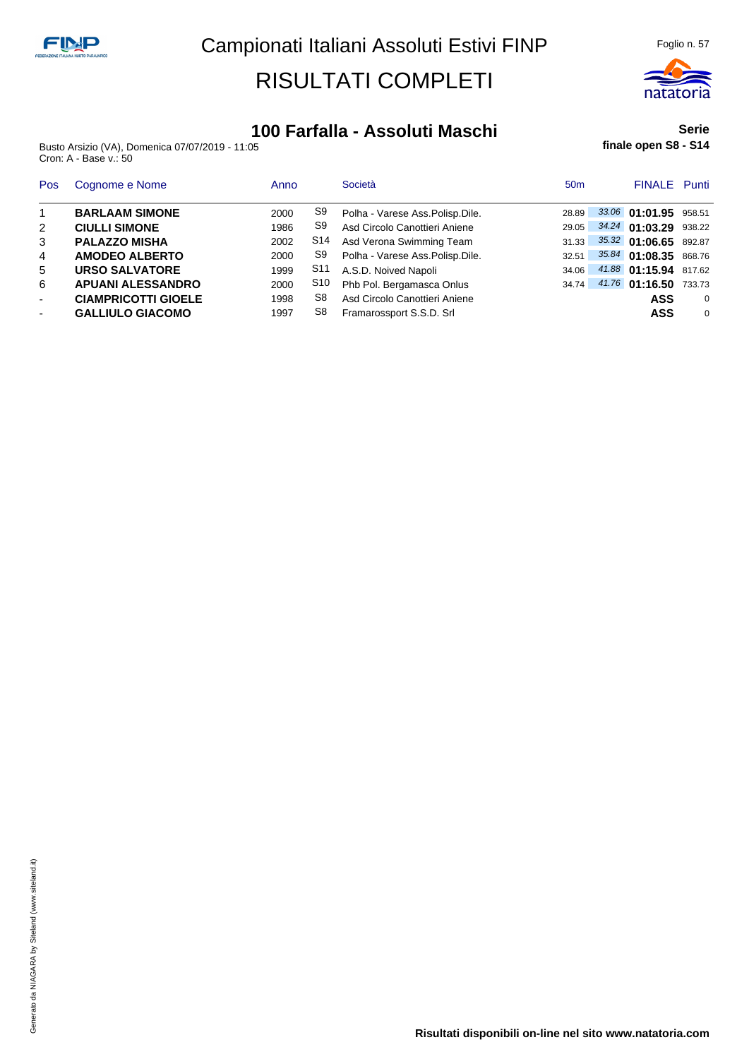# Campionati Italiani Assoluti Estivi FINP

# RISULTATI COMPLETI

## 100 Farfalla - Assoluti Maschi

**Serie**

**finale open S8 - S14**

Busto Arsizio (VA), Domenica 07/07/2019 - 11:05
Cron: A - Base v.: 50

| Pos | Cognome e Nome | Anno | | Società | 50m | | FINALE | Punti |
|---|---|---|---|---|---|---|---|---|
| 1 | **BARLAAM SIMONE** | 2000 | S9 | Polha - Varese Ass.Polisp.Dile. | 28.89 | *33.06* | **01:01.95** | 958.51 |
| 2 | **CIULLI SIMONE** | 1986 | S9 | Asd Circolo Canottieri Aniene | 29.05 | *34.24* | **01:03.29** | 938.22 |
| 3 | **PALAZZO MISHA** | 2002 | S14 | Asd Verona Swimming Team | 31.33 | *35.32* | **01:06.65** | 892.87 |
| 4 | **AMODEO ALBERTO** | 2000 | S9 | Polha - Varese Ass.Polisp.Dile. | 32.51 | *35.84* | **01:08.35** | 868.76 |
| 5 | **URSO SALVATORE** | 1999 | S11 | A.S.D. Noived Napoli | 34.06 | *41.88* | **01:15.94** | 817.62 |
| 6 | **APUANI ALESSANDRO** | 2000 | S10 | Phb Pol. Bergamasca Onlus | 34.74 | *41.76* | **01:16.50** | 733.73 |
| - | **CIAMPRICOTTI GIOELE** | 1998 | S8 | Asd Circolo Canottieri Aniene | | | **ASS** | 0 |
| - | **GALLIULO GIACOMO** | 1997 | S8 | Framarossport S.S.D. Srl | | | **ASS** | 0 |

**Risultati disponibili on-line nel sito www.natatoria.com**

Generato da NIAGARA by Siteland (www.siteland.it)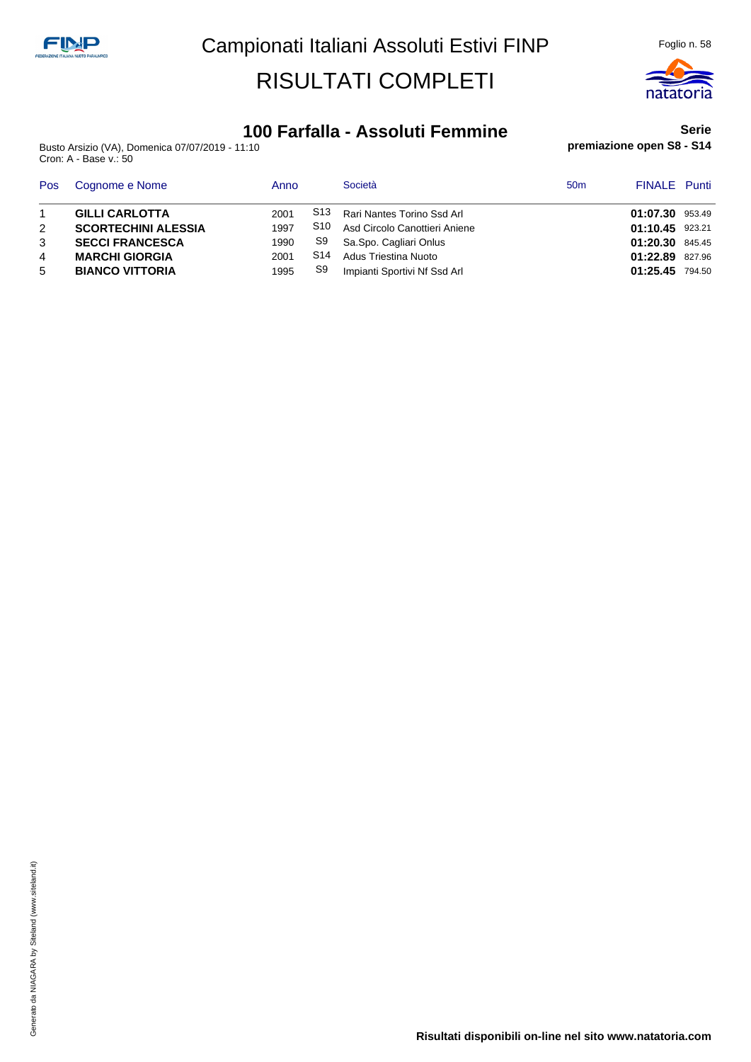# Campionati Italiani Assoluti Estivi FINP

# RISULTATI COMPLETI

## 100 Farfalla - Assoluti Femmine

**Serie**

**premiazione open S8 - S14**

Busto Arsizio (VA), Domenica 07/07/2019 - 11:10
Cron: A - Base v.: 50

| Pos | Cognome e Nome | Anno | | Società | 50m | FINALE | Punti |
|---|---|---|---|---|---|---|---|
| 1 | **GILLI CARLOTTA** | 2001 | S13 | Rari Nantes Torino Ssd Arl | | **01:07.30** | 953.49 |
| 2 | **SCORTECHINI ALESSIA** | 1997 | S10 | Asd Circolo Canottieri Aniene | | **01:10.45** | 923.21 |
| 3 | **SECCI FRANCESCA** | 1990 | S9 | Sa.Spo. Cagliari Onlus | | **01:20.30** | 845.45 |
| 4 | **MARCHI GIORGIA** | 2001 | S14 | Adus Triestina Nuoto | | **01:22.89** | 827.96 |
| 5 | **BIANCO VITTORIA** | 1995 | S9 | Impianti Sportivi Nf Ssd Arl | | **01:25.45** | 794.50 |

Generato da NIAGARA by Siteland (www.siteland.it)

**Risultati disponibili on-line nel sito www.natatoria.com**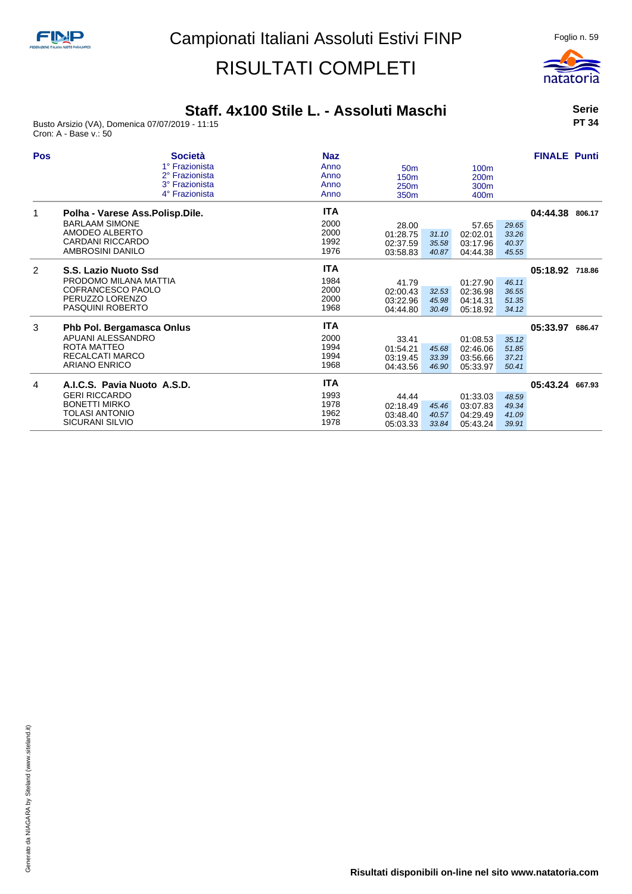# Campionati Italiani Assoluti Estivi FINP

## RISULTATI COMPLETI

### Staff. 4x100 Stile L. - Assoluti Maschi

Busto Arsizio (VA), Domenica 07/07/2019 - 11:15
Cron: A - Base v.: 50

**Serie PT 34**

| Pos | Società / Frazionisti | Naz / Anno | 50m / 150m / 250m / 350m | | 100m / 200m / 300m / 400m | | FINALE | Punti |
|---|---|---|---|---|---|---|---|---|
| 1 | **Polha - Varese Ass.Polisp.Dile.** | **ITA** | | | | | **04:44.38** | **806.17** |
| | BARLAAM SIMONE | 2000 | 28.00 | | 57.65 | 29.65 | | |
| | AMODEO ALBERTO | 2000 | 01:28.75 | 31.10 | 02:02.01 | 33.26 | | |
| | CARDANI RICCARDO | 1992 | 02:37.59 | 35.58 | 03:17.96 | 40.37 | | |
| | AMBROSINI DANILO | 1976 | 03:58.83 | 40.87 | 04:44.38 | 45.55 | | |
| 2 | **S.S. Lazio Nuoto Ssd** | **ITA** | | | | | **05:18.92** | **718.86** |
| | PRODOMO MILANA MATTIA | 1984 | 41.79 | | 01:27.90 | 46.11 | | |
| | COFRANCESCO PAOLO | 2000 | 02:00.43 | 32.53 | 02:36.98 | 36.55 | | |
| | PERUZZO LORENZO | 2000 | 03:22.96 | 45.98 | 04:14.31 | 51.35 | | |
| | PASQUINI ROBERTO | 1968 | 04:44.80 | 30.49 | 05:18.92 | 34.12 | | |
| 3 | **Phb Pol. Bergamasca Onlus** | **ITA** | | | | | **05:33.97** | **686.47** |
| | APUANI ALESSANDRO | 2000 | 33.41 | | 01:08.53 | 35.12 | | |
| | ROTA MATTEO | 1994 | 01:54.21 | 45.68 | 02:46.06 | 51.85 | | |
| | RECALCATI MARCO | 1994 | 03:19.45 | 33.39 | 03:56.66 | 37.21 | | |
| | ARIANO ENRICO | 1968 | 04:43.56 | 46.90 | 05:33.97 | 50.41 | | |
| 4 | **A.I.C.S. Pavia Nuoto A.S.D.** | **ITA** | | | | | **05:43.24** | **667.93** |
| | GERI RICCARDO | 1993 | 44.44 | | 01:33.03 | 48.59 | | |
| | BONETTI MIRKO | 1978 | 02:18.49 | 45.46 | 03:07.83 | 49.34 | | |
| | TOLASI ANTONIO | 1962 | 03:48.40 | 40.57 | 04:29.49 | 41.09 | | |
| | SICURANI SILVIO | 1978 | 05:03.33 | 33.84 | 05:43.24 | 39.91 | | |

**Risultati disponibili on-line nel sito www.natatoria.com**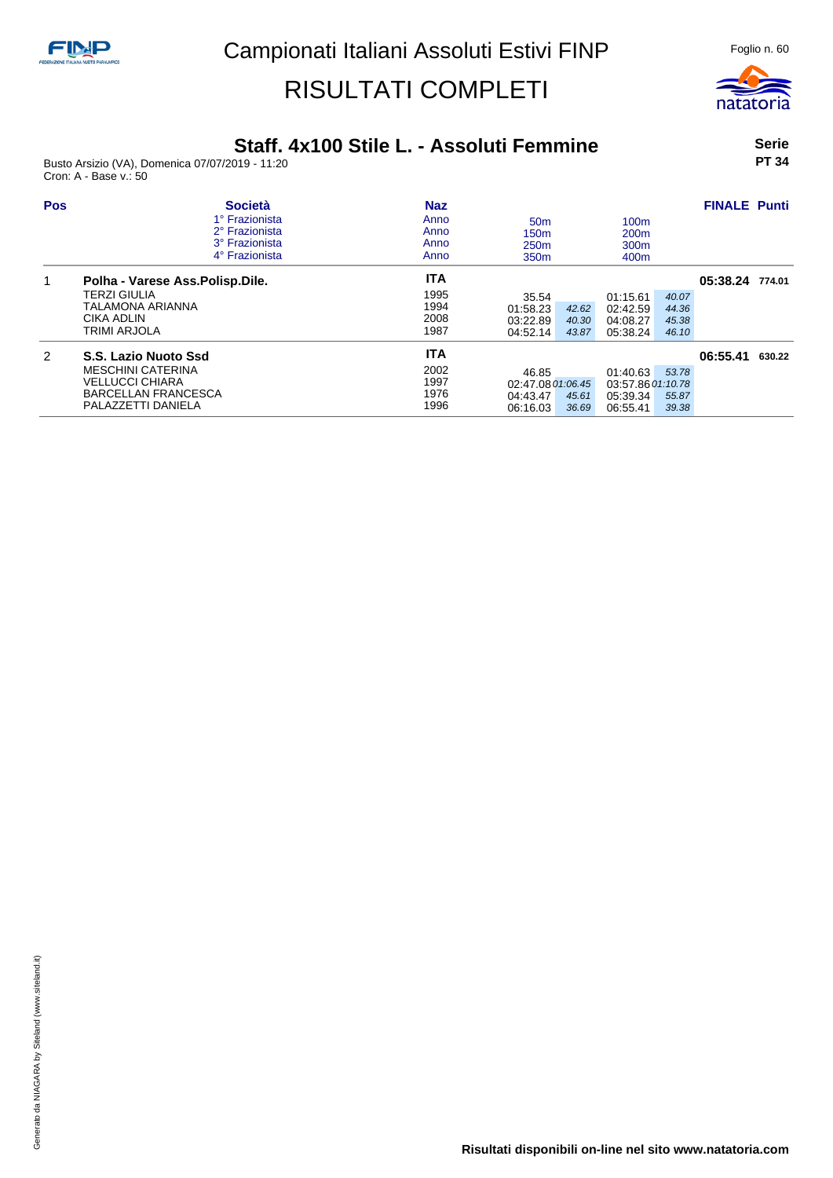# Campionati Italiani Assoluti Estivi FINP

# RISULTATI COMPLETI

## Staff. 4x100 Stile L. - Assoluti Femmine

**Serie**
**PT 34**

Busto Arsizio (VA), Domenica 07/07/2019 - 11:20
Cron: A - Base v.: 50

| Pos | Società / 1° Frazionista / 2° Frazionista / 3° Frazionista / 4° Frazionista | Naz / Anno | 50m / 150m / 250m / 350m | | 100m / 200m / 300m / 400m | | FINALE | Punti |
|---|---|---|---|---|---|---|---|---|
| 1 | **Polha - Varese Ass.Polisp.Dile.** | **ITA** | | | | | **05:38.24** | **774.01** |
| | TERZI GIULIA | 1995 | 35.54 | | 01:15.61 | *40.07* | | |
| | TALAMONA ARIANNA | 1994 | 01:58.23 | *42.62* | 02:42.59 | *44.36* | | |
| | CIKA ADLIN | 2008 | 03:22.89 | *40.30* | 04:08.27 | *45.38* | | |
| | TRIMI ARJOLA | 1987 | 04:52.14 | *43.87* | 05:38.24 | *46.10* | | |
| 2 | **S.S. Lazio Nuoto Ssd** | **ITA** | | | | | **06:55.41** | **630.22** |
| | MESCHINI CATERINA | 2002 | 46.85 | | 01:40.63 | *53.78* | | |
| | VELLUCCI CHIARA | 1997 | 02:47.08 | *01:06.45* | 03:57.86 | *01:10.78* | | |
| | BARCELLAN FRANCESCA | 1976 | 04:43.47 | *45.61* | 05:39.34 | *55.87* | | |
| | PALAZZETTI DANIELA | 1996 | 06:16.03 | *36.69* | 06:55.41 | *39.38* | | |

**Risultati disponibili on-line nel sito www.natatoria.com**